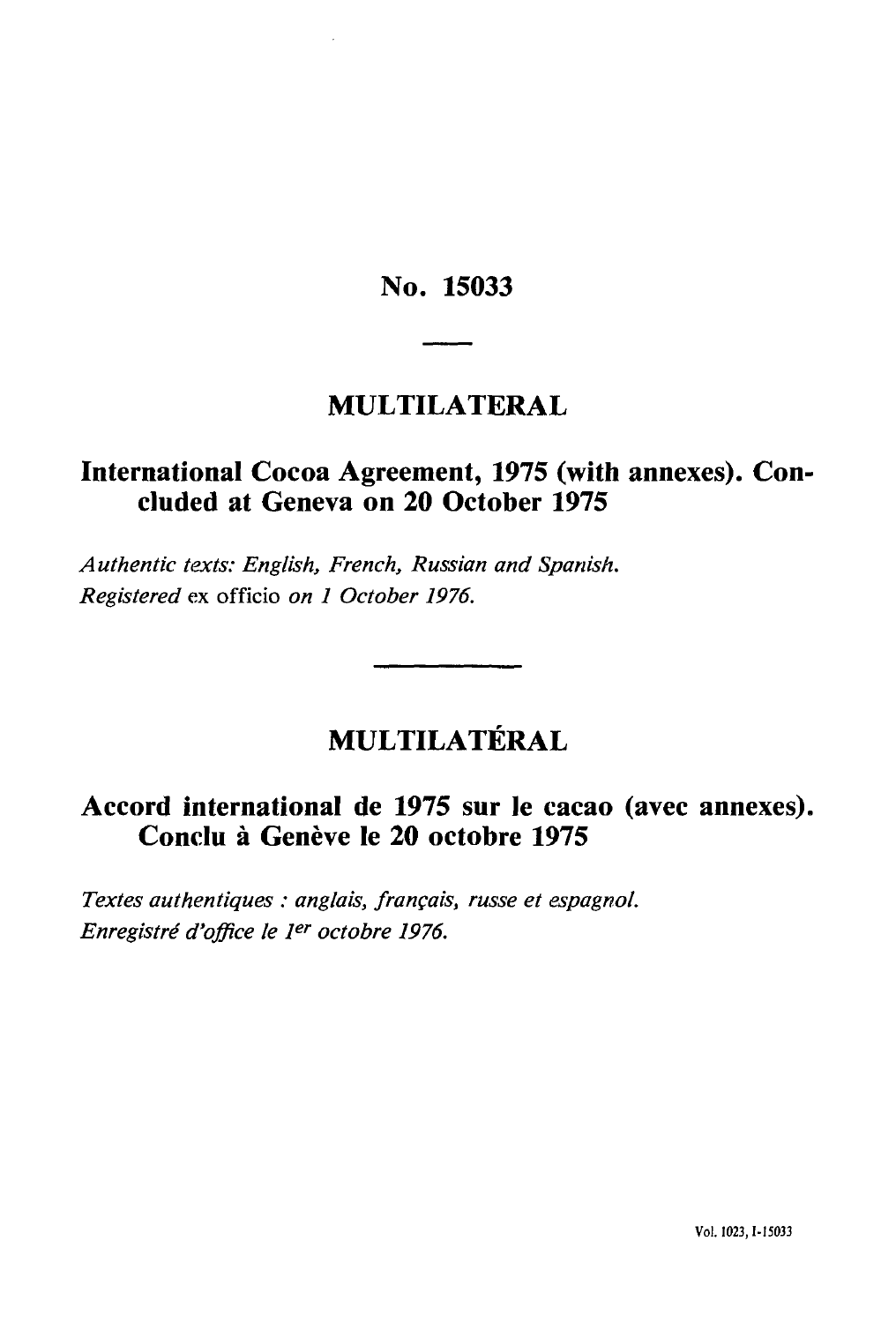# No. 15033

## MULTILATERAL

## International Cocoa Agreement, 1975 (with annexes). Concluded at Geneva on 20 October 1975

*Authentic texts: English, French, Russian and Spanish.*
*Registered* ex officio *on 1 October 1976.*

## MULTILATÉRAL

## Accord international de 1975 sur le cacao (avec annexes). Conclu à Genève le 20 octobre 1975

*Textes authentiques : anglais, français, russe et espagnol.*
*Enregistré d'office le 1er octobre 1976.*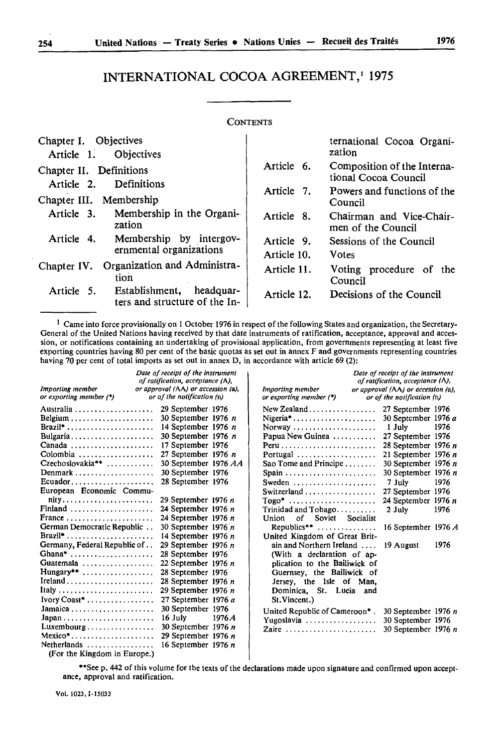# INTERNATIONAL COCOA AGREEMENT,[1] 1975

CONTENTS

Chapter I. Objectives
- Article 1. Objectives

Chapter II. Definitions
- Article 2. Definitions

Chapter III. Membership
- Article 3. Membership in the Organization
- Article 4. Membership by intergovernmental organizations

Chapter IV. Organization and Administration
- Article 5. Establishment, headquarters and structure of the International Cocoa Organization
- Article 6. Composition of the International Cocoa Council
- Article 7. Powers and functions of the Council
- Article 8. Chairman and Vice-Chairmen of the Council
- Article 9. Sessions of the Council
- Article 10. Votes
- Article 11. Voting procedure of the Council
- Article 12. Decisions of the Council

---

[1] Came into force provisionally on 1 October 1976 in respect of the following States and organization, the Secretary-General of the United Nations having received by that date instruments of ratification, acceptance, approval and accession, or notifications containing an undertaking of provisional application, from governments representing at least five exporting countries having 80 per cent of the basic quotas as set out in annex F and governments representing countries having 70 per cent of total imports as set out in annex D, in accordance with article 69 (2):

| *Importing member or exporting member (\*)* | *Date of receipt of the instrument of ratification, acceptance (A), or approval (AA) or accession (a), or of the notification (n)* |
|---|---|
| Australia | 29 September 1976 |
| Belgium | 30 September 1976 *n* |
| Brazil* | 14 September 1976 *n* |
| Bulgaria | 30 September 1976 *n* |
| Canada | 17 September 1976 |
| Colombia | 27 September 1976 *n* |
| Czechoslovakia** | 30 September 1976 *AA* |
| Denmark | 30 September 1976 |
| Ecuador | 28 September 1976 |
| European Economic Community | 29 September 1976 *n* |
| Finland | 24 September 1976 *n* |
| France | 24 September 1976 *n* |
| German Democratic Republic | 30 September 1976 *n* |
| Brazil* | 14 September 1976 *n* |
| Germany, Federal Republic of | 29 September 1976 *n* |
| Ghana* | 28 September 1976 |
| Guatemala | 22 September 1976 *n* |
| Hungary** | 28 September 1976 |
| Ireland | 28 September 1976 *n* |
| Italy | 29 September 1976 *n* |
| Ivory Coast* | 27 September 1976 *a* |
| Jamaica | 30 September 1976 |
| Japan | 16 July 1976 *A* |
| Luxembourg | 30 September 1976 *n* |
| Mexico* | 29 September 1976 *n* |
| Netherlands (For the Kingdom in Europe.) | 16 September 1976 *n* |
| New Zealand | 27 September 1976 |
| Nigeria* | 30 September 1976 *a* |
| Norway | 1 July 1976 |
| Papua New Guinea | 27 September 1976 |
| Peru | 28 September 1976 *n* |
| Portugal | 21 September 1976 *n* |
| Sao Tome and Principe | 30 September 1976 *n* |
| Spain | 30 September 1976 *n* |
| Sweden | 7 July 1976 |
| Switzerland | 27 September 1976 |
| Togo* | 24 September 1976 *n* |
| Trinidad and Tobago | 2 July 1976 |
| Union of Soviet Socialist Republics** | 16 September 1976 *A* |
| United Kingdom of Great Britain and Northern Ireland (With a declaration of application to the Bailiwick of Guernsey, the Bailiwick of Jersey, the Isle of Man, Dominica, St. Lucia and St. Vincent.) | 19 August 1976 |
| United Republic of Cameroon* | 30 September 1976 *n* |
| Yugoslavia | 30 September 1976 |
| Zaire | 30 September 1976 *n* |

**See p. 442 of this volume for the texts of the declarations made upon signature and confirmed upon acceptance, approval and ratification.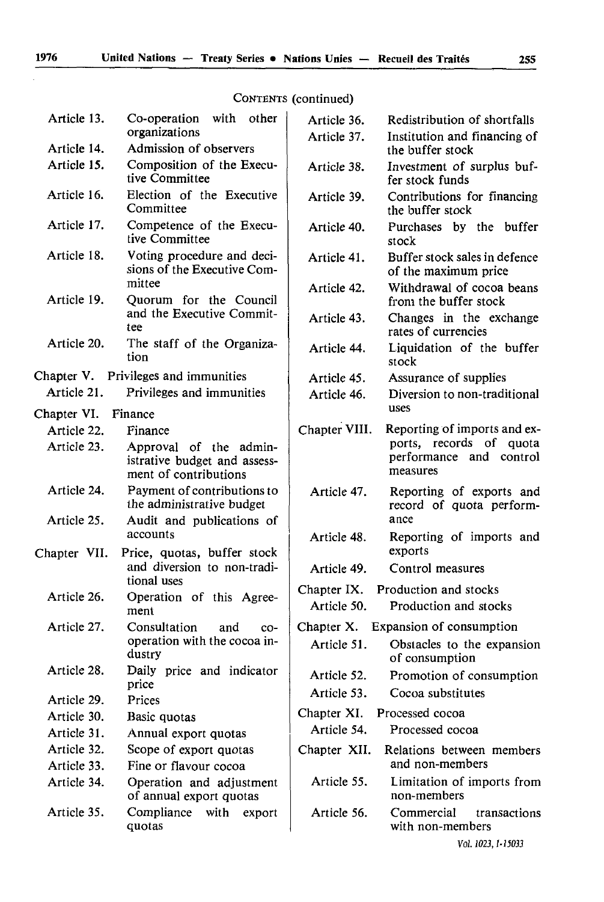CONTENTS (continued)

Article 13. Co-operation with other organizations
Article 14. Admission of observers
Article 15. Composition of the Executive Committee
Article 16. Election of the Executive Committee
Article 17. Competence of the Executive Committee
Article 18. Voting procedure and decisions of the Executive Committee
Article 19. Quorum for the Council and the Executive Committee
Article 20. The staff of the Organization

Chapter V. Privileges and immunities
Article 21. Privileges and immunities

Chapter VI. Finance
Article 22. Finance
Article 23. Approval of the administrative budget and assessment of contributions
Article 24. Payment of contributions to the administrative budget
Article 25. Audit and publications of accounts

Chapter VII. Price, quotas, buffer stock and diversion to non-traditional uses
Article 26. Operation of this Agreement
Article 27. Consultation and co-operation with the cocoa industry
Article 28. Daily price and indicator price
Article 29. Prices
Article 30. Basic quotas
Article 31. Annual export quotas
Article 32. Scope of export quotas
Article 33. Fine or flavour cocoa
Article 34. Operation and adjustment of annual export quotas
Article 35. Compliance with export quotas
Article 36. Redistribution of shortfalls
Article 37. Institution and financing of the buffer stock
Article 38. Investment of surplus buffer stock funds
Article 39. Contributions for financing the buffer stock
Article 40. Purchases by the buffer stock
Article 41. Buffer stock sales in defence of the maximum price
Article 42. Withdrawal of cocoa beans from the buffer stock
Article 43. Changes in the exchange rates of currencies
Article 44. Liquidation of the buffer stock
Article 45. Assurance of supplies
Article 46. Diversion to non-traditional uses

Chapter VIII. Reporting of imports and exports, records of quota performance and control measures
Article 47. Reporting of exports and record of quota performance
Article 48. Reporting of imports and exports
Article 49. Control measures

Chapter IX. Production and stocks
Article 50. Production and stocks

Chapter X. Expansion of consumption
Article 51. Obstacles to the expansion of consumption
Article 52. Promotion of consumption
Article 53. Cocoa substitutes

Chapter XI. Processed cocoa
Article 54. Processed cocoa

Chapter XII. Relations between members and non-members
Article 55. Limitation of imports from non-members
Article 56. Commercial transactions with non-members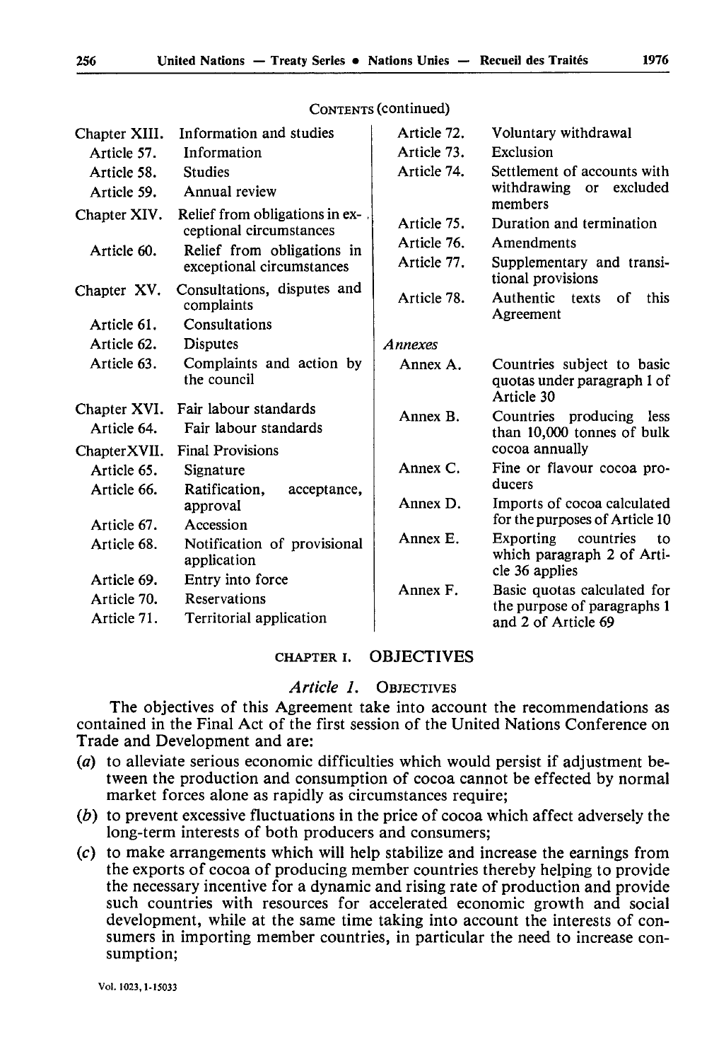CONTENTS (continued)

| | |
|---|---|
| Chapter XIII. | Information and studies |
| Article 57. | Information |
| Article 58. | Studies |
| Article 59. | Annual review |
| Chapter XIV. | Relief from obligations in exceptional circumstances |
| Article 60. | Relief from obligations in exceptional circumstances |
| Chapter XV. | Consultations, disputes and complaints |
| Article 61. | Consultations |
| Article 62. | Disputes |
| Article 63. | Complaints and action by the council |
| Chapter XVI. | Fair labour standards |
| Article 64. | Fair labour standards |
| Chapter XVII. | Final Provisions |
| Article 65. | Signature |
| Article 66. | Ratification, acceptance, approval |
| Article 67. | Accession |
| Article 68. | Notification of provisional application |
| Article 69. | Entry into force |
| Article 70. | Reservations |
| Article 71. | Territorial application |
| Article 72. | Voluntary withdrawal |
| Article 73. | Exclusion |
| Article 74. | Settlement of accounts with withdrawing or excluded members |
| Article 75. | Duration and termination |
| Article 76. | Amendments |
| Article 77. | Supplementary and transitional provisions |
| Article 78. | Authentic texts of this Agreement |
| *Annexes* | |
| Annex A. | Countries subject to basic quotas under paragraph 1 of Article 30 |
| Annex B. | Countries producing less than 10,000 tonnes of bulk cocoa annually |
| Annex C. | Fine or flavour cocoa producers |
| Annex D. | Imports of cocoa calculated for the purposes of Article 10 |
| Annex E. | Exporting countries to which paragraph 2 of Article 36 applies |
| Annex F. | Basic quotas calculated for the purpose of paragraphs 1 and 2 of Article 69 |

## CHAPTER I. OBJECTIVES

### *Article 1.* OBJECTIVES

The objectives of this Agreement take into account the recommendations as contained in the Final Act of the first session of the United Nations Conference on Trade and Development and are:

(*a*) to alleviate serious economic difficulties which would persist if adjustment between the production and consumption of cocoa cannot be effected by normal market forces alone as rapidly as circumstances require;

(*b*) to prevent excessive fluctuations in the price of cocoa which affect adversely the long-term interests of both producers and consumers;

(*c*) to make arrangements which will help stabilize and increase the earnings from the exports of cocoa of producing member countries thereby helping to provide the necessary incentive for a dynamic and rising rate of production and provide such countries with resources for accelerated economic growth and social development, while at the same time taking into account the interests of consumers in importing member countries, in particular the need to increase consumption;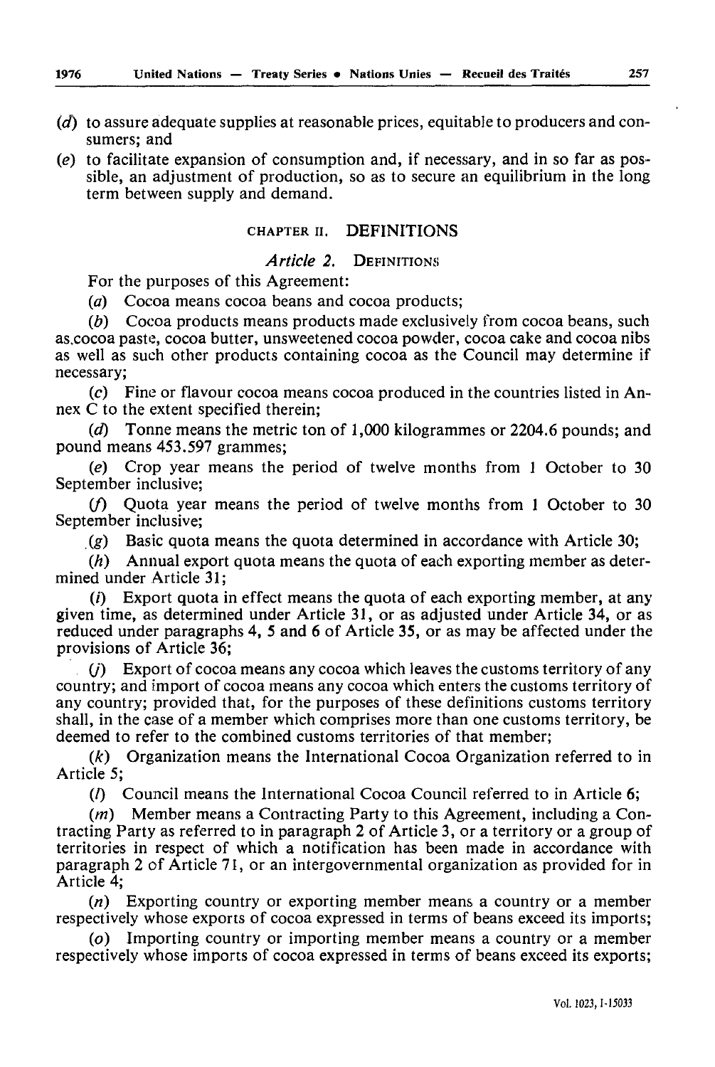(*d*) to assure adequate supplies at reasonable prices, equitable to producers and consumers; and

(*e*) to facilitate expansion of consumption and, if necessary, and in so far as possible, an adjustment of production, so as to secure an equilibrium in the long term between supply and demand.

## CHAPTER II. DEFINITIONS

### *Article 2.* DEFINITIONS

For the purposes of this Agreement:

(*a*) Cocoa means cocoa beans and cocoa products;

(*b*) Cocoa products means products made exclusively from cocoa beans, such as cocoa paste, cocoa butter, unsweetened cocoa powder, cocoa cake and cocoa nibs as well as such other products containing cocoa as the Council may determine if necessary;

(*c*) Fine or flavour cocoa means cocoa produced in the countries listed in Annex C to the extent specified therein;

(*d*) Tonne means the metric ton of 1,000 kilogrammes or 2204.6 pounds; and pound means 453.597 grammes;

(*e*) Crop year means the period of twelve months from 1 October to 30 September inclusive;

(*f*) Quota year means the period of twelve months from 1 October to 30 September inclusive;

(*g*) Basic quota means the quota determined in accordance with Article 30;

(*h*) Annual export quota means the quota of each exporting member as determined under Article 31;

(*i*) Export quota in effect means the quota of each exporting member, at any given time, as determined under Article 31, or as adjusted under Article 34, or as reduced under paragraphs 4, 5 and 6 of Article 35, or as may be affected under the provisions of Article 36;

(*j*) Export of cocoa means any cocoa which leaves the customs territory of any country; and import of cocoa means any cocoa which enters the customs territory of any country; provided that, for the purposes of these definitions customs territory shall, in the case of a member which comprises more than one customs territory, be deemed to refer to the combined customs territories of that member;

(*k*) Organization means the International Cocoa Organization referred to in Article 5;

(*l*) Council means the International Cocoa Council referred to in Article 6;

(*m*) Member means a Contracting Party to this Agreement, including a Contracting Party as referred to in paragraph 2 of Article 3, or a territory or a group of territories in respect of which a notification has been made in accordance with paragraph 2 of Article 71, or an intergovernmental organization as provided for in Article 4;

(*n*) Exporting country or exporting member means a country or a member respectively whose exports of cocoa expressed in terms of beans exceed its imports;

(*o*) Importing country or importing member means a country or a member respectively whose imports of cocoa expressed in terms of beans exceed its exports;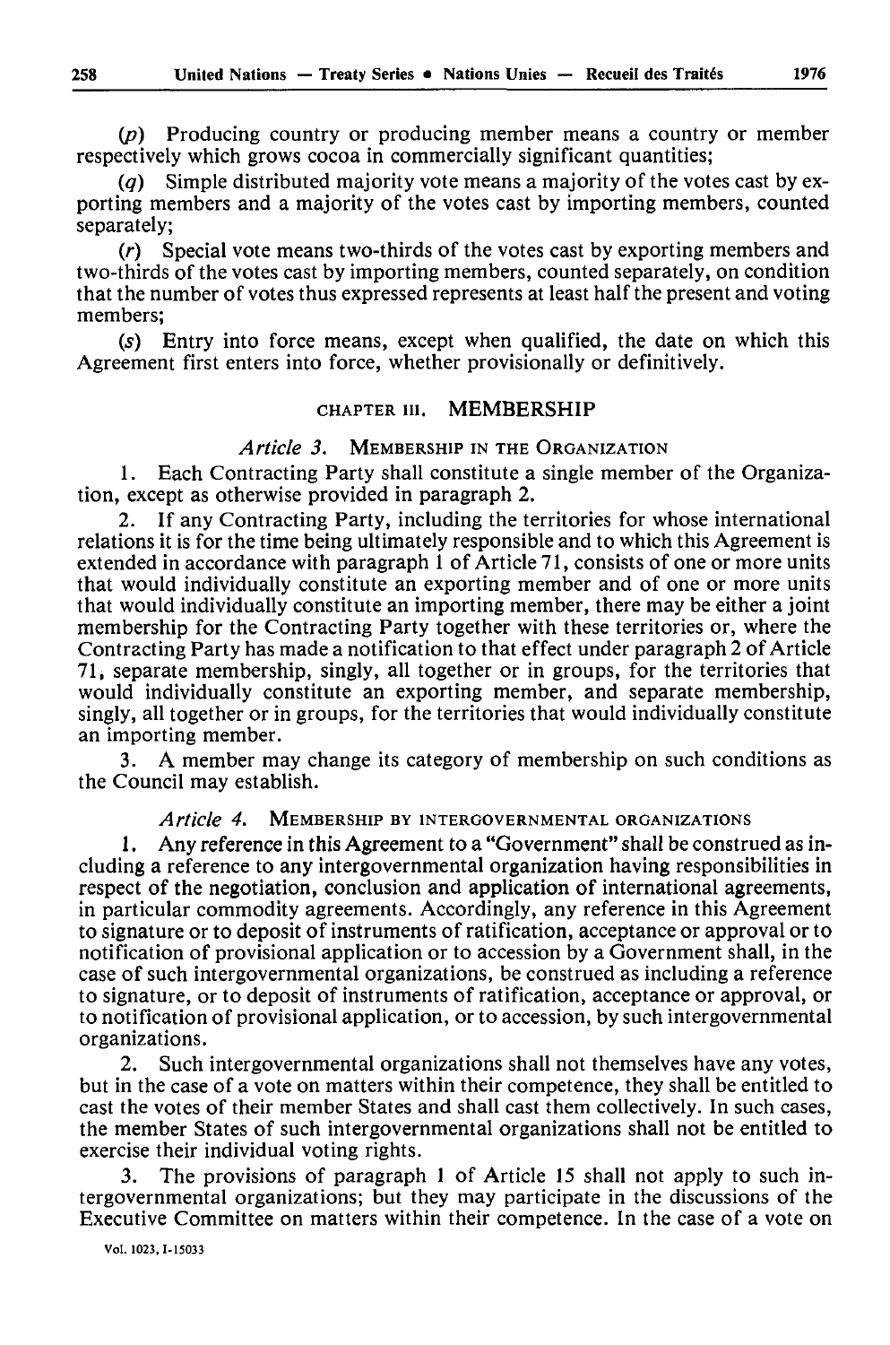(*p*) Producing country or producing member means a country or member respectively which grows cocoa in commercially significant quantities;

(*q*) Simple distributed majority vote means a majority of the votes cast by exporting members and a majority of the votes cast by importing members, counted separately;

(*r*) Special vote means two-thirds of the votes cast by exporting members and two-thirds of the votes cast by importing members, counted separately, on condition that the number of votes thus expressed represents at least half the present and voting members;

(*s*) Entry into force means, except when qualified, the date on which this Agreement first enters into force, whether provisionally or definitively.

## CHAPTER III. MEMBERSHIP

### *Article 3.* MEMBERSHIP IN THE ORGANIZATION

1. Each Contracting Party shall constitute a single member of the Organization, except as otherwise provided in paragraph 2.

2. If any Contracting Party, including the territories for whose international relations it is for the time being ultimately responsible and to which this Agreement is extended in accordance with paragraph 1 of Article 71, consists of one or more units that would individually constitute an exporting member and of one or more units that would individually constitute an importing member, there may be either a joint membership for the Contracting Party together with these territories or, where the Contracting Party has made a notification to that effect under paragraph 2 of Article 71, separate membership, singly, all together or in groups, for the territories that would individually constitute an exporting member, and separate membership, singly, all together or in groups, for the territories that would individually constitute an importing member.

3. A member may change its category of membership on such conditions as the Council may establish.

### *Article 4.* MEMBERSHIP BY INTERGOVERNMENTAL ORGANIZATIONS

1. Any reference in this Agreement to a "Government" shall be construed as including a reference to any intergovernmental organization having responsibilities in respect of the negotiation, conclusion and application of international agreements, in particular commodity agreements. Accordingly, any reference in this Agreement to signature or to deposit of instruments of ratification, acceptance or approval or to notification of provisional application or to accession by a Government shall, in the case of such intergovernmental organizations, be construed as including a reference to signature, or to deposit of instruments of ratification, acceptance or approval, or to notification of provisional application, or to accession, by such intergovernmental organizations.

2. Such intergovernmental organizations shall not themselves have any votes, but in the case of a vote on matters within their competence, they shall be entitled to cast the votes of their member States and shall cast them collectively. In such cases, the member States of such intergovernmental organizations shall not be entitled to exercise their individual voting rights.

3. The provisions of paragraph 1 of Article 15 shall not apply to such intergovernmental organizations; but they may participate in the discussions of the Executive Committee on matters within their competence. In the case of a vote on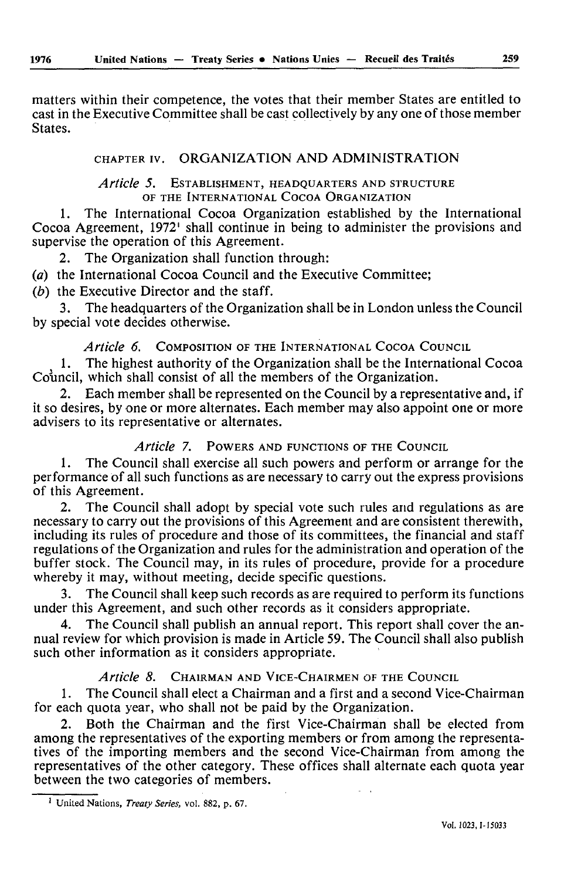matters within their competence, the votes that their member States are entitled to cast in the Executive Committee shall be cast collectively by any one of those member States.

## CHAPTER IV. ORGANIZATION AND ADMINISTRATION

### *Article 5.* ESTABLISHMENT, HEADQUARTERS AND STRUCTURE OF THE INTERNATIONAL COCOA ORGANIZATION

1. The International Cocoa Organization established by the International Cocoa Agreement, 1972[1] shall continue in being to administer the provisions and supervise the operation of this Agreement.

2. The Organization shall function through:

(*a*) the International Cocoa Council and the Executive Committee;

(*b*) the Executive Director and the staff.

3. The headquarters of the Organization shall be in London unless the Council by special vote decides otherwise.

### *Article 6.* COMPOSITION OF THE INTERNATIONAL COCOA COUNCIL

1. The highest authority of the Organization shall be the International Cocoa Council, which shall consist of all the members of the Organization.

2. Each member shall be represented on the Council by a representative and, if it so desires, by one or more alternates. Each member may also appoint one or more advisers to its representative or alternates.

### *Article 7.* POWERS AND FUNCTIONS OF THE COUNCIL

1. The Council shall exercise all such powers and perform or arrange for the performance of all such functions as are necessary to carry out the express provisions of this Agreement.

2. The Council shall adopt by special vote such rules and regulations as are necessary to carry out the provisions of this Agreement and are consistent therewith, including its rules of procedure and those of its committees, the financial and staff regulations of the Organization and rules for the administration and operation of the buffer stock. The Council may, in its rules of procedure, provide for a procedure whereby it may, without meeting, decide specific questions.

3. The Council shall keep such records as are required to perform its functions under this Agreement, and such other records as it considers appropriate.

4. The Council shall publish an annual report. This report shall cover the annual review for which provision is made in Article 59. The Council shall also publish such other information as it considers appropriate.

### *Article 8.* CHAIRMAN AND VICE-CHAIRMEN OF THE COUNCIL

1. The Council shall elect a Chairman and a first and a second Vice-Chairman for each quota year, who shall not be paid by the Organization.

2. Both the Chairman and the first Vice-Chairman shall be elected from among the representatives of the exporting members or from among the representatives of the importing members and the second Vice-Chairman from among the representatives of the other category. These offices shall alternate each quota year between the two categories of members.

[1] United Nations, *Treaty Series*, vol. 882, p. 67.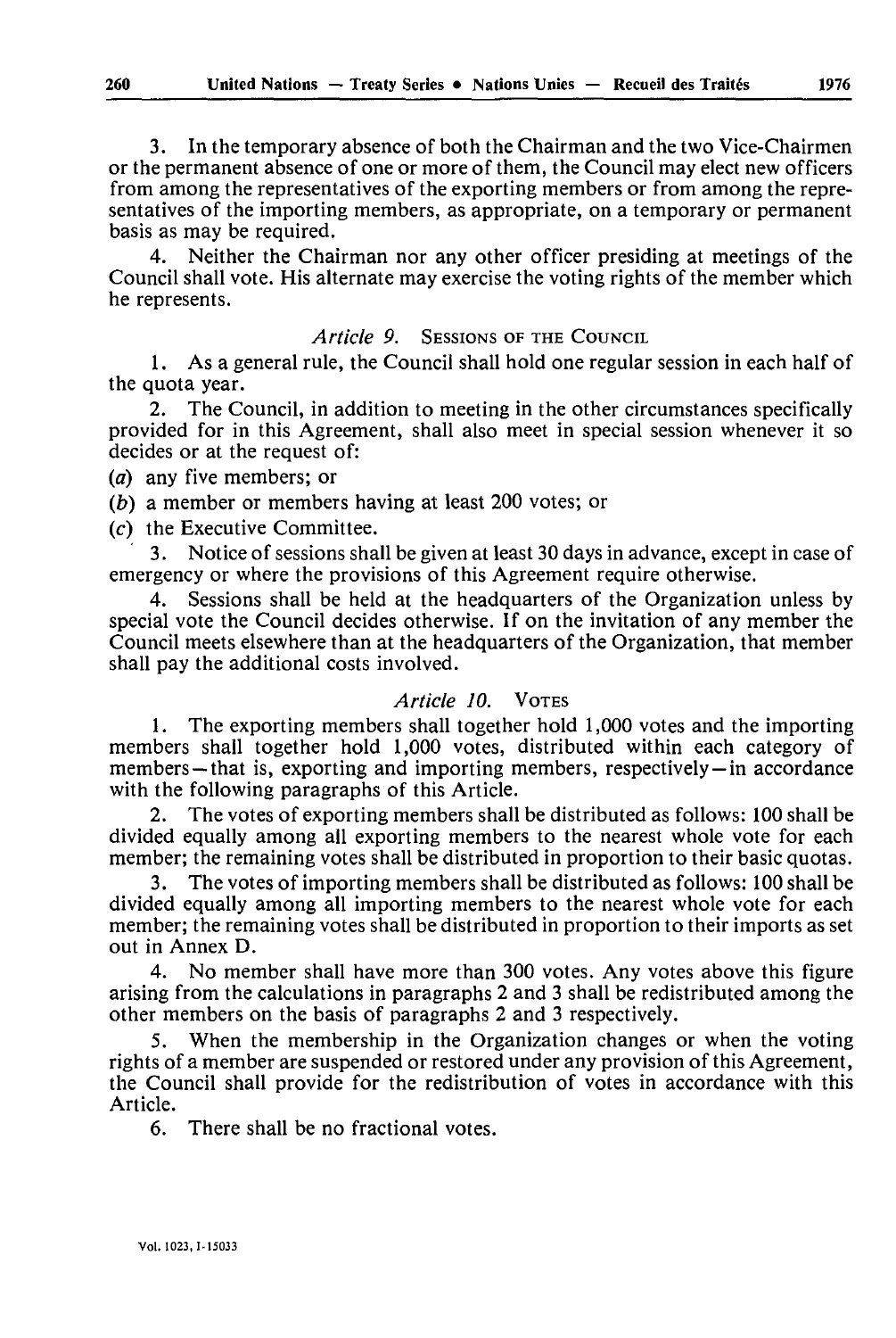3. In the temporary absence of both the Chairman and the two Vice-Chairmen or the permanent absence of one or more of them, the Council may elect new officers from among the representatives of the exporting members or from among the representatives of the importing members, as appropriate, on a temporary or permanent basis as may be required.

4. Neither the Chairman nor any other officer presiding at meetings of the Council shall vote. His alternate may exercise the voting rights of the member which he represents.

### *Article 9.* SESSIONS OF THE COUNCIL

1. As a general rule, the Council shall hold one regular session in each half of the quota year.

2. The Council, in addition to meeting in the other circumstances specifically provided for in this Agreement, shall also meet in special session whenever it so decides or at the request of:

(*a*) any five members; or

(*b*) a member or members having at least 200 votes; or

(*c*) the Executive Committee.

3. Notice of sessions shall be given at least 30 days in advance, except in case of emergency or where the provisions of this Agreement require otherwise.

4. Sessions shall be held at the headquarters of the Organization unless by special vote the Council decides otherwise. If on the invitation of any member the Council meets elsewhere than at the headquarters of the Organization, that member shall pay the additional costs involved.

### *Article 10.* VOTES

1. The exporting members shall together hold 1,000 votes and the importing members shall together hold 1,000 votes, distributed within each category of members—that is, exporting and importing members, respectively—in accordance with the following paragraphs of this Article.

2. The votes of exporting members shall be distributed as follows: 100 shall be divided equally among all exporting members to the nearest whole vote for each member; the remaining votes shall be distributed in proportion to their basic quotas.

3. The votes of importing members shall be distributed as follows: 100 shall be divided equally among all importing members to the nearest whole vote for each member; the remaining votes shall be distributed in proportion to their imports as set out in Annex D.

4. No member shall have more than 300 votes. Any votes above this figure arising from the calculations in paragraphs 2 and 3 shall be redistributed among the other members on the basis of paragraphs 2 and 3 respectively.

5. When the membership in the Organization changes or when the voting rights of a member are suspended or restored under any provision of this Agreement, the Council shall provide for the redistribution of votes in accordance with this Article.

6. There shall be no fractional votes.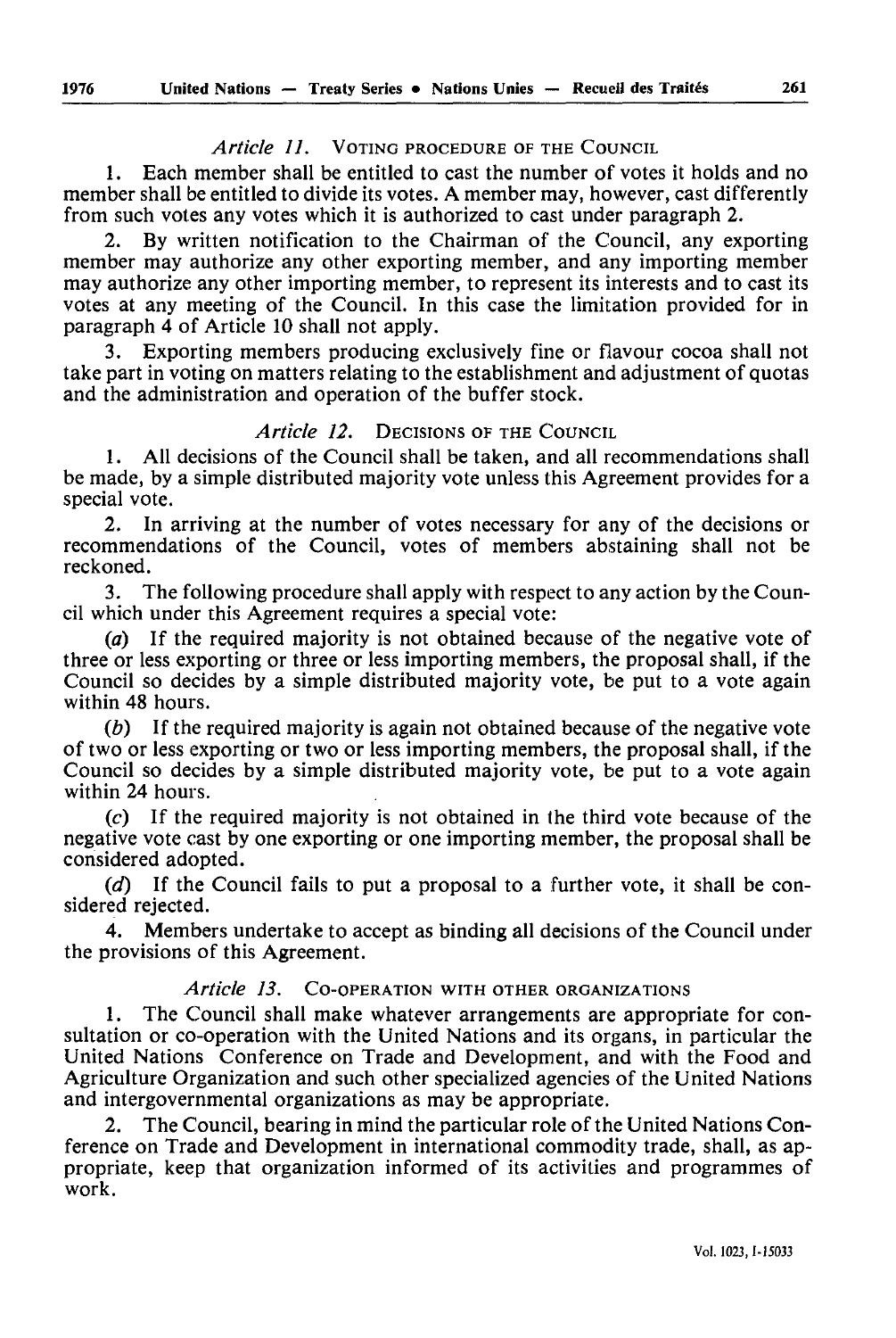*Article 11.* VOTING PROCEDURE OF THE COUNCIL

1. Each member shall be entitled to cast the number of votes it holds and no member shall be entitled to divide its votes. A member may, however, cast differently from such votes any votes which it is authorized to cast under paragraph 2.

2. By written notification to the Chairman of the Council, any exporting member may authorize any other exporting member, and any importing member may authorize any other importing member, to represent its interests and to cast its votes at any meeting of the Council. In this case the limitation provided for in paragraph 4 of Article 10 shall not apply.

3. Exporting members producing exclusively fine or flavour cocoa shall not take part in voting on matters relating to the establishment and adjustment of quotas and the administration and operation of the buffer stock.

*Article 12.* DECISIONS OF THE COUNCIL

1. All decisions of the Council shall be taken, and all recommendations shall be made, by a simple distributed majority vote unless this Agreement provides for a special vote.

2. In arriving at the number of votes necessary for any of the decisions or recommendations of the Council, votes of members abstaining shall not be reckoned.

3. The following procedure shall apply with respect to any action by the Council which under this Agreement requires a special vote:

(*a*) If the required majority is not obtained because of the negative vote of three or less exporting or three or less importing members, the proposal shall, if the Council so decides by a simple distributed majority vote, be put to a vote again within 48 hours.

(*b*) If the required majority is again not obtained because of the negative vote of two or less exporting or two or less importing members, the proposal shall, if the Council so decides by a simple distributed majority vote, be put to a vote again within 24 hours.

(*c*) If the required majority is not obtained in the third vote because of the negative vote cast by one exporting or one importing member, the proposal shall be considered adopted.

(*d*) If the Council fails to put a proposal to a further vote, it shall be considered rejected.

4. Members undertake to accept as binding all decisions of the Council under the provisions of this Agreement.

*Article 13.* CO-OPERATION WITH OTHER ORGANIZATIONS

1. The Council shall make whatever arrangements are appropriate for consultation or co-operation with the United Nations and its organs, in particular the United Nations Conference on Trade and Development, and with the Food and Agriculture Organization and such other specialized agencies of the United Nations and intergovernmental organizations as may be appropriate.

2. The Council, bearing in mind the particular role of the United Nations Conference on Trade and Development in international commodity trade, shall, as appropriate, keep that organization informed of its activities and programmes of work.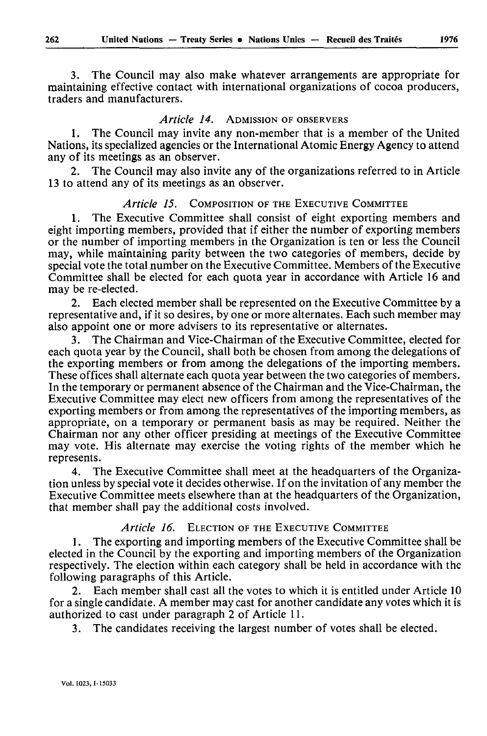3. The Council may also make whatever arrangements are appropriate for maintaining effective contact with international organizations of cocoa producers, traders and manufacturers.

### *Article 14.* ADMISSION OF OBSERVERS

1. The Council may invite any non-member that is a member of the United Nations, its specialized agencies or the International Atomic Energy Agency to attend any of its meetings as an observer.

2. The Council may also invite any of the organizations referred to in Article 13 to attend any of its meetings as an observer.

### *Article 15.* COMPOSITION OF THE EXECUTIVE COMMITTEE

1. The Executive Committee shall consist of eight exporting members and eight importing members, provided that if either the number of exporting members or the number of importing members in the Organization is ten or less the Council may, while maintaining parity between the two categories of members, decide by special vote the total number on the Executive Committee. Members of the Executive Committee shall be elected for each quota year in accordance with Article 16 and may be re-elected.

2. Each elected member shall be represented on the Executive Committee by a representative and, if it so desires, by one or more alternates. Each such member may also appoint one or more advisers to its representative or alternates.

3. The Chairman and Vice-Chairman of the Executive Committee, elected for each quota year by the Council, shall both be chosen from among the delegations of the exporting members or from among the delegations of the importing members. These offices shall alternate each quota year between the two categories of members. In the temporary or permanent absence of the Chairman and the Vice-Chairman, the Executive Committee may elect new officers from among the representatives of the exporting members or from among the representatives of the importing members, as appropriate, on a temporary or permanent basis as may be required. Neither the Chairman nor any other officer presiding at meetings of the Executive Committee may vote. His alternate may exercise the voting rights of the member which he represents.

4. The Executive Committee shall meet at the headquarters of the Organization unless by special vote it decides otherwise. If on the invitation of any member the Executive Committee meets elsewhere than at the headquarters of the Organization, that member shall pay the additional costs involved.

### *Article 16.* ELECTION OF THE EXECUTIVE COMMITTEE

1. The exporting and importing members of the Executive Committee shall be elected in the Council by the exporting and importing members of the Organization respectively. The election within each category shall be held in accordance with the following paragraphs of this Article.

2. Each member shall cast all the votes to which it is entitled under Article 10 for a single candidate. A member may cast for another candidate any votes which it is authorized to cast under paragraph 2 of Article 11.

3. The candidates receiving the largest number of votes shall be elected.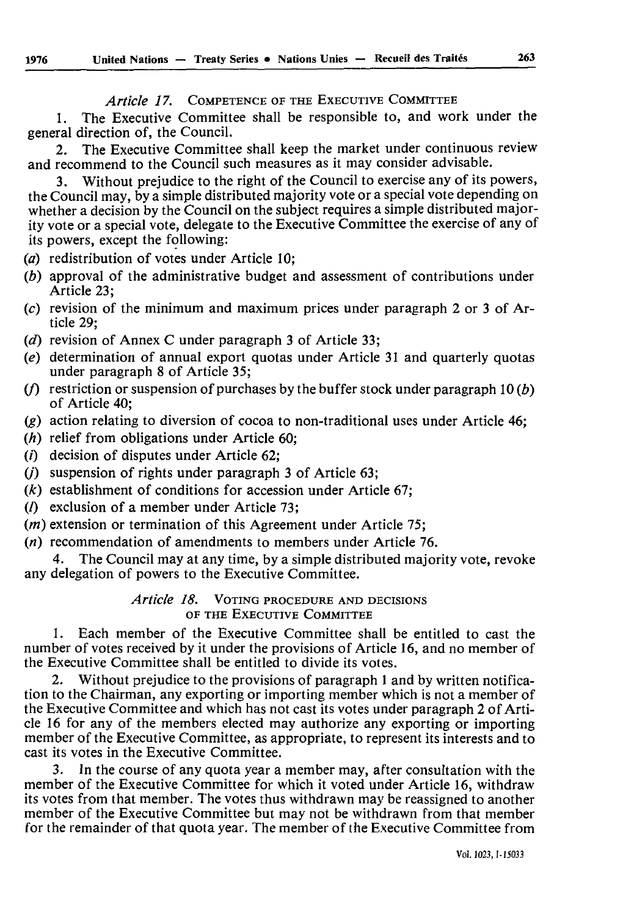*Article 17.* COMPETENCE OF THE EXECUTIVE COMMITTEE

1. The Executive Committee shall be responsible to, and work under the general direction of, the Council.

2. The Executive Committee shall keep the market under continuous review and recommend to the Council such measures as it may consider advisable.

3. Without prejudice to the right of the Council to exercise any of its powers, the Council may, by a simple distributed majority vote or a special vote depending on whether a decision by the Council on the subject requires a simple distributed majority vote or a special vote, delegate to the Executive Committee the exercise of any of its powers, except the following:

(*a*) redistribution of votes under Article 10;
(*b*) approval of the administrative budget and assessment of contributions under Article 23;
(*c*) revision of the minimum and maximum prices under paragraph 2 or 3 of Article 29;
(*d*) revision of Annex C under paragraph 3 of Article 33;
(*e*) determination of annual export quotas under Article 31 and quarterly quotas under paragraph 8 of Article 35;
(*f*) restriction or suspension of purchases by the buffer stock under paragraph 10 (*b*) of Article 40;
(*g*) action relating to diversion of cocoa to non-traditional uses under Article 46;
(*h*) relief from obligations under Article 60;
(*i*) decision of disputes under Article 62;
(*j*) suspension of rights under paragraph 3 of Article 63;
(*k*) establishment of conditions for accession under Article 67;
(*l*) exclusion of a member under Article 73;
(*m*) extension or termination of this Agreement under Article 75;
(*n*) recommendation of amendments to members under Article 76.

4. The Council may at any time, by a simple distributed majority vote, revoke any delegation of powers to the Executive Committee.

*Article 18.* VOTING PROCEDURE AND DECISIONS OF THE EXECUTIVE COMMITTEE

1. Each member of the Executive Committee shall be entitled to cast the number of votes received by it under the provisions of Article 16, and no member of the Executive Committee shall be entitled to divide its votes.

2. Without prejudice to the provisions of paragraph 1 and by written notification to the Chairman, any exporting or importing member which is not a member of the Executive Committee and which has not cast its votes under paragraph 2 of Article 16 for any of the members elected may authorize any exporting or importing member of the Executive Committee, as appropriate, to represent its interests and to cast its votes in the Executive Committee.

3. In the course of any quota year a member may, after consultation with the member of the Executive Committee for which it voted under Article 16, withdraw its votes from that member. The votes thus withdrawn may be reassigned to another member of the Executive Committee but may not be withdrawn from that member for the remainder of that quota year. The member of the Executive Committee from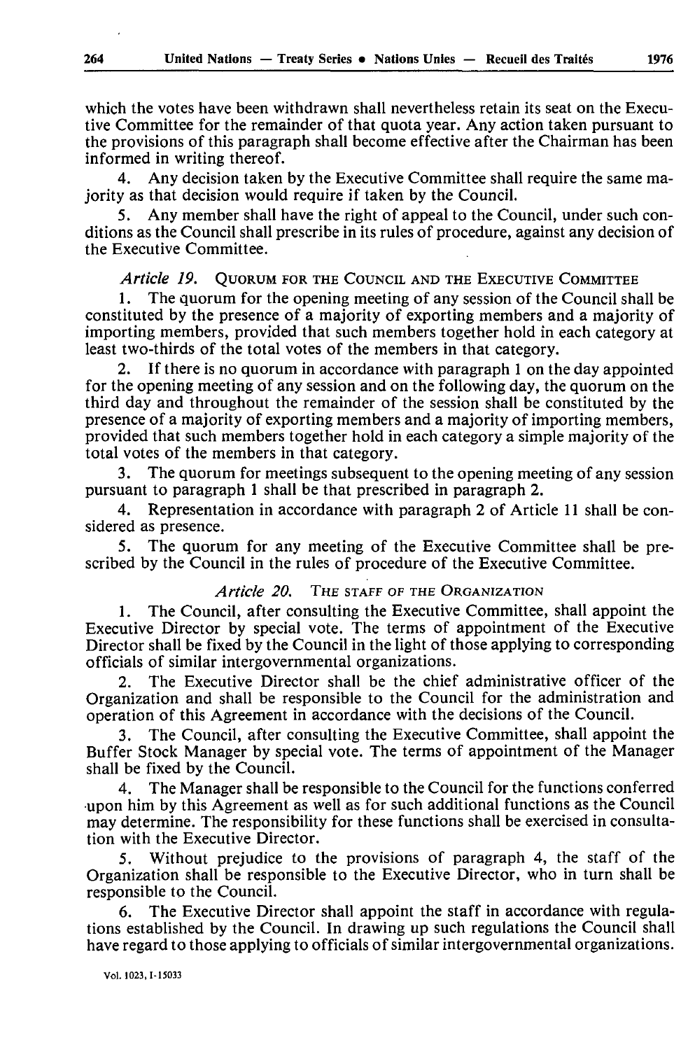which the votes have been withdrawn shall nevertheless retain its seat on the Executive Committee for the remainder of that quota year. Any action taken pursuant to the provisions of this paragraph shall become effective after the Chairman has been informed in writing thereof.

4. Any decision taken by the Executive Committee shall require the same majority as that decision would require if taken by the Council.

5. Any member shall have the right of appeal to the Council, under such conditions as the Council shall prescribe in its rules of procedure, against any decision of the Executive Committee.

*Article 19.* QUORUM FOR THE COUNCIL AND THE EXECUTIVE COMMITTEE

1. The quorum for the opening meeting of any session of the Council shall be constituted by the presence of a majority of exporting members and a majority of importing members, provided that such members together hold in each category at least two-thirds of the total votes of the members in that category.

2. If there is no quorum in accordance with paragraph 1 on the day appointed for the opening meeting of any session and on the following day, the quorum on the third day and throughout the remainder of the session shall be constituted by the presence of a majority of exporting members and a majority of importing members, provided that such members together hold in each category a simple majority of the total votes of the members in that category.

3. The quorum for meetings subsequent to the opening meeting of any session pursuant to paragraph 1 shall be that prescribed in paragraph 2.

4. Representation in accordance with paragraph 2 of Article 11 shall be considered as presence.

5. The quorum for any meeting of the Executive Committee shall be prescribed by the Council in the rules of procedure of the Executive Committee.

*Article 20.* THE STAFF OF THE ORGANIZATION

1. The Council, after consulting the Executive Committee, shall appoint the Executive Director by special vote. The terms of appointment of the Executive Director shall be fixed by the Council in the light of those applying to corresponding officials of similar intergovernmental organizations.

2. The Executive Director shall be the chief administrative officer of the Organization and shall be responsible to the Council for the administration and operation of this Agreement in accordance with the decisions of the Council.

3. The Council, after consulting the Executive Committee, shall appoint the Buffer Stock Manager by special vote. The terms of appointment of the Manager shall be fixed by the Council.

4. The Manager shall be responsible to the Council for the functions conferred upon him by this Agreement as well as for such additional functions as the Council may determine. The responsibility for these functions shall be exercised in consultation with the Executive Director.

5. Without prejudice to the provisions of paragraph 4, the staff of the Organization shall be responsible to the Executive Director, who in turn shall be responsible to the Council.

6. The Executive Director shall appoint the staff in accordance with regulations established by the Council. In drawing up such regulations the Council shall have regard to those applying to officials of similar intergovernmental organizations.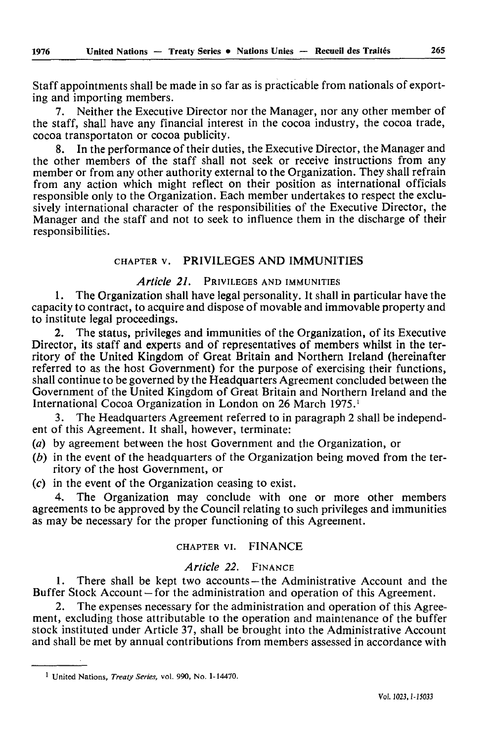Staff appointments shall be made in so far as is practicable from nationals of exporting and importing members.

7. Neither the Executive Director nor the Manager, nor any other member of the staff, shall have any financial interest in the cocoa industry, the cocoa trade, cocoa transportaton or cocoa publicity.

8. In the performance of their duties, the Executive Director, the Manager and the other members of the staff shall not seek or receive instructions from any member or from any other authority external to the Organization. They shall refrain from any action which might reflect on their position as international officials responsible only to the Organization. Each member undertakes to respect the exclusively international character of the responsibilities of the Executive Director, the Manager and the staff and not to seek to influence them in the discharge of their responsibilities.

## CHAPTER V. PRIVILEGES AND IMMUNITIES

### *Article 21.* PRIVILEGES AND IMMUNITIES

1. The Organization shall have legal personality. It shall in particular have the capacity to contract, to acquire and dispose of movable and immovable property and to institute legal proceedings.

2. The status, privileges and immunities of the Organization, of its Executive Director, its staff and experts and of representatives of members whilst in the territory of the United Kingdom of Great Britain and Northern Ireland (hereinafter referred to as the host Government) for the purpose of exercising their functions, shall continue to be governed by the Headquarters Agreement concluded between the Government of the United Kingdom of Great Britain and Northern Ireland and the International Cocoa Organization in London on 26 March 1975.[1]

3. The Headquarters Agreement referred to in paragraph 2 shall be independent of this Agreement. It shall, however, terminate:

(*a*) by agreement between the host Government and the Organization, or

(*b*) in the event of the headquarters of the Organization being moved from the territory of the host Government, or

(*c*) in the event of the Organization ceasing to exist.

4. The Organization may conclude with one or more other members agreements to be approved by the Council relating to such privileges and immunities as may be necessary for the proper functioning of this Agreement.

## CHAPTER VI. FINANCE

### *Article 22.* FINANCE

1. There shall be kept two accounts — the Administrative Account and the Buffer Stock Account — for the administration and operation of this Agreement.

2. The expenses necessary for the administration and operation of this Agreement, excluding those attributable to the operation and maintenance of the buffer stock instituted under Article 37, shall be brought into the Administrative Account and shall be met by annual contributions from members assessed in accordance with

---

[1] United Nations, *Treaty Series*, vol. 990, No. I-14470.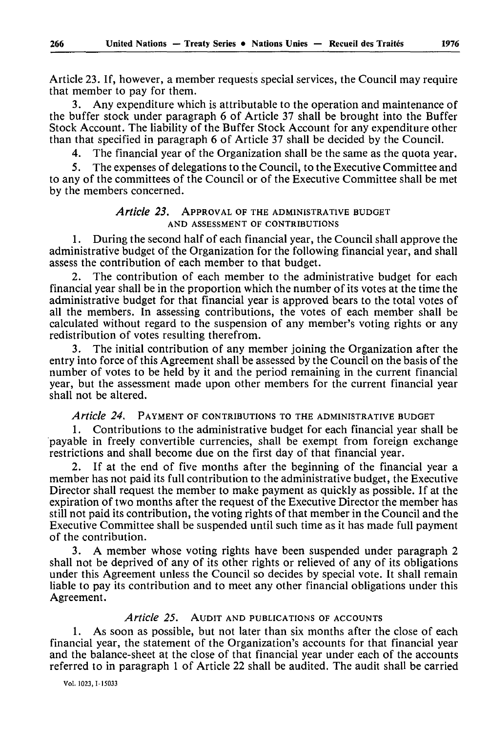Article 23. If, however, a member requests special services, the Council may require that member to pay for them.

3. Any expenditure which is attributable to the operation and maintenance of the buffer stock under paragraph 6 of Article 37 shall be brought into the Buffer Stock Account. The liability of the Buffer Stock Account for any expenditure other than that specified in paragraph 6 of Article 37 shall be decided by the Council.

4. The financial year of the Organization shall be the same as the quota year.

5. The expenses of delegations to the Council, to the Executive Committee and to any of the committees of the Council or of the Executive Committee shall be met by the members concerned.

### *Article 23.* APPROVAL OF THE ADMINISTRATIVE BUDGET AND ASSESSMENT OF CONTRIBUTIONS

1. During the second half of each financial year, the Council shall approve the administrative budget of the Organization for the following financial year, and shall assess the contribution of each member to that budget.

2. The contribution of each member to the administrative budget for each financial year shall be in the proportion which the number of its votes at the time the administrative budget for that financial year is approved bears to the total votes of all the members. In assessing contributions, the votes of each member shall be calculated without regard to the suspension of any member's voting rights or any redistribution of votes resulting therefrom.

3. The initial contribution of any member joining the Organization after the entry into force of this Agreement shall be assessed by the Council on the basis of the number of votes to be held by it and the period remaining in the current financial year, but the assessment made upon other members for the current financial year shall not be altered.

### *Article 24.* PAYMENT OF CONTRIBUTIONS TO THE ADMINISTRATIVE BUDGET

1. Contributions to the administrative budget for each financial year shall be payable in freely convertible currencies, shall be exempt from foreign exchange restrictions and shall become due on the first day of that financial year.

2. If at the end of five months after the beginning of the financial year a member has not paid its full contribution to the administrative budget, the Executive Director shall request the member to make payment as quickly as possible. If at the expiration of two months after the request of the Executive Director the member has still not paid its contribution, the voting rights of that member in the Council and the Executive Committee shall be suspended until such time as it has made full payment of the contribution.

3. A member whose voting rights have been suspended under paragraph 2 shall not be deprived of any of its other rights or relieved of any of its obligations under this Agreement unless the Council so decides by special vote. It shall remain liable to pay its contribution and to meet any other financial obligations under this Agreement.

### *Article 25.* AUDIT AND PUBLICATIONS OF ACCOUNTS

1. As soon as possible, but not later than six months after the close of each financial year, the statement of the Organization's accounts for that financial year and the balance-sheet at the close of that financial year under each of the accounts referred to in paragraph 1 of Article 22 shall be audited. The audit shall be carried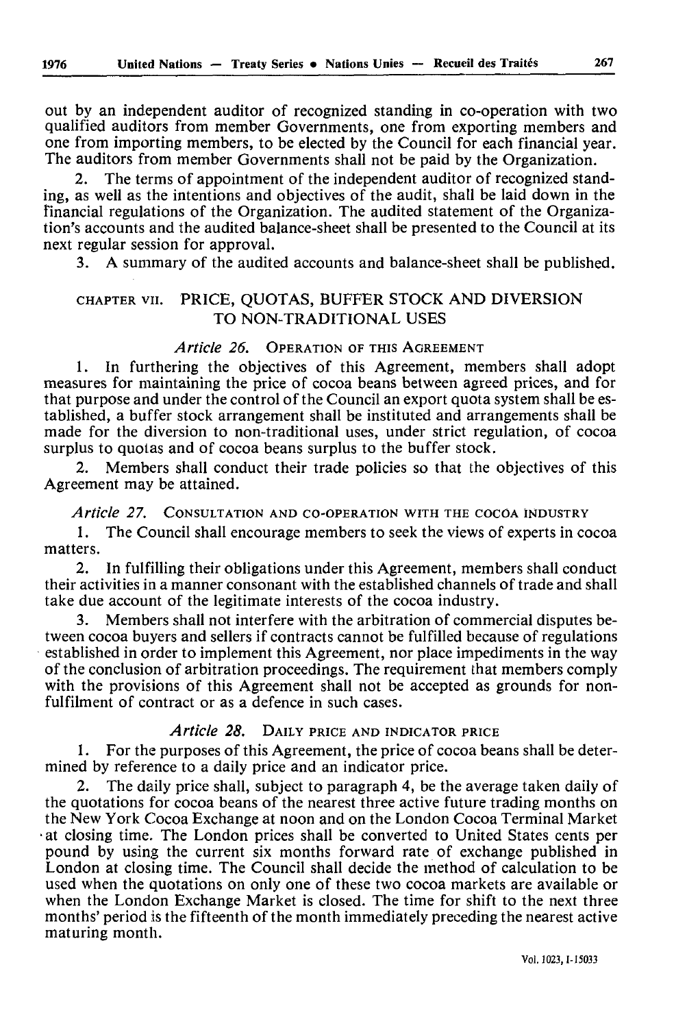out by an independent auditor of recognized standing in co-operation with two qualified auditors from member Governments, one from exporting members and one from importing members, to be elected by the Council for each financial year. The auditors from member Governments shall not be paid by the Organization.

2. The terms of appointment of the independent auditor of recognized standing, as well as the intentions and objectives of the audit, shall be laid down in the financial regulations of the Organization. The audited statement of the Organization's accounts and the audited balance-sheet shall be presented to the Council at its next regular session for approval.

3. A summary of the audited accounts and balance-sheet shall be published.

## CHAPTER VII. PRICE, QUOTAS, BUFFER STOCK AND DIVERSION TO NON-TRADITIONAL USES

### *Article 26.* OPERATION OF THIS AGREEMENT

1. In furthering the objectives of this Agreement, members shall adopt measures for maintaining the price of cocoa beans between agreed prices, and for that purpose and under the control of the Council an export quota system shall be established, a buffer stock arrangement shall be instituted and arrangements shall be made for the diversion to non-traditional uses, under strict regulation, of cocoa surplus to quotas and of cocoa beans surplus to the buffer stock.

2. Members shall conduct their trade policies so that the objectives of this Agreement may be attained.

### *Article 27.* CONSULTATION AND CO-OPERATION WITH THE COCOA INDUSTRY

1. The Council shall encourage members to seek the views of experts in cocoa matters.

2. In fulfilling their obligations under this Agreement, members shall conduct their activities in a manner consonant with the established channels of trade and shall take due account of the legitimate interests of the cocoa industry.

3. Members shall not interfere with the arbitration of commercial disputes between cocoa buyers and sellers if contracts cannot be fulfilled because of regulations established in order to implement this Agreement, nor place impediments in the way of the conclusion of arbitration proceedings. The requirement that members comply with the provisions of this Agreement shall not be accepted as grounds for non-fulfilment of contract or as a defence in such cases.

### *Article 28.* DAILY PRICE AND INDICATOR PRICE

1. For the purposes of this Agreement, the price of cocoa beans shall be determined by reference to a daily price and an indicator price.

2. The daily price shall, subject to paragraph 4, be the average taken daily of the quotations for cocoa beans of the nearest three active future trading months on the New York Cocoa Exchange at noon and on the London Cocoa Terminal Market at closing time. The London prices shall be converted to United States cents per pound by using the current six months forward rate of exchange published in London at closing time. The Council shall decide the method of calculation to be used when the quotations on only one of these two cocoa markets are available or when the London Exchange Market is closed. The time for shift to the next three months' period is the fifteenth of the month immediately preceding the nearest active maturing month.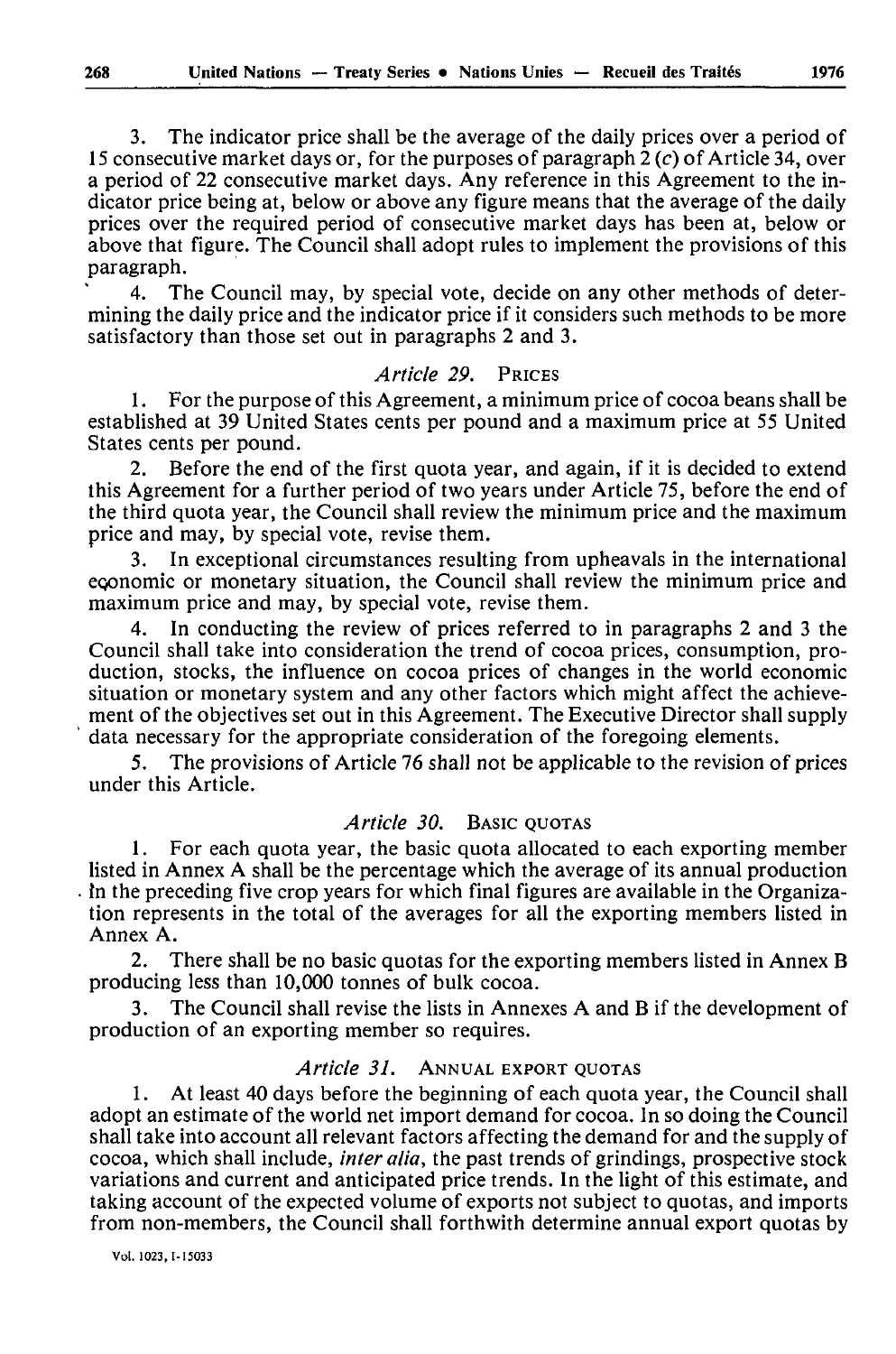3. The indicator price shall be the average of the daily prices over a period of 15 consecutive market days or, for the purposes of paragraph 2 (*c*) of Article 34, over a period of 22 consecutive market days. Any reference in this Agreement to the indicator price being at, below or above any figure means that the average of the daily prices over the required period of consecutive market days has been at, below or above that figure. The Council shall adopt rules to implement the provisions of this paragraph.

4. The Council may, by special vote, decide on any other methods of determining the daily price and the indicator price if it considers such methods to be more satisfactory than those set out in paragraphs 2 and 3.

### *Article 29.* PRICES

1. For the purpose of this Agreement, a minimum price of cocoa beans shall be established at 39 United States cents per pound and a maximum price at 55 United States cents per pound.

2. Before the end of the first quota year, and again, if it is decided to extend this Agreement for a further period of two years under Article 75, before the end of the third quota year, the Council shall review the minimum price and the maximum price and may, by special vote, revise them.

3. In exceptional circumstances resulting from upheavals in the international economic or monetary situation, the Council shall review the minimum price and maximum price and may, by special vote, revise them.

4. In conducting the review of prices referred to in paragraphs 2 and 3 the Council shall take into consideration the trend of cocoa prices, consumption, production, stocks, the influence on cocoa prices of changes in the world economic situation or monetary system and any other factors which might affect the achievement of the objectives set out in this Agreement. The Executive Director shall supply data necessary for the appropriate consideration of the foregoing elements.

5. The provisions of Article 76 shall not be applicable to the revision of prices under this Article.

### *Article 30.* BASIC QUOTAS

1. For each quota year, the basic quota allocated to each exporting member listed in Annex A shall be the percentage which the average of its annual production in the preceding five crop years for which final figures are available in the Organization represents in the total of the averages for all the exporting members listed in Annex A.

2. There shall be no basic quotas for the exporting members listed in Annex B producing less than 10,000 tonnes of bulk cocoa.

3. The Council shall revise the lists in Annexes A and B if the development of production of an exporting member so requires.

### *Article 31.* ANNUAL EXPORT QUOTAS

1. At least 40 days before the beginning of each quota year, the Council shall adopt an estimate of the world net import demand for cocoa. In so doing the Council shall take into account all relevant factors affecting the demand for and the supply of cocoa, which shall include, *inter alia*, the past trends of grindings, prospective stock variations and current and anticipated price trends. In the light of this estimate, and taking account of the expected volume of exports not subject to quotas, and imports from non-members, the Council shall forthwith determine annual export quotas by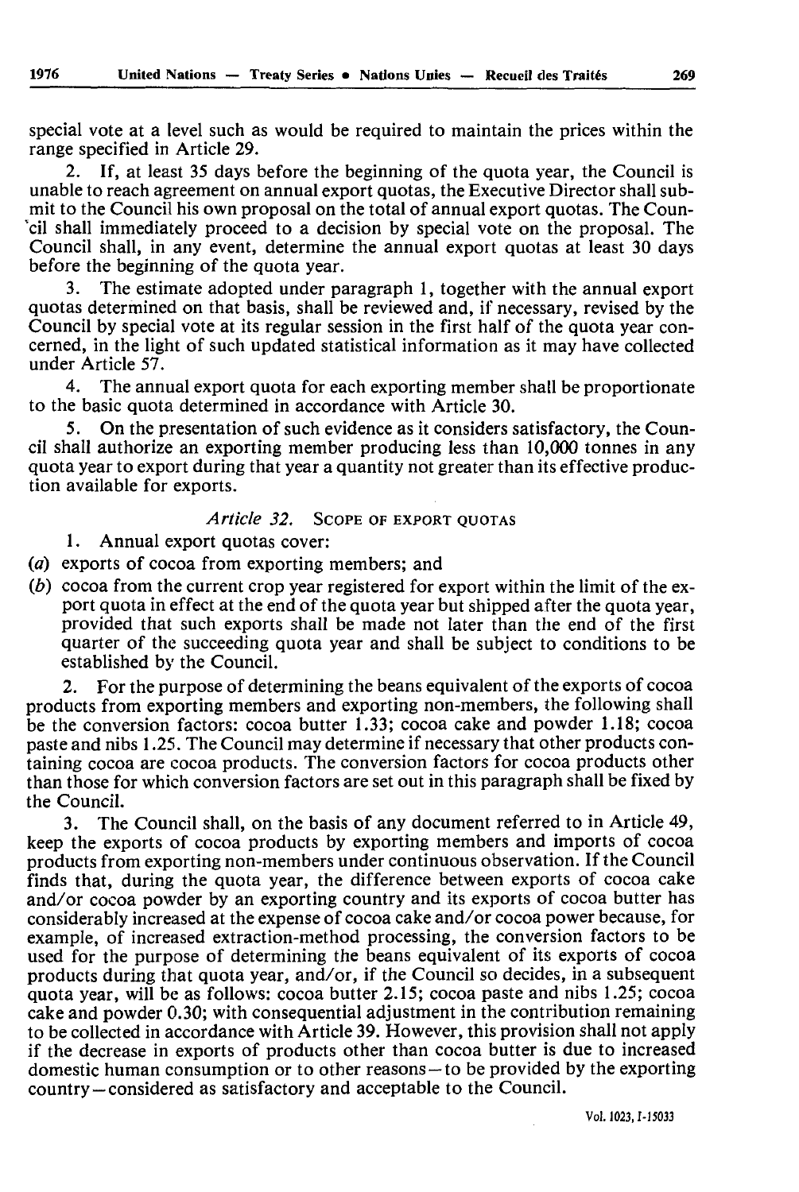special vote at a level such as would be required to maintain the prices within the range specified in Article 29.

2. If, at least 35 days before the beginning of the quota year, the Council is unable to reach agreement on annual export quotas, the Executive Director shall submit to the Council his own proposal on the total of annual export quotas. The Council shall immediately proceed to a decision by special vote on the proposal. The Council shall, in any event, determine the annual export quotas at least 30 days before the beginning of the quota year.

3. The estimate adopted under paragraph 1, together with the annual export quotas determined on that basis, shall be reviewed and, if necessary, revised by the Council by special vote at its regular session in the first half of the quota year concerned, in the light of such updated statistical information as it may have collected under Article 57.

4. The annual export quota for each exporting member shall be proportionate to the basic quota determined in accordance with Article 30.

5. On the presentation of such evidence as it considers satisfactory, the Council shall authorize an exporting member producing less than 10,000 tonnes in any quota year to export during that year a quantity not greater than its effective production available for exports.

### *Article 32.* SCOPE OF EXPORT QUOTAS

1. Annual export quotas cover:

(*a*) exports of cocoa from exporting members; and

(*b*) cocoa from the current crop year registered for export within the limit of the export quota in effect at the end of the quota year but shipped after the quota year, provided that such exports shall be made not later than the end of the first quarter of the succeeding quota year and shall be subject to conditions to be established by the Council.

2. For the purpose of determining the beans equivalent of the exports of cocoa products from exporting members and exporting non-members, the following shall be the conversion factors: cocoa butter 1.33; cocoa cake and powder 1.18; cocoa paste and nibs 1.25. The Council may determine if necessary that other products containing cocoa are cocoa products. The conversion factors for cocoa products other than those for which conversion factors are set out in this paragraph shall be fixed by the Council.

3. The Council shall, on the basis of any document referred to in Article 49, keep the exports of cocoa products by exporting members and imports of cocoa products from exporting non-members under continuous observation. If the Council finds that, during the quota year, the difference between exports of cocoa cake and/or cocoa powder by an exporting country and its exports of cocoa butter has considerably increased at the expense of cocoa cake and/or cocoa power because, for example, of increased extraction-method processing, the conversion factors to be used for the purpose of determining the beans equivalent of its exports of cocoa products during that quota year, and/or, if the Council so decides, in a subsequent quota year, will be as follows: cocoa butter 2.15; cocoa paste and nibs 1.25; cocoa cake and powder 0.30; with consequential adjustment in the contribution remaining to be collected in accordance with Article 39. However, this provision shall not apply if the decrease in exports of products other than cocoa butter is due to increased domestic human consumption or to other reasons—to be provided by the exporting country—considered as satisfactory and acceptable to the Council.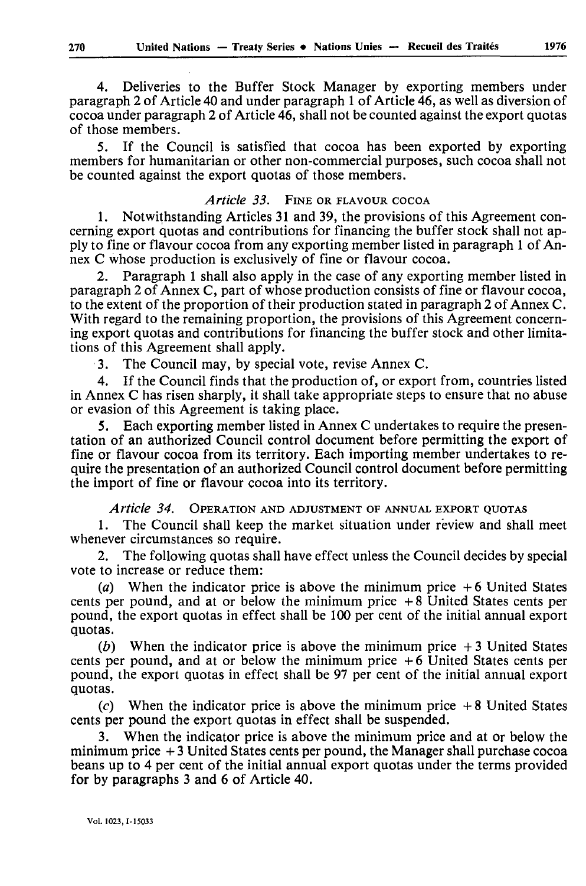4. Deliveries to the Buffer Stock Manager by exporting members under paragraph 2 of Article 40 and under paragraph 1 of Article 46, as well as diversion of cocoa under paragraph 2 of Article 46, shall not be counted against the export quotas of those members.

5. If the Council is satisfied that cocoa has been exported by exporting members for humanitarian or other non-commercial purposes, such cocoa shall not be counted against the export quotas of those members.

### *Article 33.* FINE OR FLAVOUR COCOA

1. Notwithstanding Articles 31 and 39, the provisions of this Agreement concerning export quotas and contributions for financing the buffer stock shall not apply to fine or flavour cocoa from any exporting member listed in paragraph 1 of Annex C whose production is exclusively of fine or flavour cocoa.

2. Paragraph 1 shall also apply in the case of any exporting member listed in paragraph 2 of Annex C, part of whose production consists of fine or flavour cocoa, to the extent of the proportion of their production stated in paragraph 2 of Annex C. With regard to the remaining proportion, the provisions of this Agreement concerning export quotas and contributions for financing the buffer stock and other limitations of this Agreement shall apply.

3. The Council may, by special vote, revise Annex C.

4. If the Council finds that the production of, or export from, countries listed in Annex C has risen sharply, it shall take appropriate steps to ensure that no abuse or evasion of this Agreement is taking place.

5. Each exporting member listed in Annex C undertakes to require the presentation of an authorized Council control document before permitting the export of fine or flavour cocoa from its territory. Each importing member undertakes to require the presentation of an authorized Council control document before permitting the import of fine or flavour cocoa into its territory.

### *Article 34.* OPERATION AND ADJUSTMENT OF ANNUAL EXPORT QUOTAS

1. The Council shall keep the market situation under review and shall meet whenever circumstances so require.

2. The following quotas shall have effect unless the Council decides by special vote to increase or reduce them:

(*a*) When the indicator price is above the minimum price + 6 United States cents per pound, and at or below the minimum price + 8 United States cents per pound, the export quotas in effect shall be 100 per cent of the initial annual export quotas.

(*b*) When the indicator price is above the minimum price + 3 United States cents per pound, and at or below the minimum price + 6 United States cents per pound, the export quotas in effect shall be 97 per cent of the initial annual export quotas.

(*c*) When the indicator price is above the minimum price + 8 United States cents per pound the export quotas in effect shall be suspended.

3. When the indicator price is above the minimum price and at or below the minimum price + 3 United States cents per pound, the Manager shall purchase cocoa beans up to 4 per cent of the initial annual export quotas under the terms provided for by paragraphs 3 and 6 of Article 40.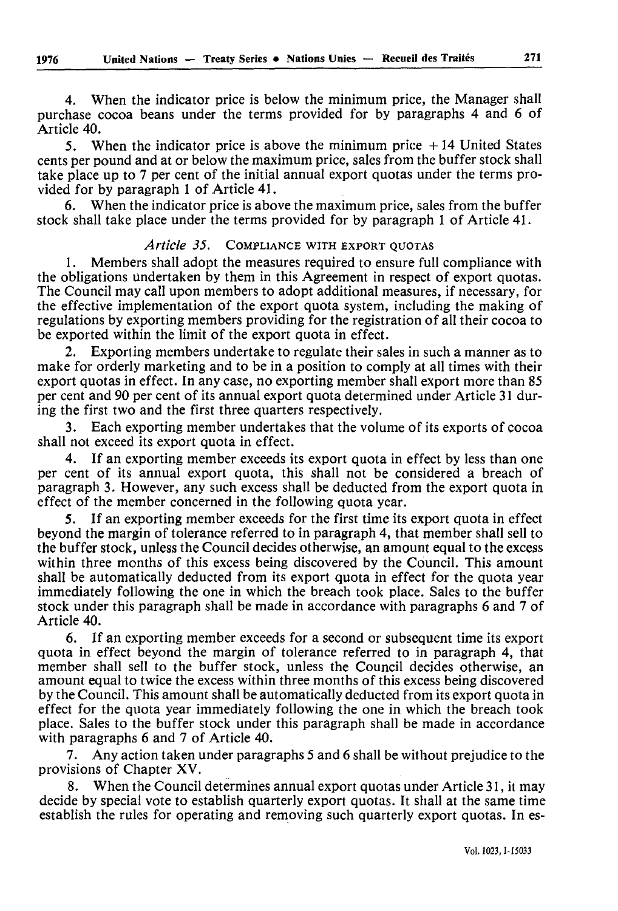4. When the indicator price is below the minimum price, the Manager shall purchase cocoa beans under the terms provided for by paragraphs 4 and 6 of Article 40.

5. When the indicator price is above the minimum price + 14 United States cents per pound and at or below the maximum price, sales from the buffer stock shall take place up to 7 per cent of the initial annual export quotas under the terms provided for by paragraph 1 of Article 41.

6. When the indicator price is above the maximum price, sales from the buffer stock shall take place under the terms provided for by paragraph 1 of Article 41.

### *Article 35.* COMPLIANCE WITH EXPORT QUOTAS

1. Members shall adopt the measures required to ensure full compliance with the obligations undertaken by them in this Agreement in respect of export quotas. The Council may call upon members to adopt additional measures, if necessary, for the effective implementation of the export quota system, including the making of regulations by exporting members providing for the registration of all their cocoa to be exported within the limit of the export quota in effect.

2. Exporting members undertake to regulate their sales in such a manner as to make for orderly marketing and to be in a position to comply at all times with their export quotas in effect. In any case, no exporting member shall export more than 85 per cent and 90 per cent of its annual export quota determined under Article 31 during the first two and the first three quarters respectively.

3. Each exporting member undertakes that the volume of its exports of cocoa shall not exceed its export quota in effect.

4. If an exporting member exceeds its export quota in effect by less than one per cent of its annual export quota, this shall not be considered a breach of paragraph 3. However, any such excess shall be deducted from the export quota in effect of the member concerned in the following quota year.

5. If an exporting member exceeds for the first time its export quota in effect beyond the margin of tolerance referred to in paragraph 4, that member shall sell to the buffer stock, unless the Council decides otherwise, an amount equal to the excess within three months of this excess being discovered by the Council. This amount shall be automatically deducted from its export quota in effect for the quota year immediately following the one in which the breach took place. Sales to the buffer stock under this paragraph shall be made in accordance with paragraphs 6 and 7 of Article 40.

6. If an exporting member exceeds for a second or subsequent time its export quota in effect beyond the margin of tolerance referred to in paragraph 4, that member shall sell to the buffer stock, unless the Council decides otherwise, an amount equal to twice the excess within three months of this excess being discovered by the Council. This amount shall be automatically deducted from its export quota in effect for the quota year immediately following the one in which the breach took place. Sales to the buffer stock under this paragraph shall be made in accordance with paragraphs 6 and 7 of Article 40.

7. Any action taken under paragraphs 5 and 6 shall be without prejudice to the provisions of Chapter XV.

8. When the Council determines annual export quotas under Article 31, it may decide by special vote to establish quarterly export quotas. It shall at the same time establish the rules for operating and removing such quarterly export quotas. In es-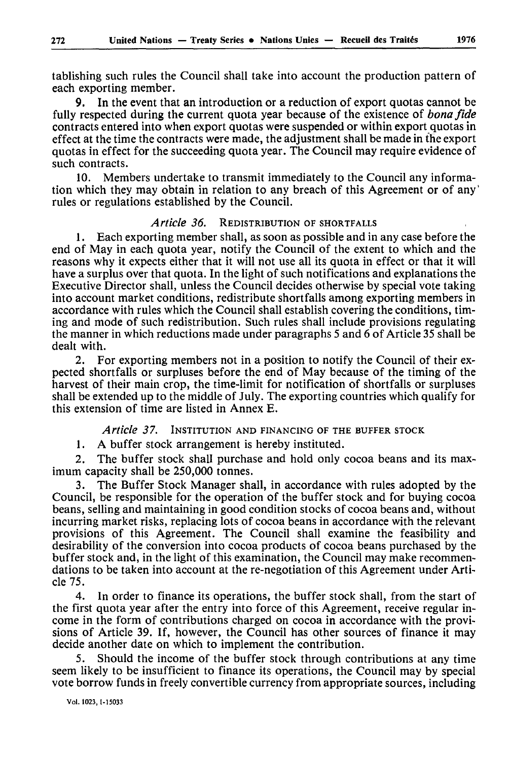tablishing such rules the Council shall take into account the production pattern of each exporting member.

9. In the event that an introduction or a reduction of export quotas cannot be fully respected during the current quota year because of the existence of *bona fide* contracts entered into when export quotas were suspended or within export quotas in effect at the time the contracts were made, the adjustment shall be made in the export quotas in effect for the succeeding quota year. The Council may require evidence of such contracts.

10. Members undertake to transmit immediately to the Council any information which they may obtain in relation to any breach of this Agreement or of any rules or regulations established by the Council.

### *Article 36.* REDISTRIBUTION OF SHORTFALLS

1. Each exporting member shall, as soon as possible and in any case before the end of May in each quota year, notify the Council of the extent to which and the reasons why it expects either that it will not use all its quota in effect or that it will have a surplus over that quota. In the light of such notifications and explanations the Executive Director shall, unless the Council decides otherwise by special vote taking into account market conditions, redistribute shortfalls among exporting members in accordance with rules which the Council shall establish covering the conditions, timing and mode of such redistribution. Such rules shall include provisions regulating the manner in which reductions made under paragraphs 5 and 6 of Article 35 shall be dealt with.

2. For exporting members not in a position to notify the Council of their expected shortfalls or surpluses before the end of May because of the timing of the harvest of their main crop, the time-limit for notification of shortfalls or surpluses shall be extended up to the middle of July. The exporting countries which qualify for this extension of time are listed in Annex E.

### *Article 37.* INSTITUTION AND FINANCING OF THE BUFFER STOCK

1. A buffer stock arrangement is hereby instituted.

2. The buffer stock shall purchase and hold only cocoa beans and its maximum capacity shall be 250,000 tonnes.

3. The Buffer Stock Manager shall, in accordance with rules adopted by the Council, be responsible for the operation of the buffer stock and for buying cocoa beans, selling and maintaining in good condition stocks of cocoa beans and, without incurring market risks, replacing lots of cocoa beans in accordance with the relevant provisions of this Agreement. The Council shall examine the feasibility and desirability of the conversion into cocoa products of cocoa beans purchased by the buffer stock and, in the light of this examination, the Council may make recommendations to be taken into account at the re-negotiation of this Agreement under Article 75.

4. In order to finance its operations, the buffer stock shall, from the start of the first quota year after the entry into force of this Agreement, receive regular income in the form of contributions charged on cocoa in accordance with the provisions of Article 39. If, however, the Council has other sources of finance it may decide another date on which to implement the contribution.

5. Should the income of the buffer stock through contributions at any time seem likely to be insufficient to finance its operations, the Council may by special vote borrow funds in freely convertible currency from appropriate sources, including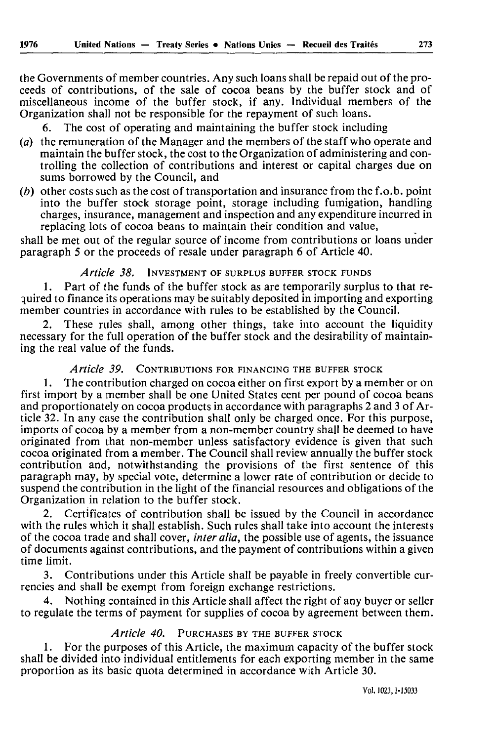the Governments of member countries. Any such loans shall be repaid out of the proceeds of contributions, of the sale of cocoa beans by the buffer stock and of miscellaneous income of the buffer stock, if any. Individual members of the Organization shall not be responsible for the repayment of such loans.

6. The cost of operating and maintaining the buffer stock including

(*a*) the remuneration of the Manager and the members of the staff who operate and maintain the buffer stock, the cost to the Organization of administering and controlling the collection of contributions and interest or capital charges due on sums borrowed by the Council, and

(*b*) other costs such as the cost of transportation and insurance from the f.o.b. point into the buffer stock storage point, storage including fumigation, handling charges, insurance, management and inspection and any expenditure incurred in replacing lots of cocoa beans to maintain their condition and value,

shall be met out of the regular source of income from contributions or loans under paragraph 5 or the proceeds of resale under paragraph 6 of Article 40.

*Article 38.* INVESTMENT OF SURPLUS BUFFER STOCK FUNDS

1. Part of the funds of the buffer stock as are temporarily surplus to that required to finance its operations may be suitably deposited in importing and exporting member countries in accordance with rules to be established by the Council.

2. These rules shall, among other things, take into account the liquidity necessary for the full operation of the buffer stock and the desirability of maintaining the real value of the funds.

*Article 39.* CONTRIBUTIONS FOR FINANCING THE BUFFER STOCK

1. The contribution charged on cocoa either on first export by a member or on first import by a member shall be one United States cent per pound of cocoa beans and proportionately on cocoa products in accordance with paragraphs 2 and 3 of Article 32. In any case the contribution shall only be charged once. For this purpose, imports of cocoa by a member from a non-member country shall be deemed to have originated from that non-member unless satisfactory evidence is given that such cocoa originated from a member. The Council shall review annually the buffer stock contribution and, notwithstanding the provisions of the first sentence of this paragraph may, by special vote, determine a lower rate of contribution or decide to suspend the contribution in the light of the financial resources and obligations of the Organization in relation to the buffer stock.

2. Certificates of contribution shall be issued by the Council in accordance with the rules which it shall establish. Such rules shall take into account the interests of the cocoa trade and shall cover, *inter alia*, the possible use of agents, the issuance of documents against contributions, and the payment of contributions within a given time limit.

3. Contributions under this Article shall be payable in freely convertible currencies and shall be exempt from foreign exchange restrictions.

4. Nothing contained in this Article shall affect the right of any buyer or seller to regulate the terms of payment for supplies of cocoa by agreement between them.

*Article 40.* PURCHASES BY THE BUFFER STOCK

1. For the purposes of this Article, the maximum capacity of the buffer stock shall be divided into individual entitlements for each exporting member in the same proportion as its basic quota determined in accordance with Article 30.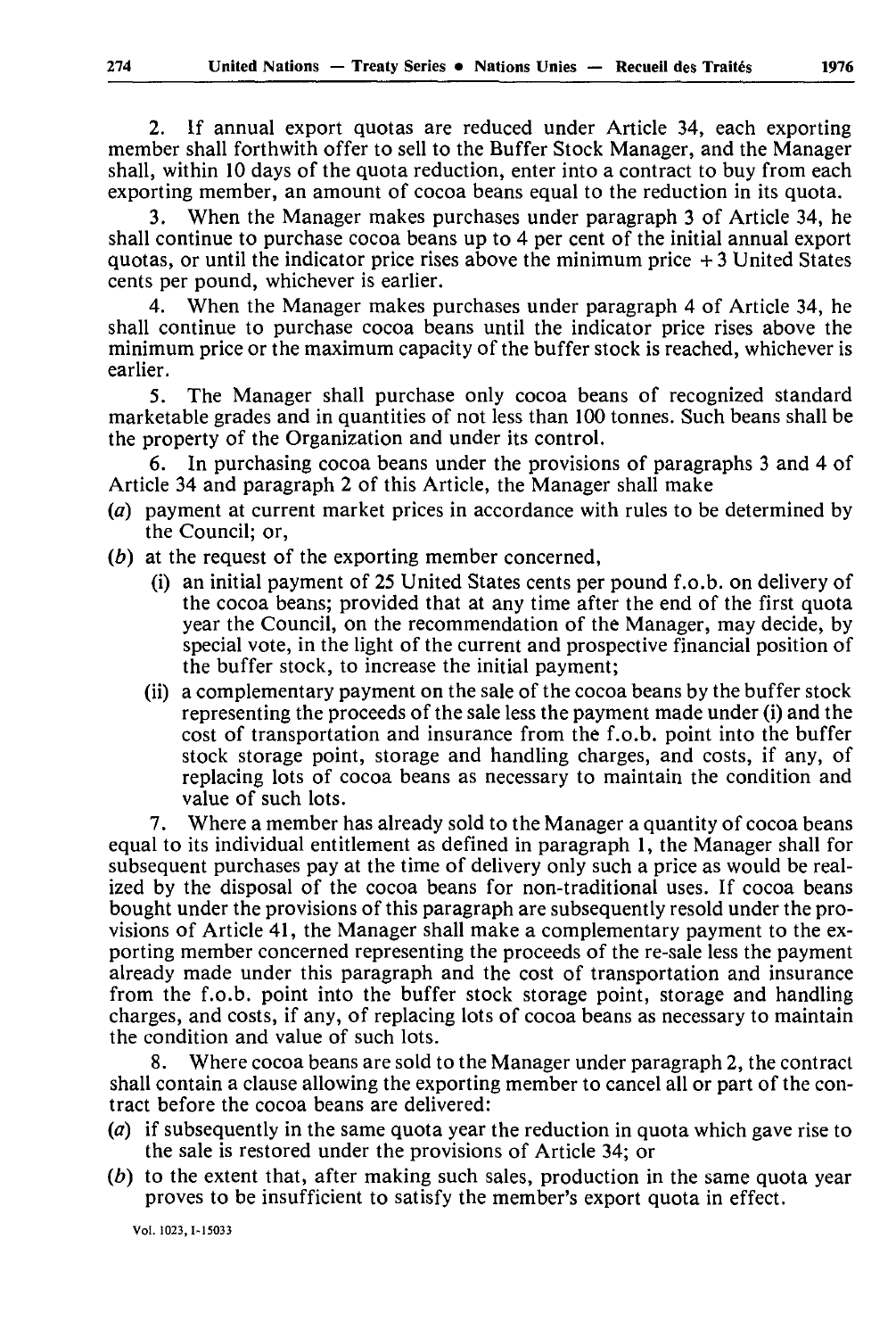2. If annual export quotas are reduced under Article 34, each exporting member shall forthwith offer to sell to the Buffer Stock Manager, and the Manager shall, within 10 days of the quota reduction, enter into a contract to buy from each exporting member, an amount of cocoa beans equal to the reduction in its quota.

3. When the Manager makes purchases under paragraph 3 of Article 34, he shall continue to purchase cocoa beans up to 4 per cent of the initial annual export quotas, or until the indicator price rises above the minimum price + 3 United States cents per pound, whichever is earlier.

4. When the Manager makes purchases under paragraph 4 of Article 34, he shall continue to purchase cocoa beans until the indicator price rises above the minimum price or the maximum capacity of the buffer stock is reached, whichever is earlier.

5. The Manager shall purchase only cocoa beans of recognized standard marketable grades and in quantities of not less than 100 tonnes. Such beans shall be the property of the Organization and under its control.

6. In purchasing cocoa beans under the provisions of paragraphs 3 and 4 of Article 34 and paragraph 2 of this Article, the Manager shall make

(*a*) payment at current market prices in accordance with rules to be determined by the Council; or,

(*b*) at the request of the exporting member concerned,

  (i) an initial payment of 25 United States cents per pound f.o.b. on delivery of the cocoa beans; provided that at any time after the end of the first quota year the Council, on the recommendation of the Manager, may decide, by special vote, in the light of the current and prospective financial position of the buffer stock, to increase the initial payment;

  (ii) a complementary payment on the sale of the cocoa beans by the buffer stock representing the proceeds of the sale less the payment made under (i) and the cost of transportation and insurance from the f.o.b. point into the buffer stock storage point, storage and handling charges, and costs, if any, of replacing lots of cocoa beans as necessary to maintain the condition and value of such lots.

7. Where a member has already sold to the Manager a quantity of cocoa beans equal to its individual entitlement as defined in paragraph 1, the Manager shall for subsequent purchases pay at the time of delivery only such a price as would be realized by the disposal of the cocoa beans for non-traditional uses. If cocoa beans bought under the provisions of this paragraph are subsequently resold under the provisions of Article 41, the Manager shall make a complementary payment to the exporting member concerned representing the proceeds of the re-sale less the payment already made under this paragraph and the cost of transportation and insurance from the f.o.b. point into the buffer stock storage point, storage and handling charges, and costs, if any, of replacing lots of cocoa beans as necessary to maintain the condition and value of such lots.

8. Where cocoa beans are sold to the Manager under paragraph 2, the contract shall contain a clause allowing the exporting member to cancel all or part of the contract before the cocoa beans are delivered:

(*a*) if subsequently in the same quota year the reduction in quota which gave rise to the sale is restored under the provisions of Article 34; or

(*b*) to the extent that, after making such sales, production in the same quota year proves to be insufficient to satisfy the member's export quota in effect.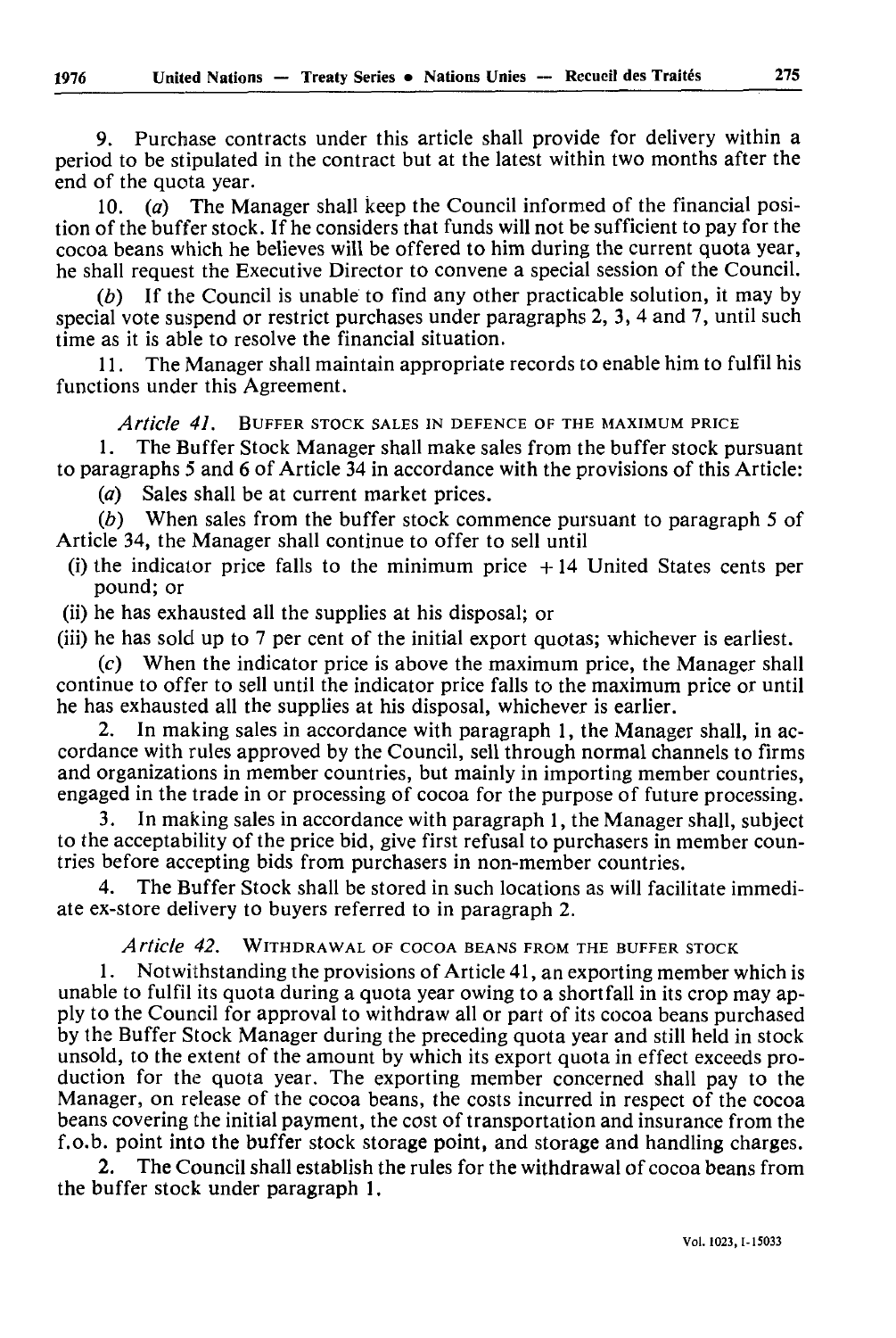9. Purchase contracts under this article shall provide for delivery within a period to be stipulated in the contract but at the latest within two months after the end of the quota year.

10. (*a*) The Manager shall keep the Council informed of the financial position of the buffer stock. If he considers that funds will not be sufficient to pay for the cocoa beans which he believes will be offered to him during the current quota year, he shall request the Executive Director to convene a special session of the Council.

(*b*) If the Council is unable to find any other practicable solution, it may by special vote suspend or restrict purchases under paragraphs 2, 3, 4 and 7, until such time as it is able to resolve the financial situation.

11. The Manager shall maintain appropriate records to enable him to fulfil his functions under this Agreement.

*Article 41.* BUFFER STOCK SALES IN DEFENCE OF THE MAXIMUM PRICE

1. The Buffer Stock Manager shall make sales from the buffer stock pursuant to paragraphs 5 and 6 of Article 34 in accordance with the provisions of this Article:

(*a*) Sales shall be at current market prices.

(*b*) When sales from the buffer stock commence pursuant to paragraph 5 of Article 34, the Manager shall continue to offer to sell until

(i) the indicator price falls to the minimum price + 14 United States cents per pound; or

(ii) he has exhausted all the supplies at his disposal; or

(iii) he has sold up to 7 per cent of the initial export quotas; whichever is earliest.

(*c*) When the indicator price is above the maximum price, the Manager shall continue to offer to sell until the indicator price falls to the maximum price or until he has exhausted all the supplies at his disposal, whichever is earlier.

2. In making sales in accordance with paragraph 1, the Manager shall, in accordance with rules approved by the Council, sell through normal channels to firms and organizations in member countries, but mainly in importing member countries, engaged in the trade in or processing of cocoa for the purpose of future processing.

3. In making sales in accordance with paragraph 1, the Manager shall, subject to the acceptability of the price bid, give first refusal to purchasers in member countries before accepting bids from purchasers in non-member countries.

4. The Buffer Stock shall be stored in such locations as will facilitate immediate ex-store delivery to buyers referred to in paragraph 2.

*Article 42.* WITHDRAWAL OF COCOA BEANS FROM THE BUFFER STOCK

1. Notwithstanding the provisions of Article 41, an exporting member which is unable to fulfil its quota during a quota year owing to a shortfall in its crop may apply to the Council for approval to withdraw all or part of its cocoa beans purchased by the Buffer Stock Manager during the preceding quota year and still held in stock unsold, to the extent of the amount by which its export quota in effect exceeds production for the quota year. The exporting member concerned shall pay to the Manager, on release of the cocoa beans, the costs incurred in respect of the cocoa beans covering the initial payment, the cost of transportation and insurance from the f.o.b. point into the buffer stock storage point, and storage and handling charges.

2. The Council shall establish the rules for the withdrawal of cocoa beans from the buffer stock under paragraph 1.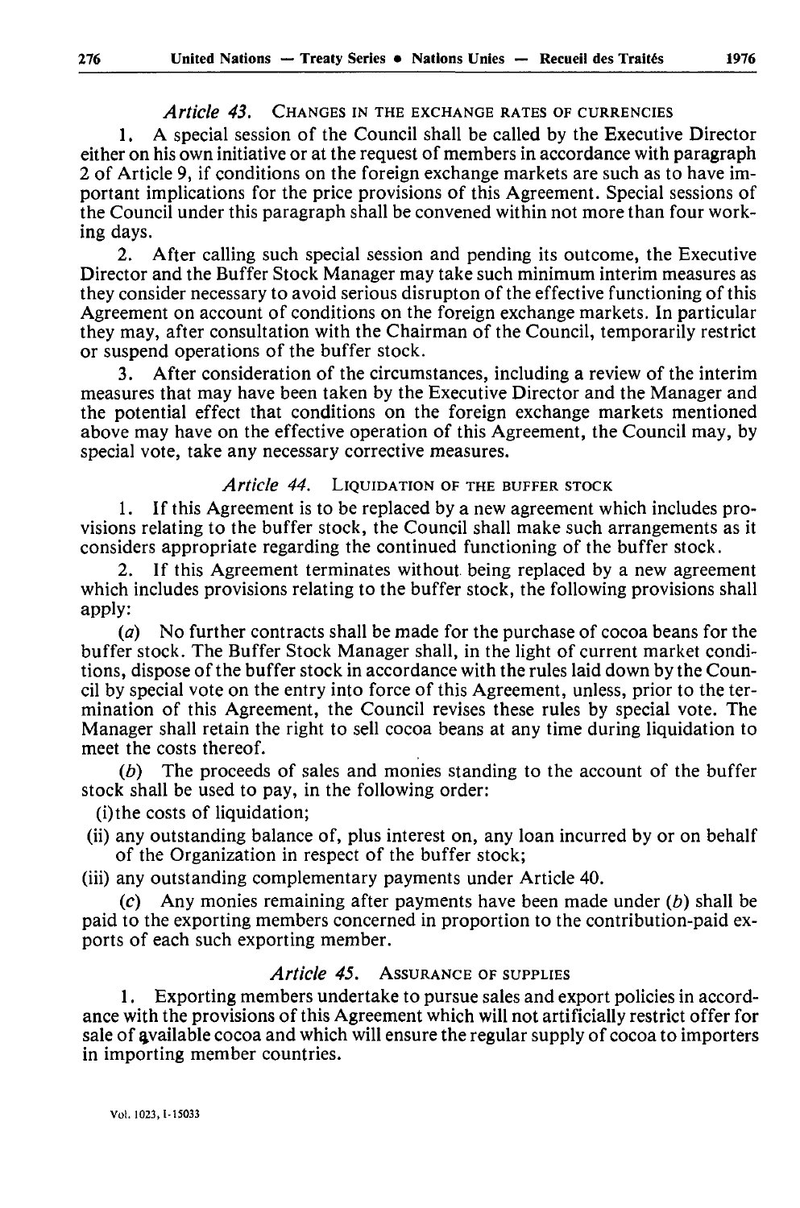*Article 43.* CHANGES IN THE EXCHANGE RATES OF CURRENCIES

1. A special session of the Council shall be called by the Executive Director either on his own initiative or at the request of members in accordance with paragraph 2 of Article 9, if conditions on the foreign exchange markets are such as to have important implications for the price provisions of this Agreement. Special sessions of the Council under this paragraph shall be convened within not more than four working days.

2. After calling such special session and pending its outcome, the Executive Director and the Buffer Stock Manager may take such minimum interim measures as they consider necessary to avoid serious disrupton of the effective functioning of this Agreement on account of conditions on the foreign exchange markets. In particular they may, after consultation with the Chairman of the Council, temporarily restrict or suspend operations of the buffer stock.

3. After consideration of the circumstances, including a review of the interim measures that may have been taken by the Executive Director and the Manager and the potential effect that conditions on the foreign exchange markets mentioned above may have on the effective operation of this Agreement, the Council may, by special vote, take any necessary corrective measures.

*Article 44.* LIQUIDATION OF THE BUFFER STOCK

1. If this Agreement is to be replaced by a new agreement which includes provisions relating to the buffer stock, the Council shall make such arrangements as it considers appropriate regarding the continued functioning of the buffer stock.

2. If this Agreement terminates without being replaced by a new agreement which includes provisions relating to the buffer stock, the following provisions shall apply:

(*a*) No further contracts shall be made for the purchase of cocoa beans for the buffer stock. The Buffer Stock Manager shall, in the light of current market conditions, dispose of the buffer stock in accordance with the rules laid down by the Council by special vote on the entry into force of this Agreement, unless, prior to the termination of this Agreement, the Council revises these rules by special vote. The Manager shall retain the right to sell cocoa beans at any time during liquidation to meet the costs thereof.

(*b*) The proceeds of sales and monies standing to the account of the buffer stock shall be used to pay, in the following order:

(i) the costs of liquidation;

(ii) any outstanding balance of, plus interest on, any loan incurred by or on behalf of the Organization in respect of the buffer stock;

(iii) any outstanding complementary payments under Article 40.

(*c*) Any monies remaining after payments have been made under (*b*) shall be paid to the exporting members concerned in proportion to the contribution-paid exports of each such exporting member.

*Article 45.* ASSURANCE OF SUPPLIES

1. Exporting members undertake to pursue sales and export policies in accordance with the provisions of this Agreement which will not artificially restrict offer for sale of available cocoa and which will ensure the regular supply of cocoa to importers in importing member countries.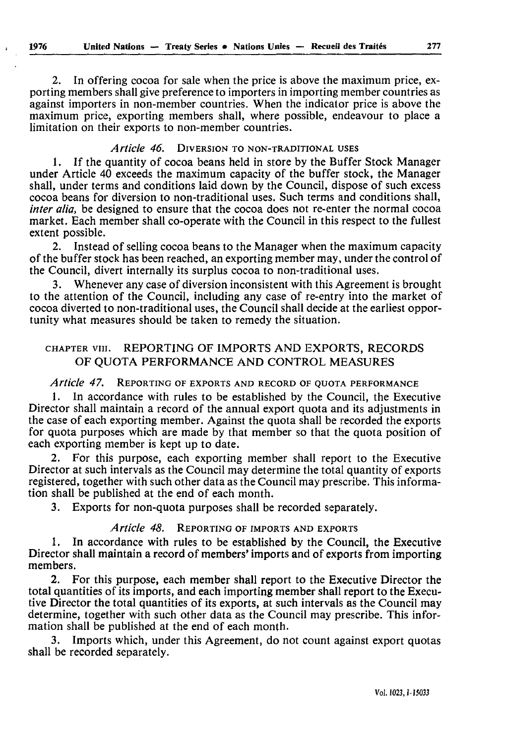2. In offering cocoa for sale when the price is above the maximum price, exporting members shall give preference to importers in importing member countries as against importers in non-member countries. When the indicator price is above the maximum price, exporting members shall, where possible, endeavour to place a limitation on their exports to non-member countries.

### *Article 46.* Diversion to non-traditional uses

1. If the quantity of cocoa beans held in store by the Buffer Stock Manager under Article 40 exceeds the maximum capacity of the buffer stock, the Manager shall, under terms and conditions laid down by the Council, dispose of such excess cocoa beans for diversion to non-traditional uses. Such terms and conditions shall, *inter alia,* be designed to ensure that the cocoa does not re-enter the normal cocoa market. Each member shall co-operate with the Council in this respect to the fullest extent possible.

2. Instead of selling cocoa beans to the Manager when the maximum capacity of the buffer stock has been reached, an exporting member may, under the control of the Council, divert internally its surplus cocoa to non-traditional uses.

3. Whenever any case of diversion inconsistent with this Agreement is brought to the attention of the Council, including any case of re-entry into the market of cocoa diverted to non-traditional uses, the Council shall decide at the earliest opportunity what measures should be taken to remedy the situation.

## Chapter VIII. REPORTING OF IMPORTS AND EXPORTS, RECORDS OF QUOTA PERFORMANCE AND CONTROL MEASURES

### *Article 47.* Reporting of exports and record of quota performance

1. In accordance with rules to be established by the Council, the Executive Director shall maintain a record of the annual export quota and its adjustments in the case of each exporting member. Against the quota shall be recorded the exports for quota purposes which are made by that member so that the quota position of each exporting member is kept up to date.

2. For this purpose, each exporting member shall report to the Executive Director at such intervals as the Council may determine the total quantity of exports registered, together with such other data as the Council may prescribe. This information shall be published at the end of each month.

3. Exports for non-quota purposes shall be recorded separately.

### *Article 48.* Reporting of imports and exports

1. In accordance with rules to be established by the Council, the Executive Director shall maintain a record of members' imports and of exports from importing members.

2. For this purpose, each member shall report to the Executive Director the total quantities of its imports, and each importing member shall report to the Executive Director the total quantities of its exports, at such intervals as the Council may determine, together with such other data as the Council may prescribe. This information shall be published at the end of each month.

3. Imports which, under this Agreement, do not count against export quotas shall be recorded separately.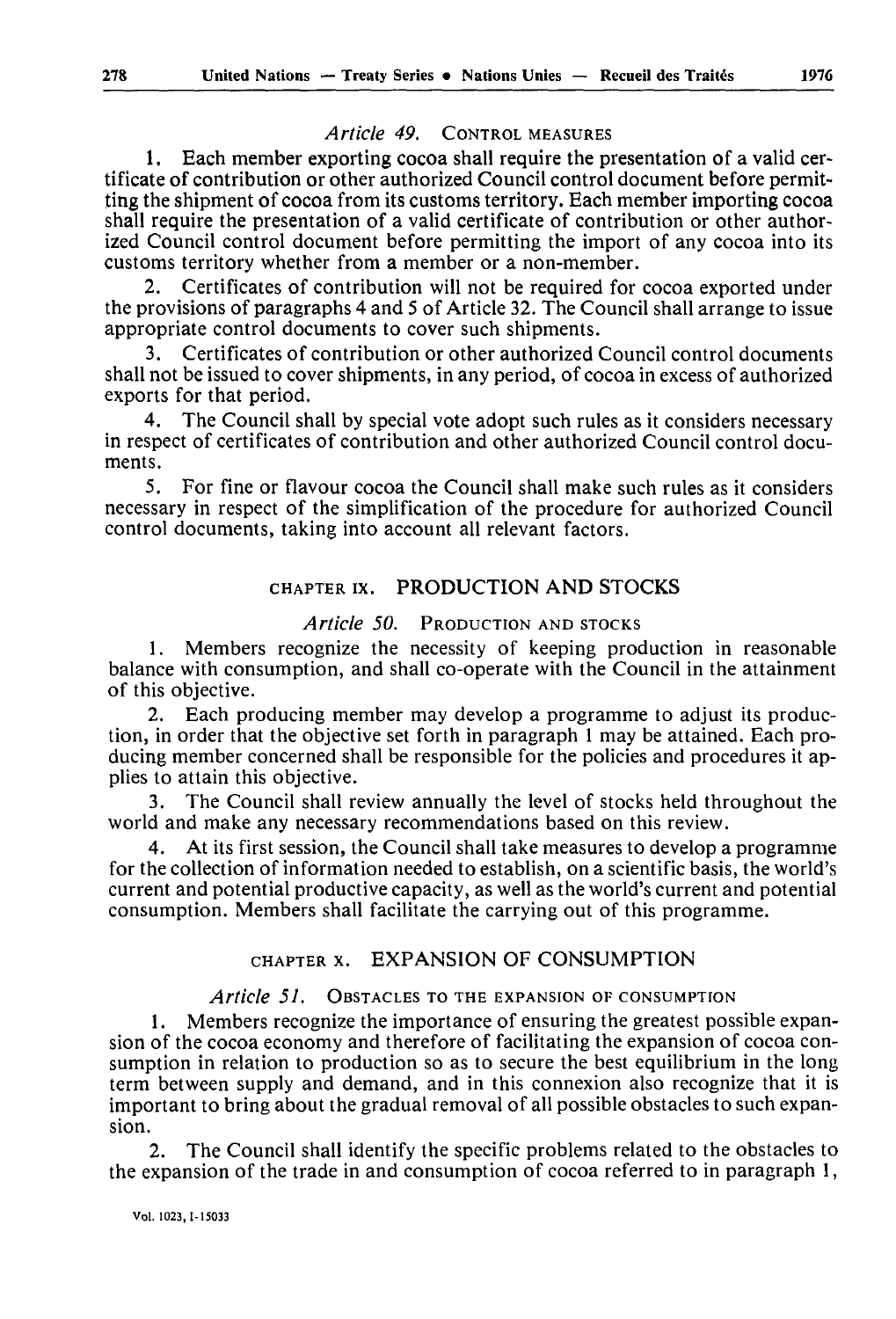### *Article 49.* CONTROL MEASURES

1. Each member exporting cocoa shall require the presentation of a valid certificate of contribution or other authorized Council control document before permitting the shipment of cocoa from its customs territory. Each member importing cocoa shall require the presentation of a valid certificate of contribution or other authorized Council control document before permitting the import of any cocoa into its customs territory whether from a member or a non-member.

2. Certificates of contribution will not be required for cocoa exported under the provisions of paragraphs 4 and 5 of Article 32. The Council shall arrange to issue appropriate control documents to cover such shipments.

3. Certificates of contribution or other authorized Council control documents shall not be issued to cover shipments, in any period, of cocoa in excess of authorized exports for that period.

4. The Council shall by special vote adopt such rules as it considers necessary in respect of certificates of contribution and other authorized Council control documents.

5. For fine or flavour cocoa the Council shall make such rules as it considers necessary in respect of the simplification of the procedure for authorized Council control documents, taking into account all relevant factors.

## CHAPTER IX. PRODUCTION AND STOCKS

### *Article 50.* PRODUCTION AND STOCKS

1. Members recognize the necessity of keeping production in reasonable balance with consumption, and shall co-operate with the Council in the attainment of this objective.

2. Each producing member may develop a programme to adjust its production, in order that the objective set forth in paragraph 1 may be attained. Each producing member concerned shall be responsible for the policies and procedures it applies to attain this objective.

3. The Council shall review annually the level of stocks held throughout the world and make any necessary recommendations based on this review.

4. At its first session, the Council shall take measures to develop a programme for the collection of information needed to establish, on a scientific basis, the world's current and potential productive capacity, as well as the world's current and potential consumption. Members shall facilitate the carrying out of this programme.

## CHAPTER X. EXPANSION OF CONSUMPTION

### *Article 51.* OBSTACLES TO THE EXPANSION OF CONSUMPTION

1. Members recognize the importance of ensuring the greatest possible expansion of the cocoa economy and therefore of facilitating the expansion of cocoa consumption in relation to production so as to secure the best equilibrium in the long term between supply and demand, and in this connexion also recognize that it is important to bring about the gradual removal of all possible obstacles to such expansion.

2. The Council shall identify the specific problems related to the obstacles to the expansion of the trade in and consumption of cocoa referred to in paragraph 1,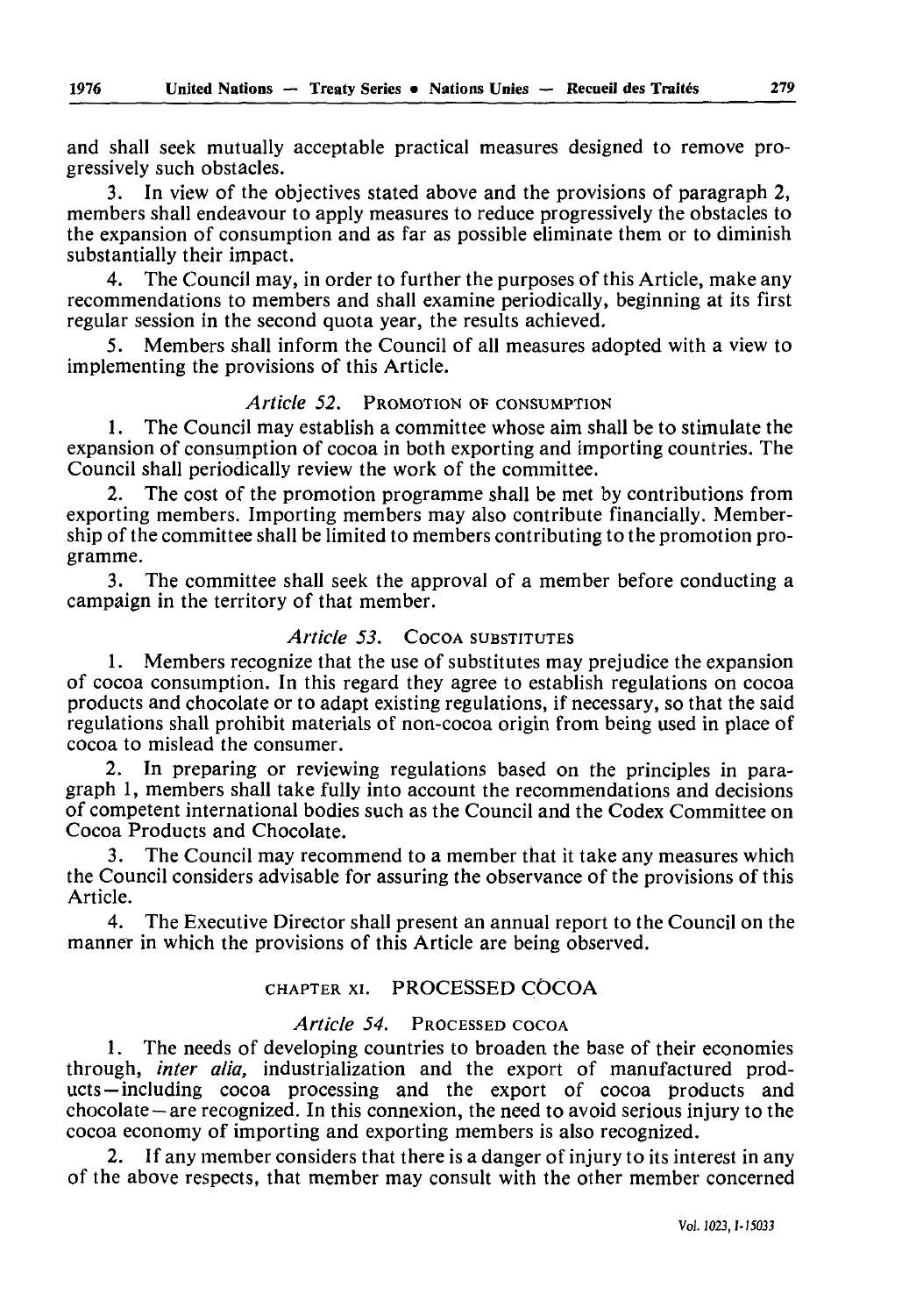and shall seek mutually acceptable practical measures designed to remove progressively such obstacles.

3. In view of the objectives stated above and the provisions of paragraph 2, members shall endeavour to apply measures to reduce progressively the obstacles to the expansion of consumption and as far as possible eliminate them or to diminish substantially their impact.

4. The Council may, in order to further the purposes of this Article, make any recommendations to members and shall examine periodically, beginning at its first regular session in the second quota year, the results achieved.

5. Members shall inform the Council of all measures adopted with a view to implementing the provisions of this Article.

### *Article 52.* PROMOTION OF CONSUMPTION

1. The Council may establish a committee whose aim shall be to stimulate the expansion of consumption of cocoa in both exporting and importing countries. The Council shall periodically review the work of the committee.

2. The cost of the promotion programme shall be met by contributions from exporting members. Importing members may also contribute financially. Membership of the committee shall be limited to members contributing to the promotion programme.

3. The committee shall seek the approval of a member before conducting a campaign in the territory of that member.

### *Article 53.* COCOA SUBSTITUTES

1. Members recognize that the use of substitutes may prejudice the expansion of cocoa consumption. In this regard they agree to establish regulations on cocoa products and chocolate or to adapt existing regulations, if necessary, so that the said regulations shall prohibit materials of non-cocoa origin from being used in place of cocoa to mislead the consumer.

2. In preparing or reviewing regulations based on the principles in paragraph 1, members shall take fully into account the recommendations and decisions of competent international bodies such as the Council and the Codex Committee on Cocoa Products and Chocolate.

3. The Council may recommend to a member that it take any measures which the Council considers advisable for assuring the observance of the provisions of this Article.

4. The Executive Director shall present an annual report to the Council on the manner in which the provisions of this Article are being observed.

## CHAPTER XI. PROCESSED COCOA

### *Article 54.* PROCESSED COCOA

1. The needs of developing countries to broaden the base of their economies through, *inter alia,* industrialization and the export of manufactured products—including cocoa processing and the export of cocoa products and chocolate—are recognized. In this connexion, the need to avoid serious injury to the cocoa economy of importing and exporting members is also recognized.

2. If any member considers that there is a danger of injury to its interest in any of the above respects, that member may consult with the other member concerned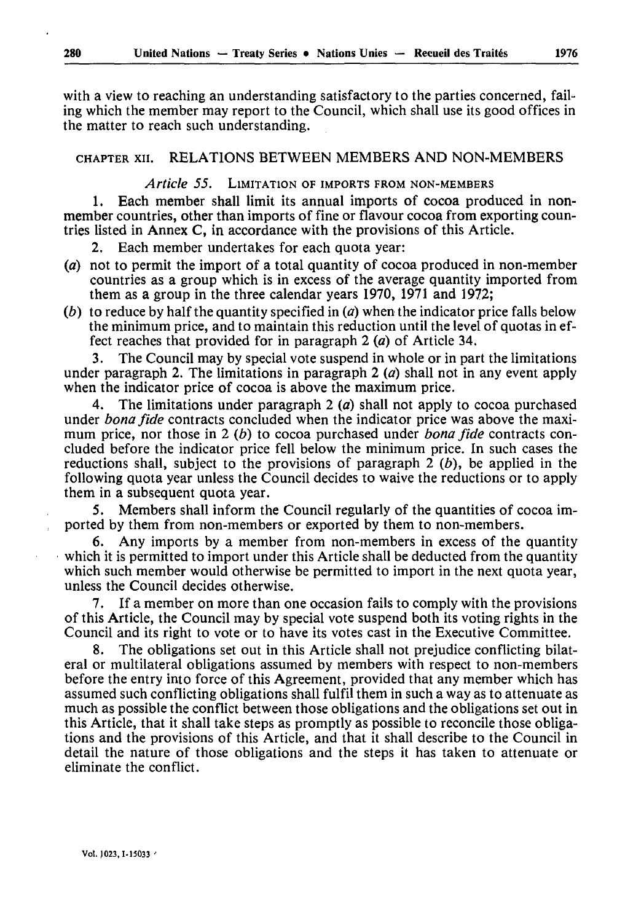with a view to reaching an understanding satisfactory to the parties concerned, failing which the member may report to the Council, which shall use its good offices in the matter to reach such understanding.

## CHAPTER XII. RELATIONS BETWEEN MEMBERS AND NON-MEMBERS

### *Article 55.* LIMITATION OF IMPORTS FROM NON-MEMBERS

1. Each member shall limit its annual imports of cocoa produced in non-member countries, other than imports of fine or flavour cocoa from exporting countries listed in Annex C, in accordance with the provisions of this Article.

2. Each member undertakes for each quota year:

(*a*) not to permit the import of a total quantity of cocoa produced in non-member countries as a group which is in excess of the average quantity imported from them as a group in the three calendar years 1970, 1971 and 1972;

(*b*) to reduce by half the quantity specified in (*a*) when the indicator price falls below the minimum price, and to maintain this reduction until the level of quotas in effect reaches that provided for in paragraph 2 (*a*) of Article 34.

3. The Council may by special vote suspend in whole or in part the limitations under paragraph 2. The limitations in paragraph 2 (*a*) shall not in any event apply when the indicator price of cocoa is above the maximum price.

4. The limitations under paragraph 2 (*a*) shall not apply to cocoa purchased under *bona fide* contracts concluded when the indicator price was above the maximum price, nor those in 2 (*b*) to cocoa purchased under *bona fide* contracts concluded before the indicator price fell below the minimum price. In such cases the reductions shall, subject to the provisions of paragraph 2 (*b*), be applied in the following quota year unless the Council decides to waive the reductions or to apply them in a subsequent quota year.

5. Members shall inform the Council regularly of the quantities of cocoa imported by them from non-members or exported by them to non-members.

6. Any imports by a member from non-members in excess of the quantity which it is permitted to import under this Article shall be deducted from the quantity which such member would otherwise be permitted to import in the next quota year, unless the Council decides otherwise.

7. If a member on more than one occasion fails to comply with the provisions of this Article, the Council may by special vote suspend both its voting rights in the Council and its right to vote or to have its votes cast in the Executive Committee.

8. The obligations set out in this Article shall not prejudice conflicting bilateral or multilateral obligations assumed by members with respect to non-members before the entry into force of this Agreement, provided that any member which has assumed such conflicting obligations shall fulfil them in such a way as to attenuate as much as possible the conflict between those obligations and the obligations set out in this Article, that it shall take steps as promptly as possible to reconcile those obligations and the provisions of this Article, and that it shall describe to the Council in detail the nature of those obligations and the steps it has taken to attenuate or eliminate the conflict.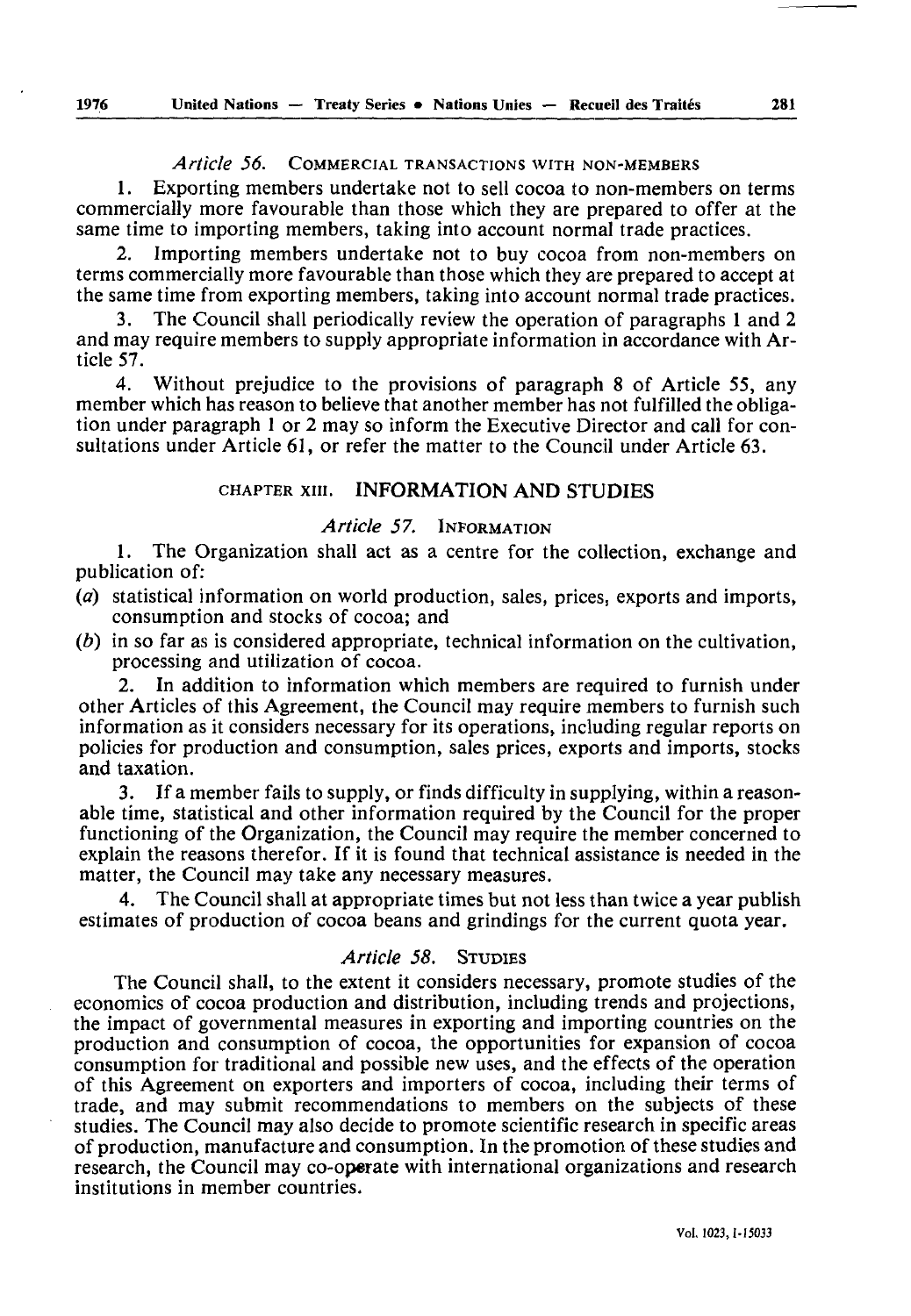*Article 56.* COMMERCIAL TRANSACTIONS WITH NON-MEMBERS

1. Exporting members undertake not to sell cocoa to non-members on terms commercially more favourable than those which they are prepared to offer at the same time to importing members, taking into account normal trade practices.

2. Importing members undertake not to buy cocoa from non-members on terms commercially more favourable than those which they are prepared to accept at the same time from exporting members, taking into account normal trade practices.

3. The Council shall periodically review the operation of paragraphs 1 and 2 and may require members to supply appropriate information in accordance with Article 57.

4. Without prejudice to the provisions of paragraph 8 of Article 55, any member which has reason to believe that another member has not fulfilled the obligation under paragraph 1 or 2 may so inform the Executive Director and call for consultations under Article 61, or refer the matter to the Council under Article 63.

## CHAPTER XIII. INFORMATION AND STUDIES

*Article 57.* INFORMATION

1. The Organization shall act as a centre for the collection, exchange and publication of:

(*a*) statistical information on world production, sales, prices, exports and imports, consumption and stocks of cocoa; and

(*b*) in so far as is considered appropriate, technical information on the cultivation, processing and utilization of cocoa.

2. In addition to information which members are required to furnish under other Articles of this Agreement, the Council may require members to furnish such information as it considers necessary for its operations, including regular reports on policies for production and consumption, sales prices, exports and imports, stocks and taxation.

3. If a member fails to supply, or finds difficulty in supplying, within a reasonable time, statistical and other information required by the Council for the proper functioning of the Organization, the Council may require the member concerned to explain the reasons therefor. If it is found that technical assistance is needed in the matter, the Council may take any necessary measures.

4. The Council shall at appropriate times but not less than twice a year publish estimates of production of cocoa beans and grindings for the current quota year.

*Article 58.* STUDIES

The Council shall, to the extent it considers necessary, promote studies of the economics of cocoa production and distribution, including trends and projections, the impact of governmental measures in exporting and importing countries on the production and consumption of cocoa, the opportunities for expansion of cocoa consumption for traditional and possible new uses, and the effects of the operation of this Agreement on exporters and importers of cocoa, including their terms of trade, and may submit recommendations to members on the subjects of these studies. The Council may also decide to promote scientific research in specific areas of production, manufacture and consumption. In the promotion of these studies and research, the Council may co-operate with international organizations and research institutions in member countries.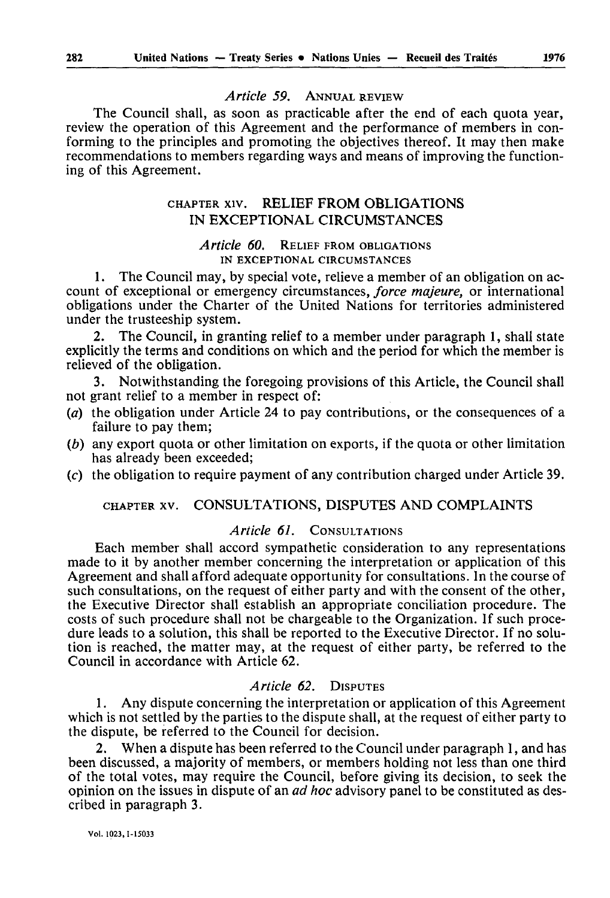### *Article 59.* ANNUAL REVIEW

The Council shall, as soon as practicable after the end of each quota year, review the operation of this Agreement and the performance of members in conforming to the principles and promoting the objectives thereof. It may then make recommendations to members regarding ways and means of improving the functioning of this Agreement.

## CHAPTER XIV. RELIEF FROM OBLIGATIONS IN EXCEPTIONAL CIRCUMSTANCES

### *Article 60.* RELIEF FROM OBLIGATIONS IN EXCEPTIONAL CIRCUMSTANCES

1. The Council may, by special vote, relieve a member of an obligation on account of exceptional or emergency circumstances, *force majeure,* or international obligations under the Charter of the United Nations for territories administered under the trusteeship system.

2. The Council, in granting relief to a member under paragraph 1, shall state explicitly the terms and conditions on which and the period for which the member is relieved of the obligation.

3. Notwithstanding the foregoing provisions of this Article, the Council shall not grant relief to a member in respect of:

(*a*) the obligation under Article 24 to pay contributions, or the consequences of a failure to pay them;

(*b*) any export quota or other limitation on exports, if the quota or other limitation has already been exceeded;

(*c*) the obligation to require payment of any contribution charged under Article 39.

## CHAPTER XV. CONSULTATIONS, DISPUTES AND COMPLAINTS

### *Article 61.* CONSULTATIONS

Each member shall accord sympathetic consideration to any representations made to it by another member concerning the interpretation or application of this Agreement and shall afford adequate opportunity for consultations. In the course of such consultations, on the request of either party and with the consent of the other, the Executive Director shall establish an appropriate conciliation procedure. The costs of such procedure shall not be chargeable to the Organization. If such procedure leads to a solution, this shall be reported to the Executive Director. If no solution is reached, the matter may, at the request of either party, be referred to the Council in accordance with Article 62.

### *Article 62.* DISPUTES

1. Any dispute concerning the interpretation or application of this Agreement which is not settled by the parties to the dispute shall, at the request of either party to the dispute, be referred to the Council for decision.

2. When a dispute has been referred to the Council under paragraph 1, and has been discussed, a majority of members, or members holding not less than one third of the total votes, may require the Council, before giving its decision, to seek the opinion on the issues in dispute of an *ad hoc* advisory panel to be constituted as described in paragraph 3.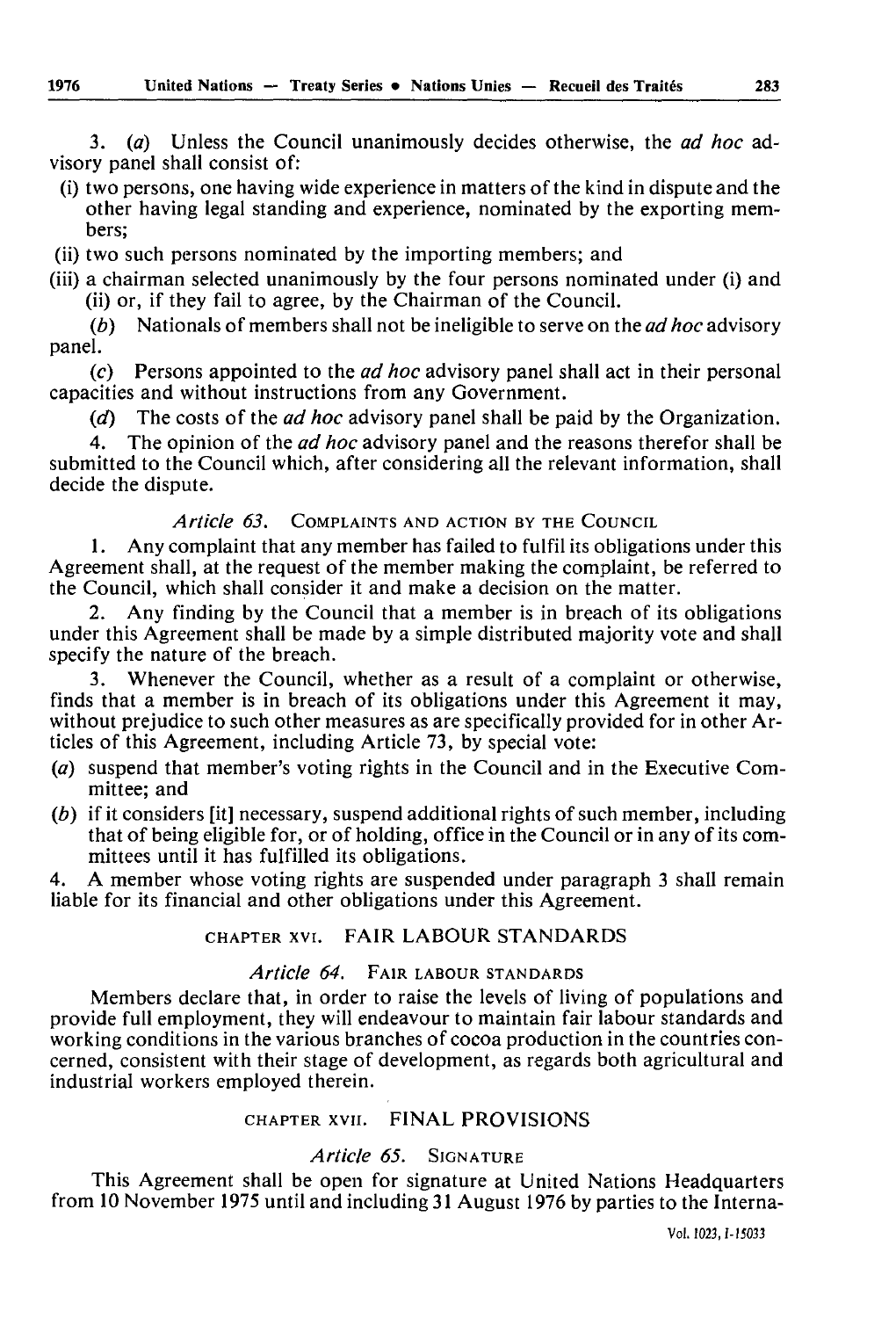3. (*a*) Unless the Council unanimously decides otherwise, the *ad hoc* advisory panel shall consist of:

(i) two persons, one having wide experience in matters of the kind in dispute and the other having legal standing and experience, nominated by the exporting members;

(ii) two such persons nominated by the importing members; and

(iii) a chairman selected unanimously by the four persons nominated under (i) and (ii) or, if they fail to agree, by the Chairman of the Council.

(*b*) Nationals of members shall not be ineligible to serve on the *ad hoc* advisory panel.

(*c*) Persons appointed to the *ad hoc* advisory panel shall act in their personal capacities and without instructions from any Government.

(*d*) The costs of the *ad hoc* advisory panel shall be paid by the Organization.

4. The opinion of the *ad hoc* advisory panel and the reasons therefor shall be submitted to the Council which, after considering all the relevant information, shall decide the dispute.

### *Article 63.* COMPLAINTS AND ACTION BY THE COUNCIL

1. Any complaint that any member has failed to fulfil its obligations under this Agreement shall, at the request of the member making the complaint, be referred to the Council, which shall consider it and make a decision on the matter.

2. Any finding by the Council that a member is in breach of its obligations under this Agreement shall be made by a simple distributed majority vote and shall specify the nature of the breach.

3. Whenever the Council, whether as a result of a complaint or otherwise, finds that a member is in breach of its obligations under this Agreement it may, without prejudice to such other measures as are specifically provided for in other Articles of this Agreement, including Article 73, by special vote:

(*a*) suspend that member's voting rights in the Council and in the Executive Committee; and

(*b*) if it considers [it] necessary, suspend additional rights of such member, including that of being eligible for, or of holding, office in the Council or in any of its committees until it has fulfilled its obligations.

4. A member whose voting rights are suspended under paragraph 3 shall remain liable for its financial and other obligations under this Agreement.

## CHAPTER XVI. FAIR LABOUR STANDARDS

### *Article 64.* FAIR LABOUR STANDARDS

Members declare that, in order to raise the levels of living of populations and provide full employment, they will endeavour to maintain fair labour standards and working conditions in the various branches of cocoa production in the countries concerned, consistent with their stage of development, as regards both agricultural and industrial workers employed therein.

## CHAPTER XVII. FINAL PROVISIONS

### *Article 65.* SIGNATURE

This Agreement shall be open for signature at United Nations Headquarters from 10 November 1975 until and including 31 August 1976 by parties to the Interna-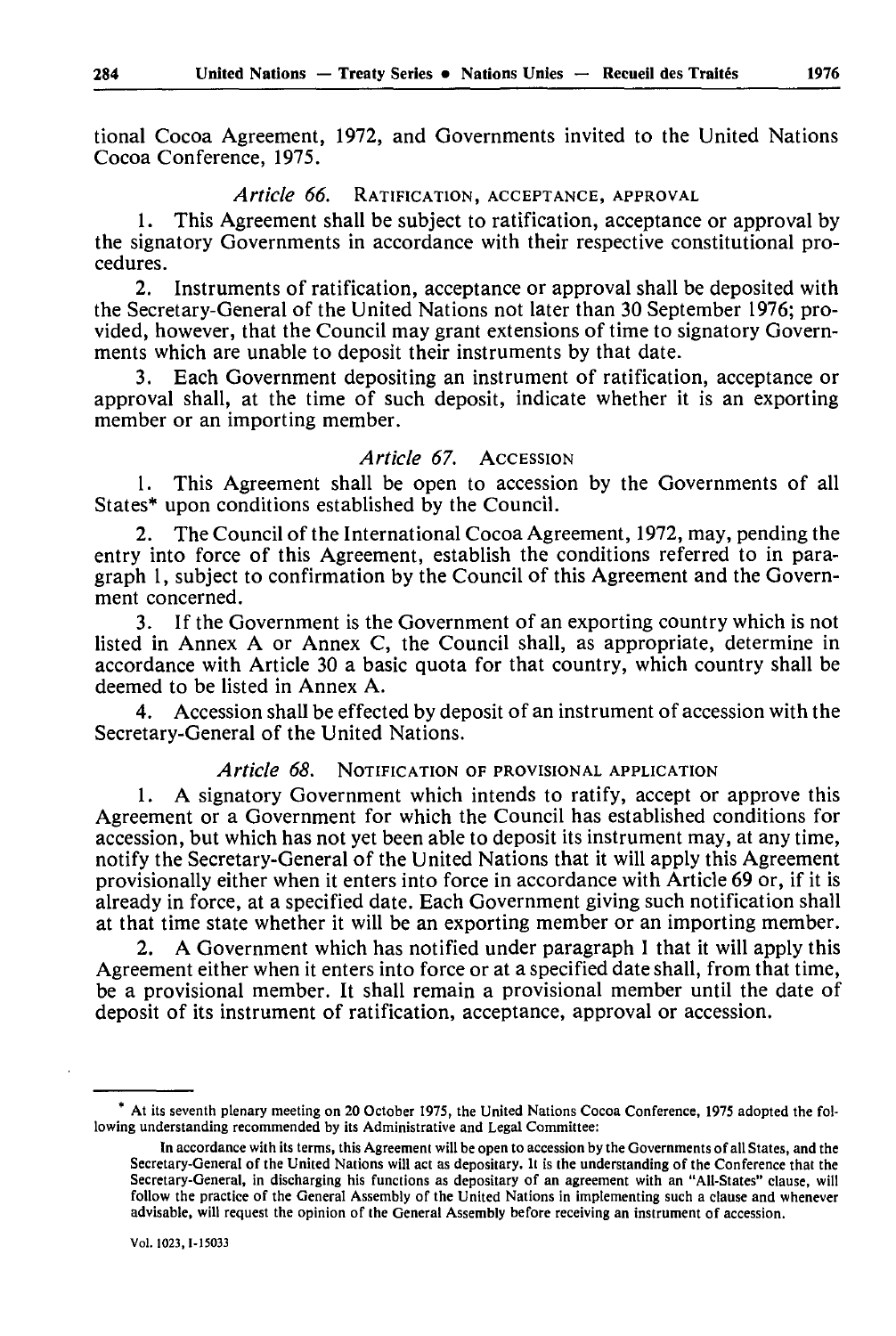tional Cocoa Agreement, 1972, and Governments invited to the United Nations Cocoa Conference, 1975.

### *Article 66.* RATIFICATION, ACCEPTANCE, APPROVAL

1. This Agreement shall be subject to ratification, acceptance or approval by the signatory Governments in accordance with their respective constitutional procedures.

2. Instruments of ratification, acceptance or approval shall be deposited with the Secretary-General of the United Nations not later than 30 September 1976; provided, however, that the Council may grant extensions of time to signatory Governments which are unable to deposit their instruments by that date.

3. Each Government depositing an instrument of ratification, acceptance or approval shall, at the time of such deposit, indicate whether it is an exporting member or an importing member.

### *Article 67.* ACCESSION

1. This Agreement shall be open to accession by the Governments of all States* upon conditions established by the Council.

2. The Council of the International Cocoa Agreement, 1972, may, pending the entry into force of this Agreement, establish the conditions referred to in paragraph 1, subject to confirmation by the Council of this Agreement and the Government concerned.

3. If the Government is the Government of an exporting country which is not listed in Annex A or Annex C, the Council shall, as appropriate, determine in accordance with Article 30 a basic quota for that country, which country shall be deemed to be listed in Annex A.

4. Accession shall be effected by deposit of an instrument of accession with the Secretary-General of the United Nations.

### *Article 68.* NOTIFICATION OF PROVISIONAL APPLICATION

1. A signatory Government which intends to ratify, accept or approve this Agreement or a Government for which the Council has established conditions for accession, but which has not yet been able to deposit its instrument may, at any time, notify the Secretary-General of the United Nations that it will apply this Agreement provisionally either when it enters into force in accordance with Article 69 or, if it is already in force, at a specified date. Each Government giving such notification shall at that time state whether it will be an exporting member or an importing member.

2. A Government which has notified under paragraph 1 that it will apply this Agreement either when it enters into force or at a specified date shall, from that time, be a provisional member. It shall remain a provisional member until the date of deposit of its instrument of ratification, acceptance, approval or accession.

---

* At its seventh plenary meeting on 20 October 1975, the United Nations Cocoa Conference, 1975 adopted the following understanding recommended by its Administrative and Legal Committee:

In accordance with its terms, this Agreement will be open to accession by the Governments of all States, and the Secretary-General of the United Nations will act as depositary. It is the understanding of the Conference that the Secretary-General, in discharging his functions as depositary of an agreement with an "All-States" clause, will follow the practice of the General Assembly of the United Nations in implementing such a clause and whenever advisable, will request the opinion of the General Assembly before receiving an instrument of accession.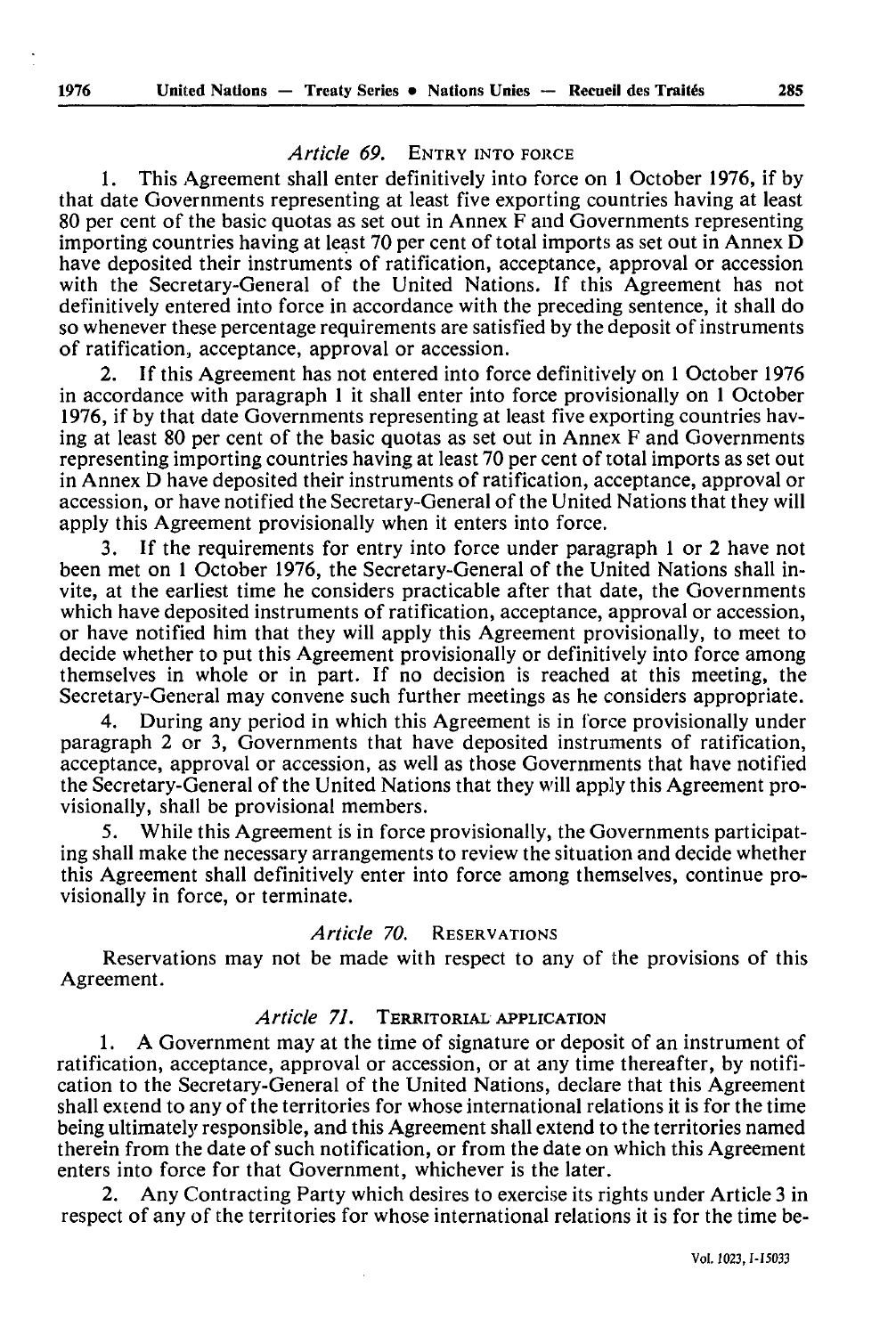### *Article 69.* ENTRY INTO FORCE

1. This Agreement shall enter definitively into force on 1 October 1976, if by that date Governments representing at least five exporting countries having at least 80 per cent of the basic quotas as set out in Annex F and Governments representing importing countries having at least 70 per cent of total imports as set out in Annex D have deposited their instruments of ratification, acceptance, approval or accession with the Secretary-General of the United Nations. If this Agreement has not definitively entered into force in accordance with the preceding sentence, it shall do so whenever these percentage requirements are satisfied by the deposit of instruments of ratification, acceptance, approval or accession.

2. If this Agreement has not entered into force definitively on 1 October 1976 in accordance with paragraph 1 it shall enter into force provisionally on 1 October 1976, if by that date Governments representing at least five exporting countries having at least 80 per cent of the basic quotas as set out in Annex F and Governments representing importing countries having at least 70 per cent of total imports as set out in Annex D have deposited their instruments of ratification, acceptance, approval or accession, or have notified the Secretary-General of the United Nations that they will apply this Agreement provisionally when it enters into force.

3. If the requirements for entry into force under paragraph 1 or 2 have not been met on 1 October 1976, the Secretary-General of the United Nations shall invite, at the earliest time he considers practicable after that date, the Governments which have deposited instruments of ratification, acceptance, approval or accession, or have notified him that they will apply this Agreement provisionally, to meet to decide whether to put this Agreement provisionally or definitively into force among themselves in whole or in part. If no decision is reached at this meeting, the Secretary-General may convene such further meetings as he considers appropriate.

4. During any period in which this Agreement is in force provisionally under paragraph 2 or 3, Governments that have deposited instruments of ratification, acceptance, approval or accession, as well as those Governments that have notified the Secretary-General of the United Nations that they will apply this Agreement provisionally, shall be provisional members.

5. While this Agreement is in force provisionally, the Governments participating shall make the necessary arrangements to review the situation and decide whether this Agreement shall definitively enter into force among themselves, continue provisionally in force, or terminate.

### *Article 70.* RESERVATIONS

Reservations may not be made with respect to any of the provisions of this Agreement.

### *Article 71.* TERRITORIAL APPLICATION

1. A Government may at the time of signature or deposit of an instrument of ratification, acceptance, approval or accession, or at any time thereafter, by notification to the Secretary-General of the United Nations, declare that this Agreement shall extend to any of the territories for whose international relations it is for the time being ultimately responsible, and this Agreement shall extend to the territories named therein from the date of such notification, or from the date on which this Agreement enters into force for that Government, whichever is the later.

2. Any Contracting Party which desires to exercise its rights under Article 3 in respect of any of the territories for whose international relations it is for the time be-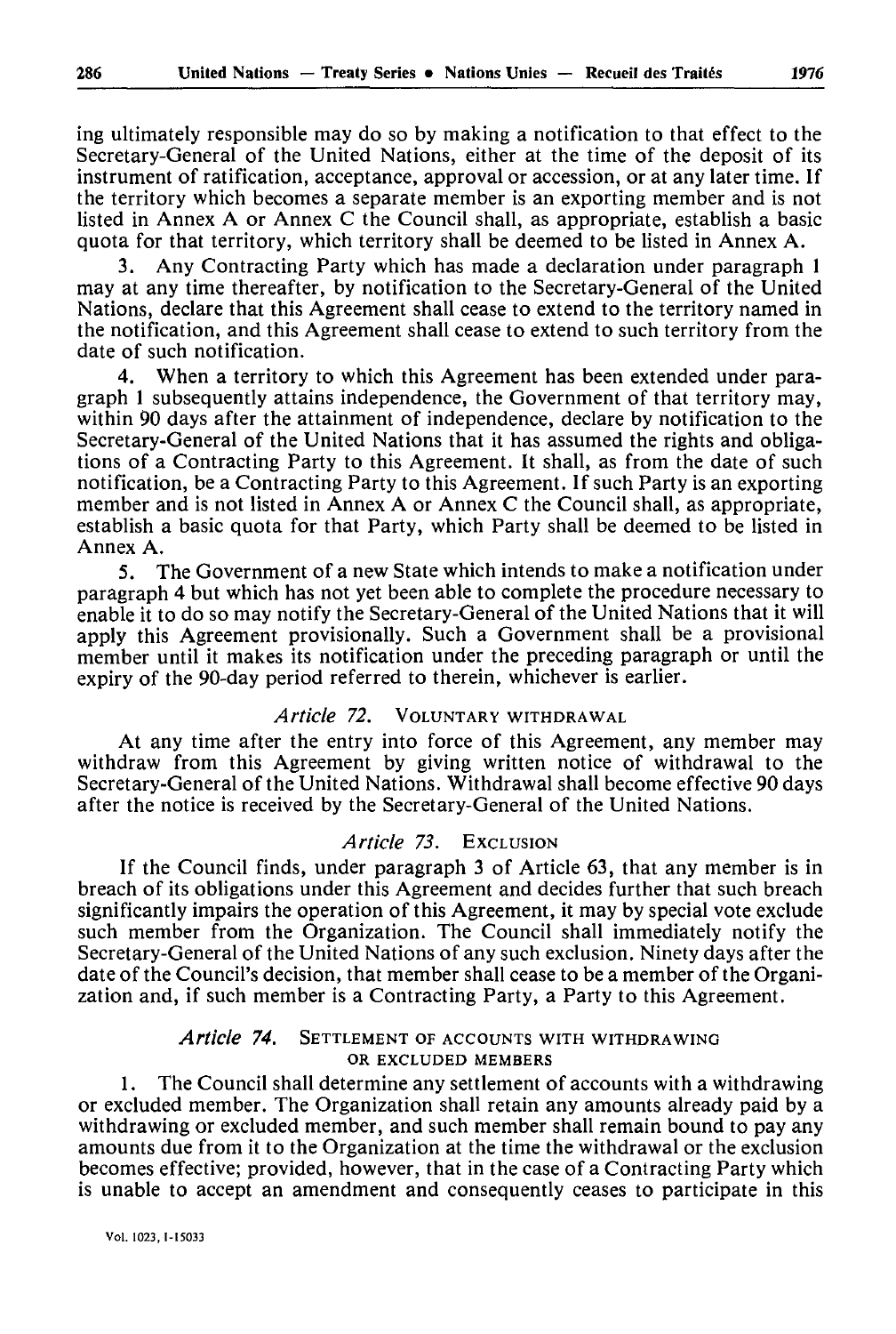ing ultimately responsible may do so by making a notification to that effect to the Secretary-General of the United Nations, either at the time of the deposit of its instrument of ratification, acceptance, approval or accession, or at any later time. If the territory which becomes a separate member is an exporting member and is not listed in Annex A or Annex C the Council shall, as appropriate, establish a basic quota for that territory, which territory shall be deemed to be listed in Annex A.

3. Any Contracting Party which has made a declaration under paragraph 1 may at any time thereafter, by notification to the Secretary-General of the United Nations, declare that this Agreement shall cease to extend to the territory named in the notification, and this Agreement shall cease to extend to such territory from the date of such notification.

4. When a territory to which this Agreement has been extended under paragraph 1 subsequently attains independence, the Government of that territory may, within 90 days after the attainment of independence, declare by notification to the Secretary-General of the United Nations that it has assumed the rights and obligations of a Contracting Party to this Agreement. It shall, as from the date of such notification, be a Contracting Party to this Agreement. If such Party is an exporting member and is not listed in Annex A or Annex C the Council shall, as appropriate, establish a basic quota for that Party, which Party shall be deemed to be listed in Annex A.

5. The Government of a new State which intends to make a notification under paragraph 4 but which has not yet been able to complete the procedure necessary to enable it to do so may notify the Secretary-General of the United Nations that it will apply this Agreement provisionally. Such a Government shall be a provisional member until it makes its notification under the preceding paragraph or until the expiry of the 90-day period referred to therein, whichever is earlier.

### *Article 72.* VOLUNTARY WITHDRAWAL

At any time after the entry into force of this Agreement, any member may withdraw from this Agreement by giving written notice of withdrawal to the Secretary-General of the United Nations. Withdrawal shall become effective 90 days after the notice is received by the Secretary-General of the United Nations.

### *Article 73.* EXCLUSION

If the Council finds, under paragraph 3 of Article 63, that any member is in breach of its obligations under this Agreement and decides further that such breach significantly impairs the operation of this Agreement, it may by special vote exclude such member from the Organization. The Council shall immediately notify the Secretary-General of the United Nations of any such exclusion. Ninety days after the date of the Council's decision, that member shall cease to be a member of the Organization and, if such member is a Contracting Party, a Party to this Agreement.

### *Article 74.* SETTLEMENT OF ACCOUNTS WITH WITHDRAWING OR EXCLUDED MEMBERS

1. The Council shall determine any settlement of accounts with a withdrawing or excluded member. The Organization shall retain any amounts already paid by a withdrawing or excluded member, and such member shall remain bound to pay any amounts due from it to the Organization at the time the withdrawal or the exclusion becomes effective; provided, however, that in the case of a Contracting Party which is unable to accept an amendment and consequently ceases to participate in this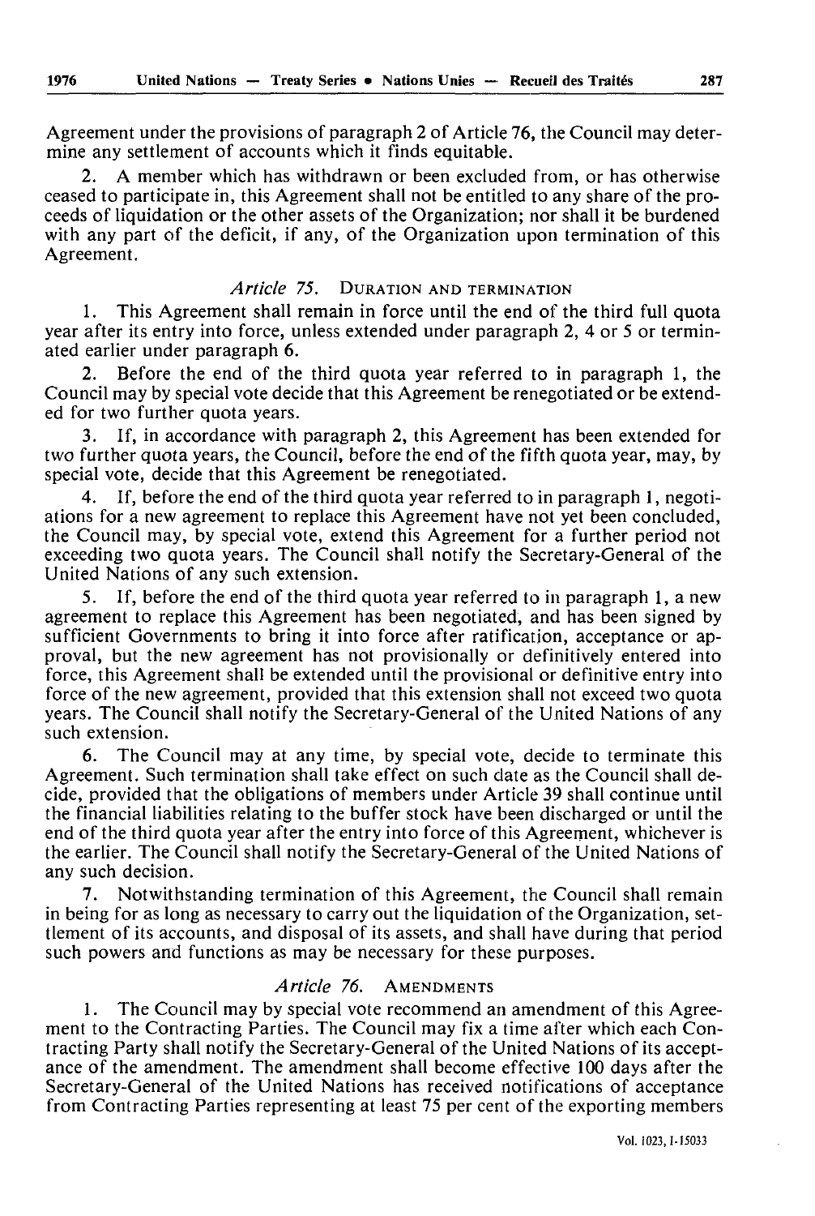Agreement under the provisions of paragraph 2 of Article 76, the Council may determine any settlement of accounts which it finds equitable.

2. A member which has withdrawn or been excluded from, or has otherwise ceased to participate in, this Agreement shall not be entitled to any share of the proceeds of liquidation or the other assets of the Organization; nor shall it be burdened with any part of the deficit, if any, of the Organization upon termination of this Agreement.

### *Article 75.* DURATION AND TERMINATION

1. This Agreement shall remain in force until the end of the third full quota year after its entry into force, unless extended under paragraph 2, 4 or 5 or terminated earlier under paragraph 6.

2. Before the end of the third quota year referred to in paragraph 1, the Council may by special vote decide that this Agreement be renegotiated or be extended for two further quota years.

3. If, in accordance with paragraph 2, this Agreement has been extended for two further quota years, the Council, before the end of the fifth quota year, may, by special vote, decide that this Agreement be renegotiated.

4. If, before the end of the third quota year referred to in paragraph 1, negotiations for a new agreement to replace this Agreement have not yet been concluded, the Council may, by special vote, extend this Agreement for a further period not exceeding two quota years. The Council shall notify the Secretary-General of the United Nations of any such extension.

5. If, before the end of the third quota year referred to in paragraph 1, a new agreement to replace this Agreement has been negotiated, and has been signed by sufficient Governments to bring it into force after ratification, acceptance or approval, but the new agreement has not provisionally or definitively entered into force, this Agreement shall be extended until the provisional or definitive entry into force of the new agreement, provided that this extension shall not exceed two quota years. The Council shall notify the Secretary-General of the United Nations of any such extension.

6. The Council may at any time, by special vote, decide to terminate this Agreement. Such termination shall take effect on such date as the Council shall decide, provided that the obligations of members under Article 39 shall continue until the financial liabilities relating to the buffer stock have been discharged or until the end of the third quota year after the entry into force of this Agreement, whichever is the earlier. The Council shall notify the Secretary-General of the United Nations of any such decision.

7. Notwithstanding termination of this Agreement, the Council shall remain in being for as long as necessary to carry out the liquidation of the Organization, settlement of its accounts, and disposal of its assets, and shall have during that period such powers and functions as may be necessary for these purposes.

### *Article 76.* AMENDMENTS

1. The Council may by special vote recommend an amendment of this Agreement to the Contracting Parties. The Council may fix a time after which each Contracting Party shall notify the Secretary-General of the United Nations of its acceptance of the amendment. The amendment shall become effective 100 days after the Secretary-General of the United Nations has received notifications of acceptance from Contracting Parties representing at least 75 per cent of the exporting members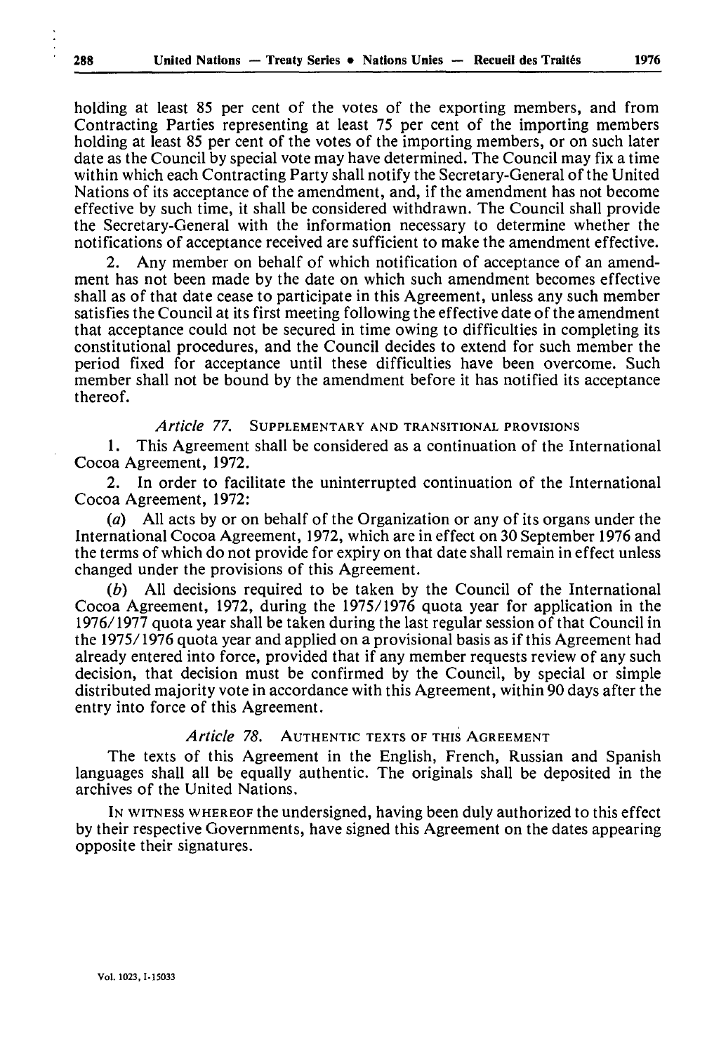holding at least 85 per cent of the votes of the exporting members, and from Contracting Parties representing at least 75 per cent of the importing members holding at least 85 per cent of the votes of the importing members, or on such later date as the Council by special vote may have determined. The Council may fix a time within which each Contracting Party shall notify the Secretary-General of the United Nations of its acceptance of the amendment, and, if the amendment has not become effective by such time, it shall be considered withdrawn. The Council shall provide the Secretary-General with the information necessary to determine whether the notifications of acceptance received are sufficient to make the amendment effective.

2. Any member on behalf of which notification of acceptance of an amendment has not been made by the date on which such amendment becomes effective shall as of that date cease to participate in this Agreement, unless any such member satisfies the Council at its first meeting following the effective date of the amendment that acceptance could not be secured in time owing to difficulties in completing its constitutional procedures, and the Council decides to extend for such member the period fixed for acceptance until these difficulties have been overcome. Such member shall not be bound by the amendment before it has notified its acceptance thereof.

*Article 77.* SUPPLEMENTARY AND TRANSITIONAL PROVISIONS

1. This Agreement shall be considered as a continuation of the International Cocoa Agreement, 1972.

2. In order to facilitate the uninterrupted continuation of the International Cocoa Agreement, 1972:

(*a*) All acts by or on behalf of the Organization or any of its organs under the International Cocoa Agreement, 1972, which are in effect on 30 September 1976 and the terms of which do not provide for expiry on that date shall remain in effect unless changed under the provisions of this Agreement.

(*b*) All decisions required to be taken by the Council of the International Cocoa Agreement, 1972, during the 1975/1976 quota year for application in the 1976/1977 quota year shall be taken during the last regular session of that Council in the 1975/1976 quota year and applied on a provisional basis as if this Agreement had already entered into force, provided that if any member requests review of any such decision, that decision must be confirmed by the Council, by special or simple distributed majority vote in accordance with this Agreement, within 90 days after the entry into force of this Agreement.

*Article 78.* AUTHENTIC TEXTS OF THIS AGREEMENT

The texts of this Agreement in the English, French, Russian and Spanish languages shall all be equally authentic. The originals shall be deposited in the archives of the United Nations.

IN WITNESS WHEREOF the undersigned, having been duly authorized to this effect by their respective Governments, have signed this Agreement on the dates appearing opposite their signatures.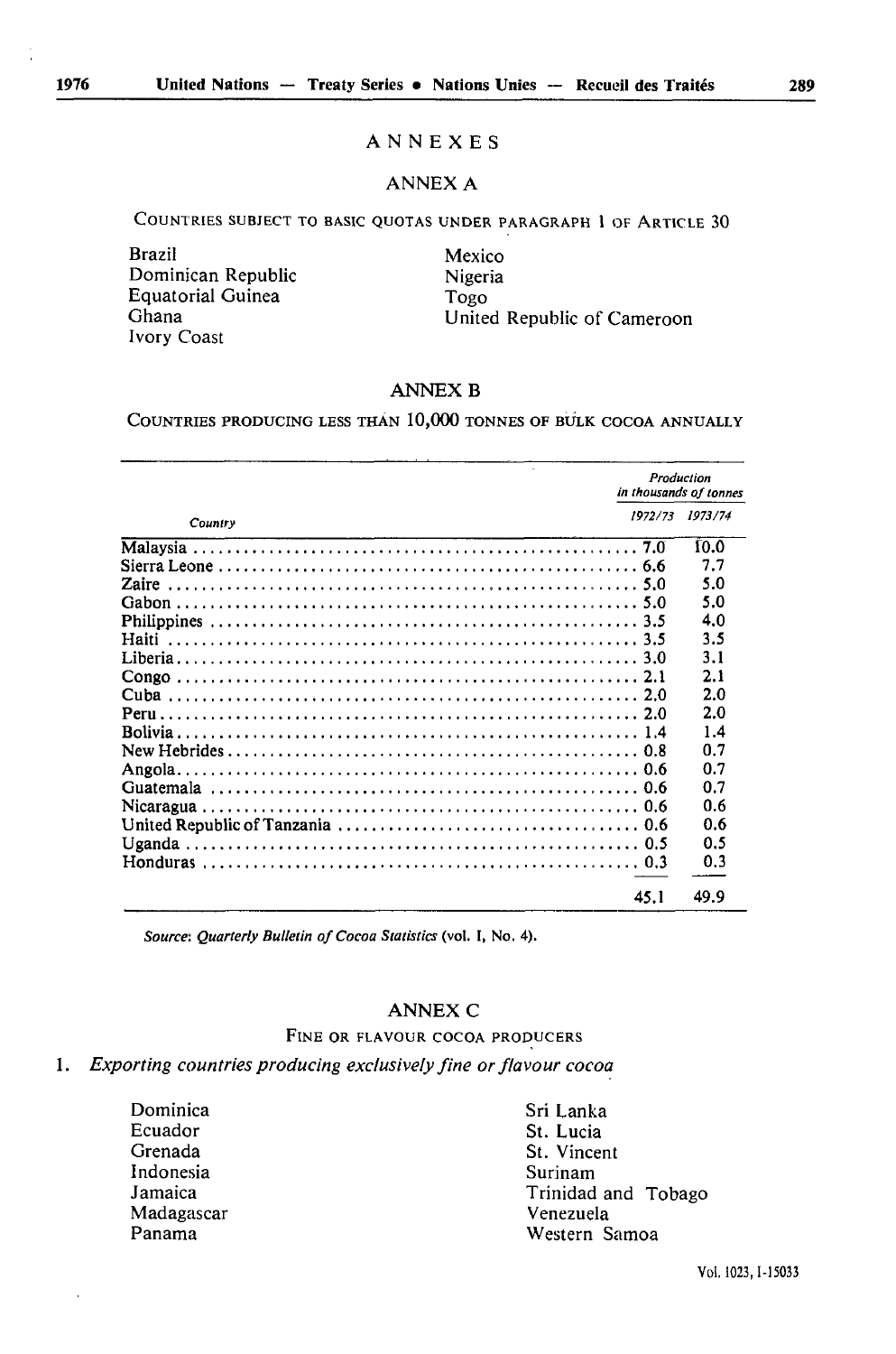# ANNEXES

## ANNEX A

COUNTRIES SUBJECT TO BASIC QUOTAS UNDER PARAGRAPH 1 OF ARTICLE 30

Brazil
Dominican Republic
Equatorial Guinea
Ghana
Ivory Coast
Mexico
Nigeria
Togo
United Republic of Cameroon

## ANNEX B

COUNTRIES PRODUCING LESS THAN 10,000 TONNES OF BULK COCOA ANNUALLY

| Country | *Production in thousands of tonnes* | |
|---|---|---|
| | *1972/73* | *1973/74* |
| Malaysia | 7.0 | 10.0 |
| Sierra Leone | 6.6 | 7.7 |
| Zaire | 5.0 | 5.0 |
| Gabon | 5.0 | 5.0 |
| Philippines | 3.5 | 4.0 |
| Haiti | 3.5 | 3.5 |
| Liberia | 3.0 | 3.1 |
| Congo | 2.1 | 2.1 |
| Cuba | 2.0 | 2.0 |
| Peru | 2.0 | 2.0 |
| Bolivia | 1.4 | 1.4 |
| New Hebrides | 0.8 | 0.7 |
| Angola | 0.6 | 0.7 |
| Guatemala | 0.6 | 0.7 |
| Nicaragua | 0.6 | 0.6 |
| United Republic of Tanzania | 0.6 | 0.6 |
| Uganda | 0.5 | 0.5 |
| Honduras | 0.3 | 0.3 |
| | 45.1 | 49.9 |

*Source*: *Quarterly Bulletin of Cocoa Statistics* (vol. I, No. 4).

## ANNEX C

FINE OR FLAVOUR COCOA PRODUCERS

1. *Exporting countries producing exclusively fine or flavour cocoa*

Dominica
Ecuador
Grenada
Indonesia
Jamaica
Madagascar
Panama
Sri Lanka
St. Lucia
St. Vincent
Surinam
Trinidad and Tobago
Venezuela
Western Samoa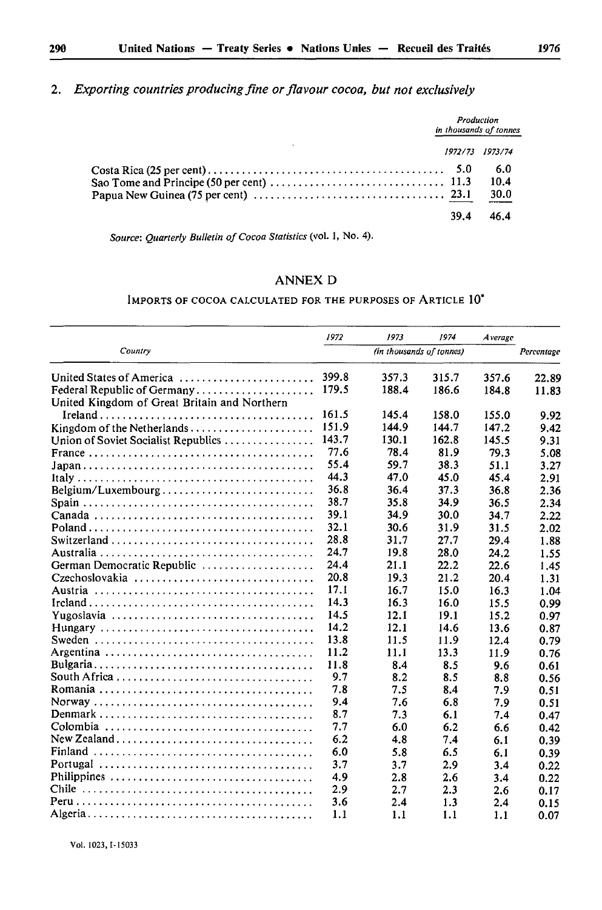2. *Exporting countries producing fine or flavour cocoa, but not exclusively*

| | Production in thousands of tonnes | |
|---|---|---|
| | 1972/73 | 1973/74 |
| Costa Rica (25 per cent) | 5.0 | 6.0 |
| Sao Tome and Principe (50 per cent) | 11.3 | 10.4 |
| Papua New Guinea (75 per cent) | 23.1 | 30.0 |
| | 39.4 | 46.4 |

*Source: Quarterly Bulletin of Cocoa Statistics* (vol. 1, No. 4).

## ANNEX D

### IMPORTS OF COCOA CALCULATED FOR THE PURPOSES OF ARTICLE 10*

| Country | 1972 | 1973 | 1974 | Average | Percentage |
|---|---|---|---|---|---|
| | (in thousands of tonnes) | | | | |
| United States of America | 399.8 | 357.3 | 315.7 | 357.6 | 22.89 |
| Federal Republic of Germany | 179.5 | 188.4 | 186.6 | 184.8 | 11.83 |
| United Kingdom of Great Britain and Northern Ireland | 161.5 | 145.4 | 158.0 | 155.0 | 9.92 |
| Kingdom of the Netherlands | 151.9 | 144.9 | 144.7 | 147.2 | 9.42 |
| Union of Soviet Socialist Republics | 143.7 | 130.1 | 162.8 | 145.5 | 9.31 |
| France | 77.6 | 78.4 | 81.9 | 79.3 | 5.08 |
| Japan | 55.4 | 59.7 | 38.3 | 51.1 | 3.27 |
| Italy | 44.3 | 47.0 | 45.0 | 45.4 | 2.91 |
| Belgium/Luxembourg | 36.8 | 36.4 | 37.3 | 36.8 | 2.36 |
| Spain | 38.7 | 35.8 | 34.9 | 36.5 | 2.34 |
| Canada | 39.1 | 34.9 | 30.0 | 34.7 | 2.22 |
| Poland | 32.1 | 30.6 | 31.9 | 31.5 | 2.02 |
| Switzerland | 28.8 | 31.7 | 27.7 | 29.4 | 1.88 |
| Australia | 24.7 | 19.8 | 28.0 | 24.2 | 1.55 |
| German Democratic Republic | 24.4 | 21.1 | 22.2 | 22.6 | 1.45 |
| Czechoslovakia | 20.8 | 19.3 | 21.2 | 20.4 | 1.31 |
| Austria | 17.1 | 16.7 | 15.0 | 16.3 | 1.04 |
| Ireland | 14.3 | 16.3 | 16.0 | 15.5 | 0.99 |
| Yugoslavia | 14.5 | 12.1 | 19.1 | 15.2 | 0.97 |
| Hungary | 14.2 | 12.1 | 14.6 | 13.6 | 0.87 |
| Sweden | 13.8 | 11.5 | 11.9 | 12.4 | 0.79 |
| Argentina | 11.2 | 11.1 | 13.3 | 11.9 | 0.76 |
| Bulgaria | 11.8 | 8.4 | 8.5 | 9.6 | 0.61 |
| South Africa | 9.7 | 8.2 | 8.5 | 8.8 | 0.56 |
| Romania | 7.8 | 7.5 | 8.4 | 7.9 | 0.51 |
| Norway | 9.4 | 7.6 | 6.8 | 7.9 | 0.51 |
| Denmark | 8.7 | 7.3 | 6.1 | 7.4 | 0.47 |
| Colombia | 7.7 | 6.0 | 6.2 | 6.6 | 0.42 |
| New Zealand | 6.2 | 4.8 | 7.4 | 6.1 | 0.39 |
| Finland | 6.0 | 5.8 | 6.5 | 6.1 | 0.39 |
| Portugal | 3.7 | 3.7 | 2.9 | 3.4 | 0.22 |
| Philippines | 4.9 | 2.8 | 2.6 | 3.4 | 0.22 |
| Chile | 2.9 | 2.7 | 2.3 | 2.6 | 0.17 |
| Peru | 3.6 | 2.4 | 1.3 | 2.4 | 0.15 |
| Algeria | 1.1 | 1.1 | 1.1 | 1.1 | 0.07 |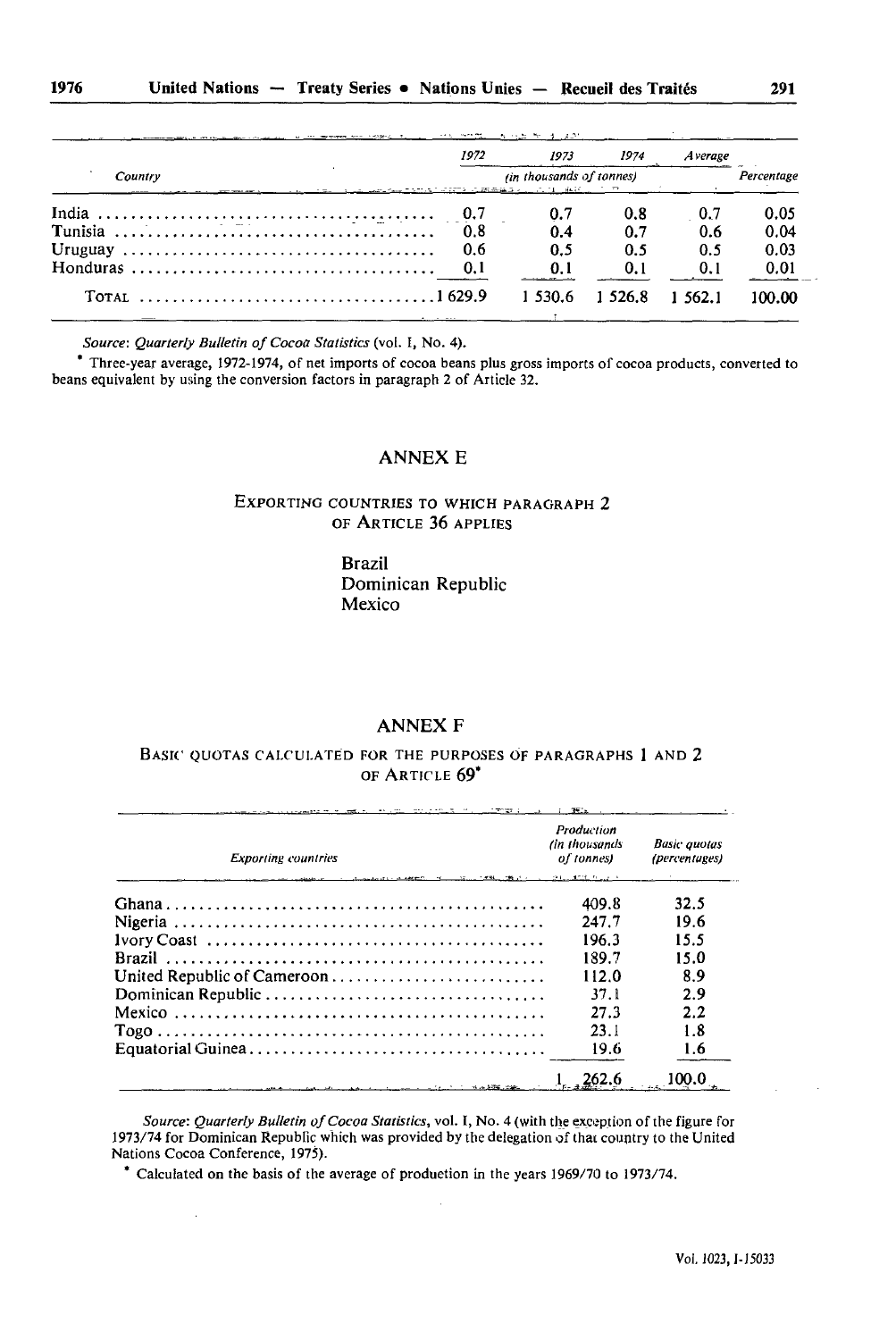| Country | 1972 | 1973 | 1974 | Average | Percentage |
|---|---|---|---|---|---|
| | (in thousands of tonnes) | | | | |
| India | 0.7 | 0.7 | 0.8 | 0.7 | 0.05 |
| Tunisia | 0.8 | 0.4 | 0.7 | 0.6 | 0.04 |
| Uruguay | 0.6 | 0.5 | 0.5 | 0.5 | 0.03 |
| Honduras | 0.1 | 0.1 | 0.1 | 0.1 | 0.01 |
| TOTAL | 1 629.9 | 1 530.6 | 1 526.8 | 1 562.1 | 100.00 |

*Source*: *Quarterly Bulletin of Cocoa Statistics* (vol. I, No. 4).

\* Three-year average, 1972-1974, of net imports of cocoa beans plus gross imports of cocoa products, converted to beans equivalent by using the conversion factors in paragraph 2 of Article 32.

## ANNEX E

### EXPORTING COUNTRIES TO WHICH PARAGRAPH 2 OF ARTICLE 36 APPLIES

Brazil
Dominican Republic
Mexico

## ANNEX F

### BASIC QUOTAS CALCULATED FOR THE PURPOSES OF PARAGRAPHS 1 AND 2 OF ARTICLE 69*

| *Exporting countries* | *Production (in thousands of tonnes)* | *Basic quotas (percentages)* |
|---|---|---|
| Ghana | 409.8 | 32.5 |
| Nigeria | 247.7 | 19.6 |
| Ivory Coast | 196.3 | 15.5 |
| Brazil | 189.7 | 15.0 |
| United Republic of Cameroon | 112.0 | 8.9 |
| Dominican Republic | 37.1 | 2.9 |
| Mexico | 27.3 | 2.2 |
| Togo | 23.1 | 1.8 |
| Equatorial Guinea | 19.6 | 1.6 |
| | 1 262.6 | 100.0 |

*Source*: *Quarterly Bulletin of Cocoa Statistics*, vol. I, No. 4 (with the exception of the figure for 1973/74 for Dominican Republic which was provided by the delegation of that country to the United Nations Cocoa Conference, 1975).

\* Calculated on the basis of the average of production in the years 1969/70 to 1973/74.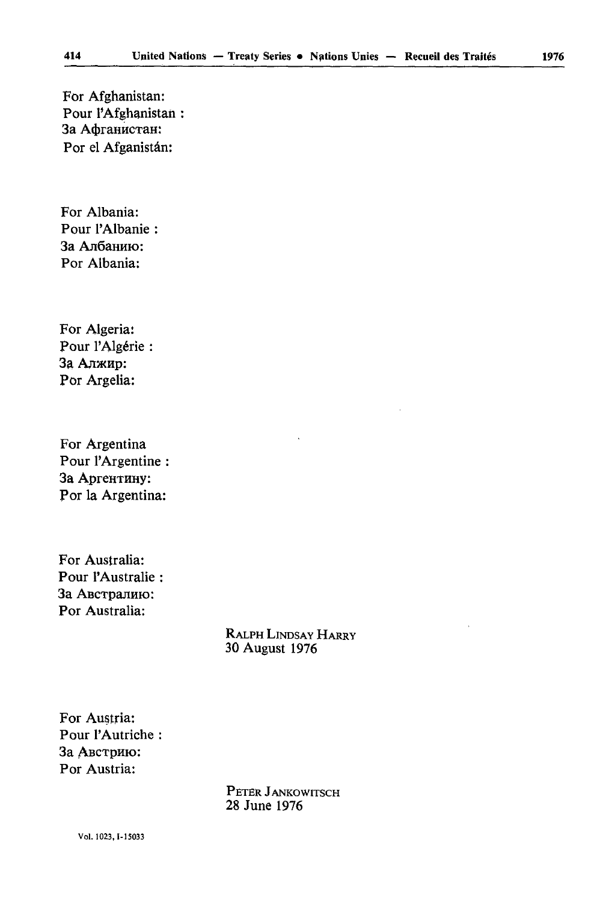For Afghanistan:
Pour l'Afghanistan :
За Афганистан:
Por el Afganistán:

For Albania:
Pour l'Albanie :
За Албанию:
Por Albania:

For Algeria:
Pour l'Algérie :
За Алжир:
Por Argelia:

For Argentina
Pour l'Argentine :
За Аргентину:
Por la Argentina:

For Australia:
Pour l'Australie :
За Австралию:
Por Australia:

RALPH LINDSAY HARRY
30 August 1976

For Austria:
Pour l'Autriche :
За Австрию:
Por Austria:

PETER JANKOWITSCH
28 June 1976

Vol. 1023, I-15033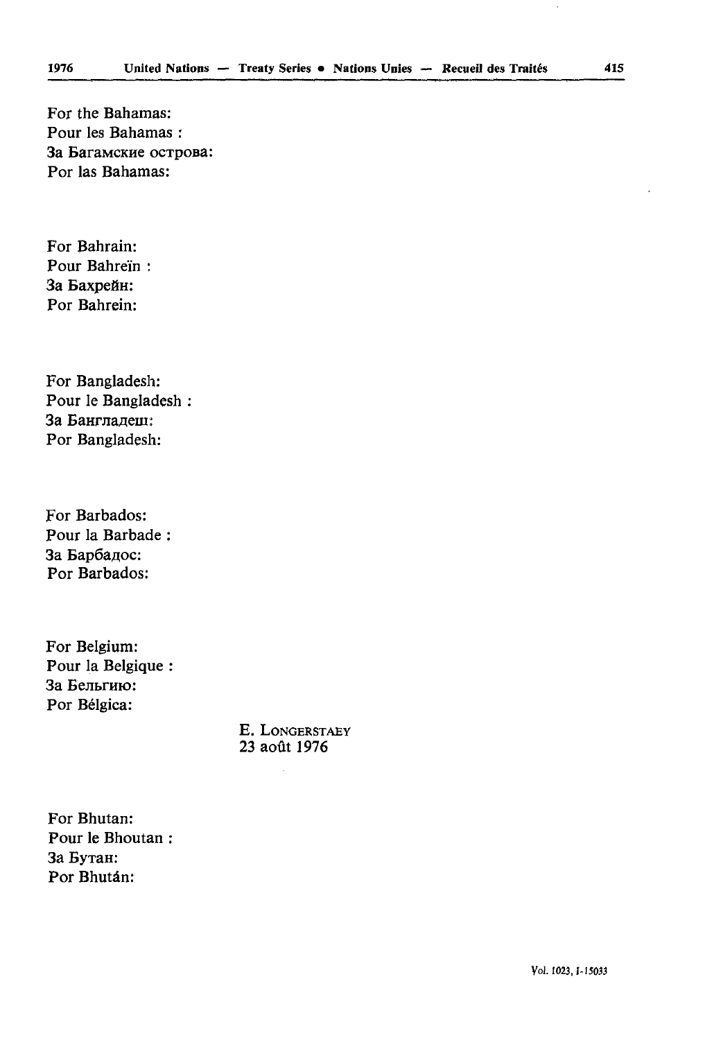For the Bahamas:
Pour les Bahamas :
За Багамские острова:
Por las Bahamas:

For Bahrain:
Pour Bahreïn :
За Бахрейн:
Por Bahrein:

For Bangladesh:
Pour le Bangladesh :
За Бангладеш:
Por Bangladesh:

For Barbados:
Pour la Barbade :
За Барбадос:
Por Barbados:

For Belgium:
Pour la Belgique :
За Бельгию:
Por Bélgica:

E. LONGERSTAEY
23 août 1976

For Bhutan:
Pour le Bhoutan :
За Бутан:
Por Bhután: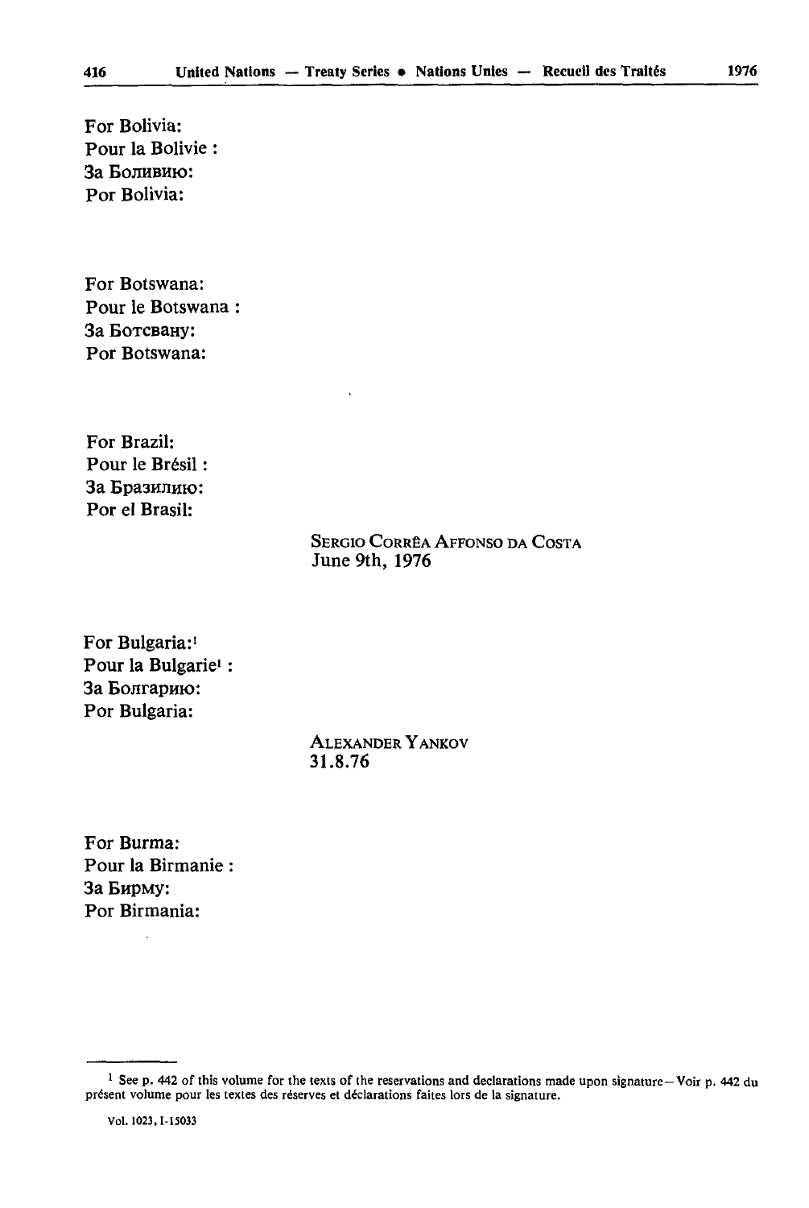For Bolivia:
Pour la Bolivie :
За Боливию:
Por Bolivia:

For Botswana:
Pour le Botswana :
За Ботсвану:
Por Botswana:

For Brazil:
Pour le Brésil :
За Бразилию:
Por el Brasil:

SERGIO CORRÊA AFFONSO DA COSTA
June 9th, 1976

For Bulgaria:[1]
Pour la Bulgarie[1] :
За Болгарию:
Por Bulgaria:

ALEXANDER YANKOV
31.8.76

For Burma:
Pour la Birmanie :
За Бирму:
Por Birmania:

[1] See p. 442 of this volume for the texts of the reservations and declarations made upon signature — Voir p. 442 du présent volume pour les textes des réserves et déclarations faites lors de la signature.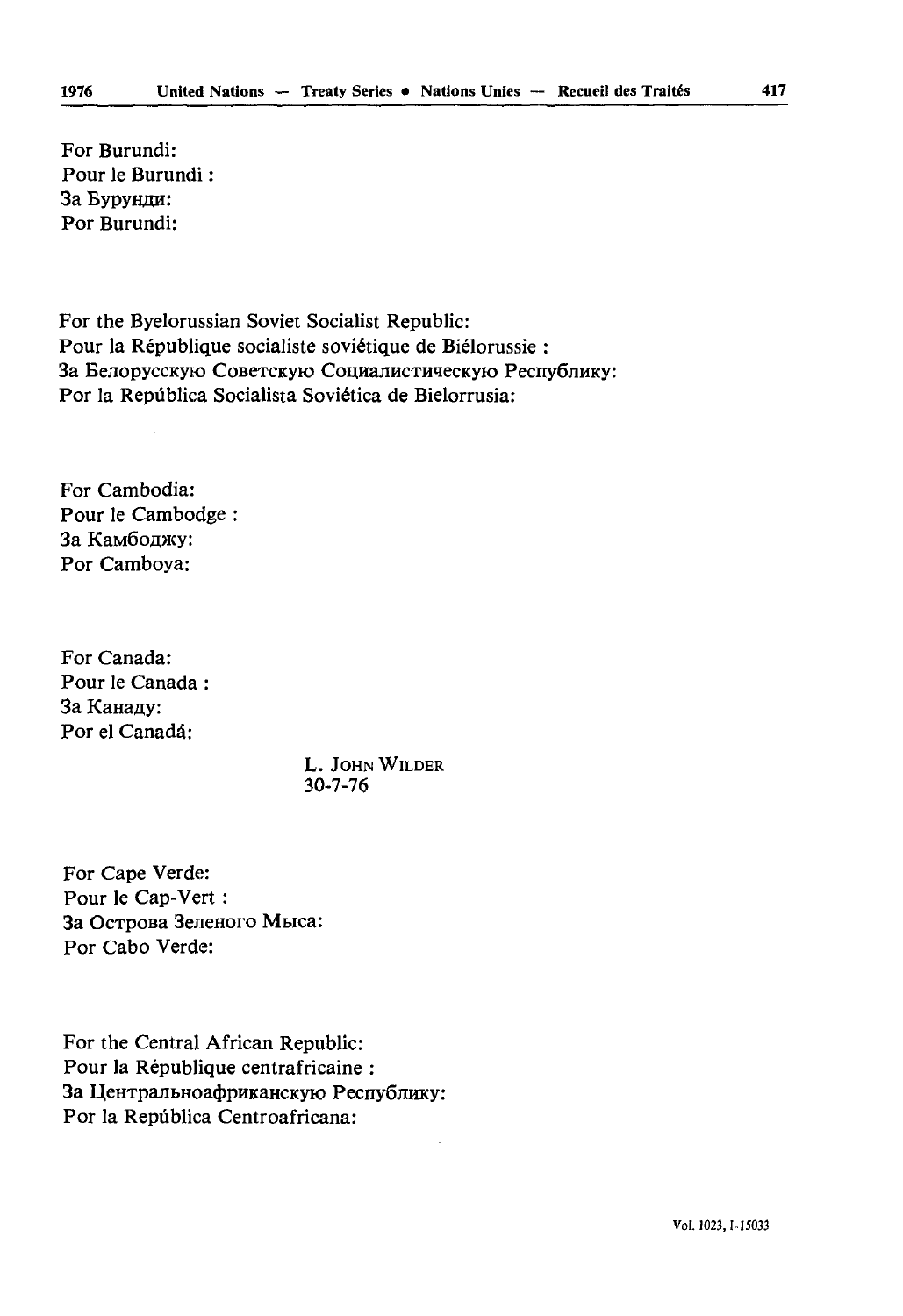For Burundi:
Pour le Burundi :
За Бурунди:
Por Burundi:

For the Byelorussian Soviet Socialist Republic:
Pour la République socialiste soviétique de Biélorussie :
За Белорусскую Советскую Социалистическую Республику:
Por la República Socialista Soviética de Bielorrusia:

For Cambodia:
Pour le Cambodge :
За Камбоджу:
Por Camboya:

For Canada:
Pour le Canada :
За Канаду:
Por el Canadá:

L. JOHN WILDER
30-7-76

For Cape Verde:
Pour le Cap-Vert :
За Острова Зеленого Мыса:
Por Cabo Verde:

For the Central African Republic:
Pour la République centrafricaine :
За Центральноафриканскую Республику:
Por la República Centroafricana: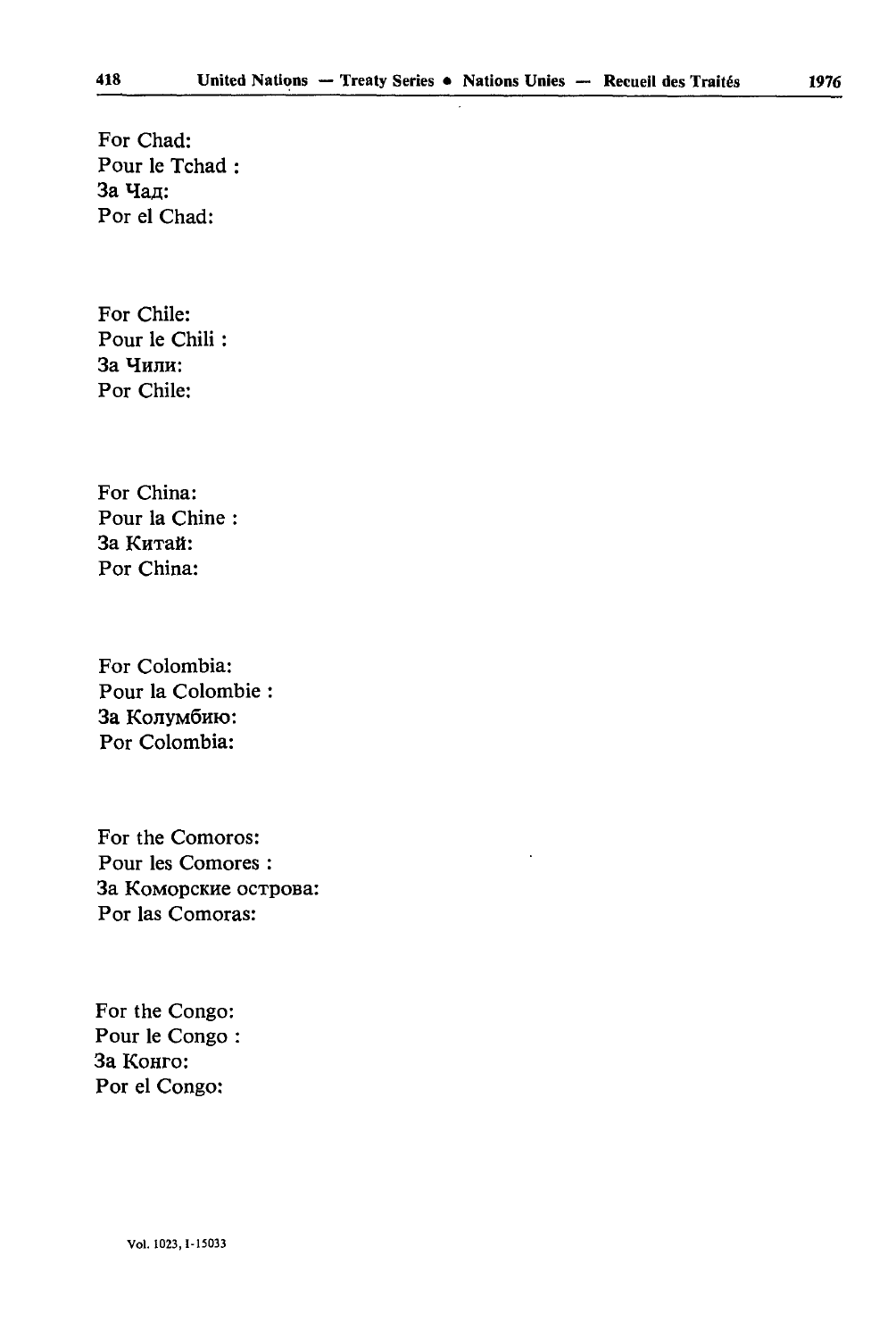For Chad:
Pour le Tchad :
За Чад:
Por el Chad:

For Chile:
Pour le Chili :
За Чили:
Por Chile:

For China:
Pour la Chine :
За Китай:
Por China:

For Colombia:
Pour la Colombie :
За Колумбию:
Por Colombia:

For the Comoros:
Pour les Comores :
За Коморские острова:
Por las Comoras:

For the Congo:
Pour le Congo :
За Конго:
Por el Congo: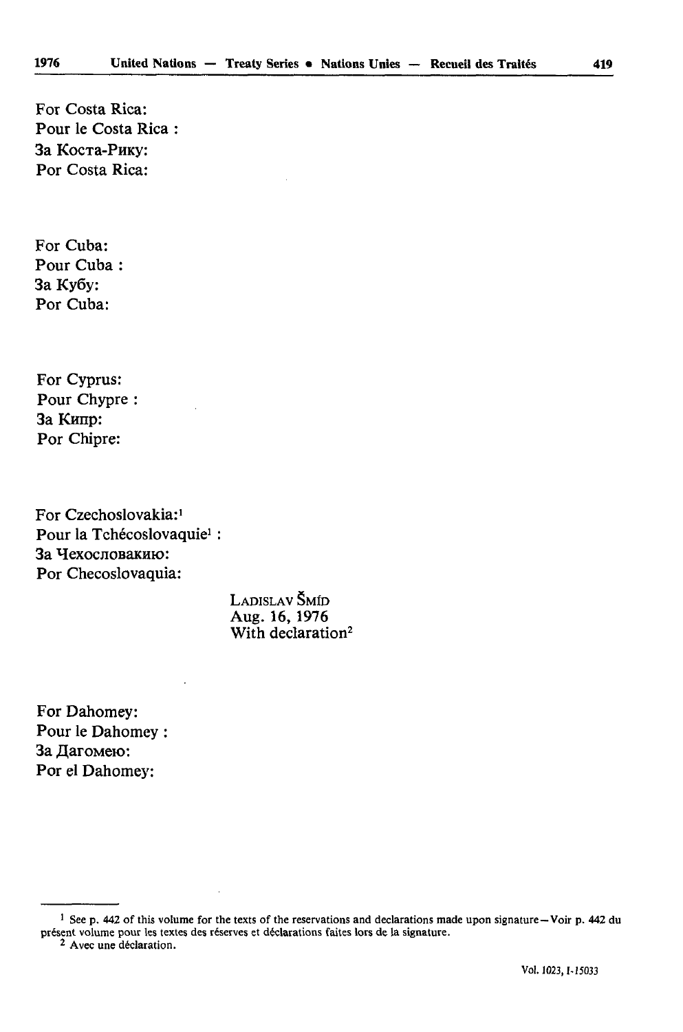For Costa Rica:
Pour le Costa Rica :
За Коста-Рику:
Por Costa Rica:

For Cuba:
Pour Cuba :
За Кубу:
Por Cuba:

For Cyprus:
Pour Chypre :
За Кипр:
Por Chipre:

For Czechoslovakia:[1]
Pour la Tchécoslovaquie[1] :
За Чехословакию:
Por Checoslovaquia:

LADISLAV ŠMÍD
Aug. 16, 1976
With declaration[2]

For Dahomey:
Pour le Dahomey :
За Дагомею:
Por el Dahomey:

[1] See p. 442 of this volume for the texts of the reservations and declarations made upon signature — Voir p. 442 du présent volume pour les textes des réserves et déclarations faites lors de la signature.

[2] Avec une déclaration.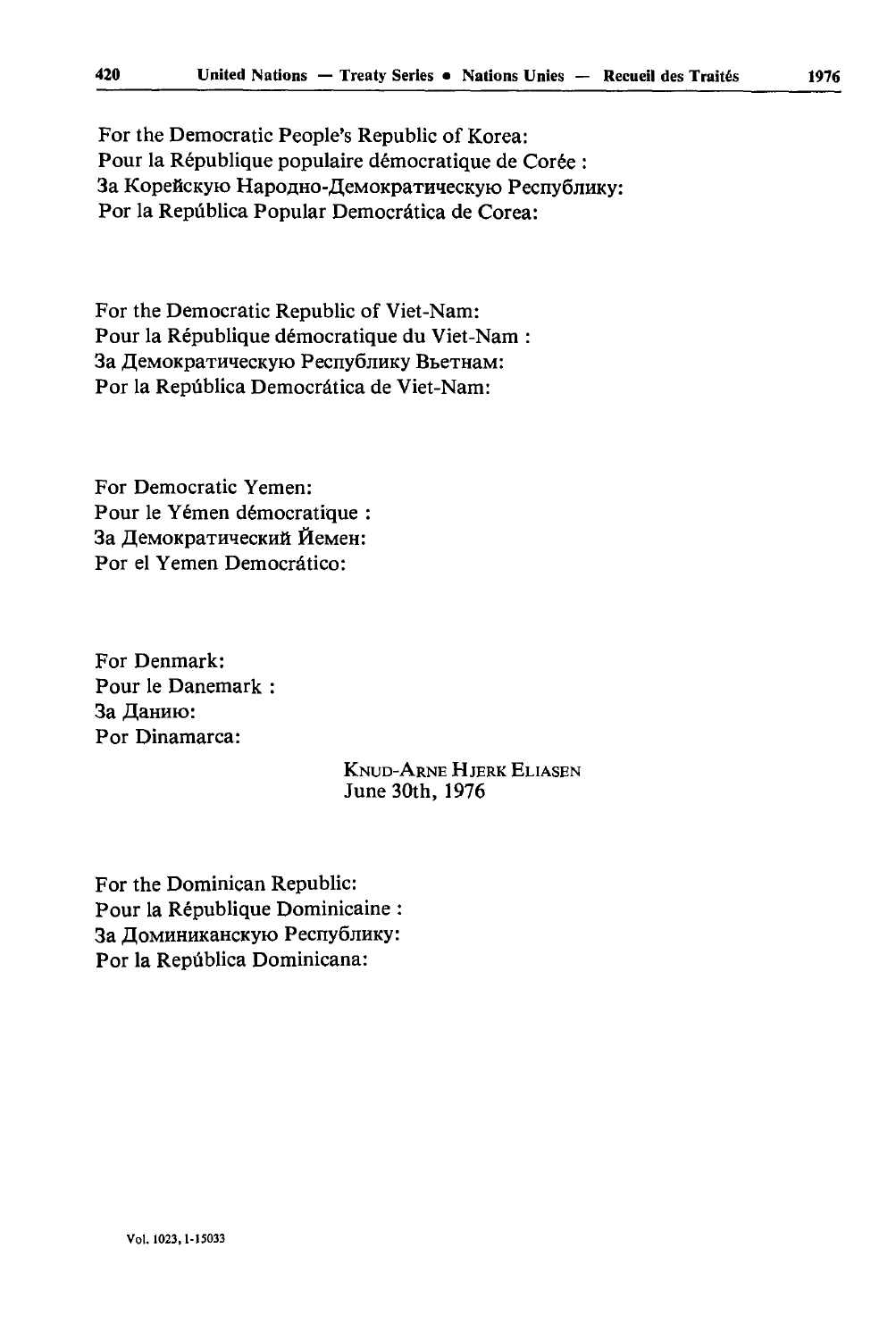For the Democratic People's Republic of Korea:
Pour la République populaire démocratique de Corée :
За Корейскую Народно-Демократическую Республику:
Por la República Popular Democrática de Corea:

For the Democratic Republic of Viet-Nam:
Pour la République démocratique du Viet-Nam :
За Демократическую Республику Вьетнам:
Por la República Democrática de Viet-Nam:

For Democratic Yemen:
Pour le Yémen démocratique :
За Демократический Йемен:
Por el Yemen Democrático:

For Denmark:
Pour le Danemark :
За Данию:
Por Dinamarca:

KNUD-ARNE HJERK ELIASEN
June 30th, 1976

For the Dominican Republic:
Pour la République Dominicaine :
За Доминиканскую Республику:
Por la República Dominicana: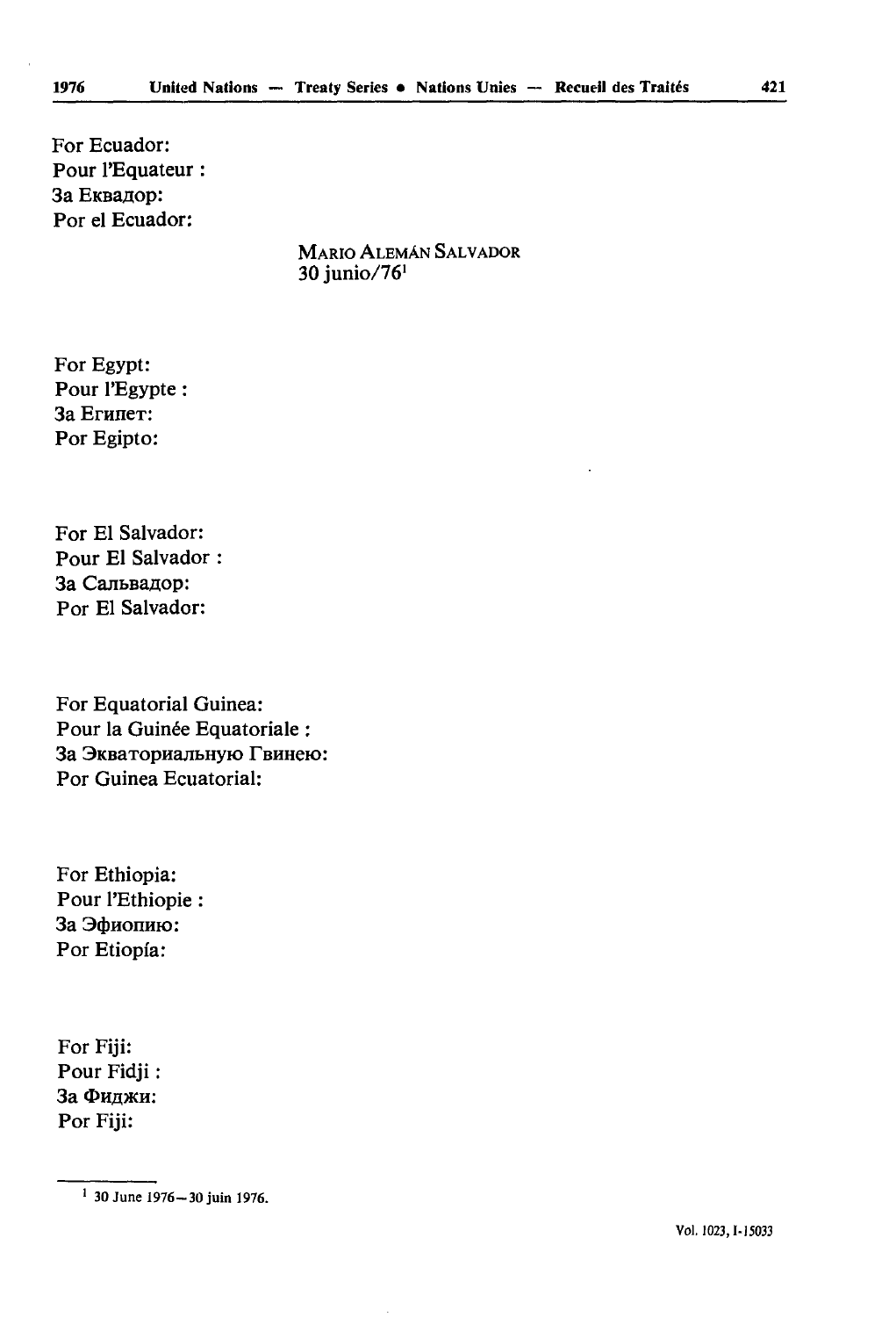For Ecuador:
Pour l'Equateur :
За Еквадор:
Por el Ecuador:

MARIO ALEMÁN SALVADOR
30 junio/76[1]

For Egypt:
Pour l'Egypte :
За Египет:
Por Egipto:

For El Salvador:
Pour El Salvador :
За Сальвадор:
Por El Salvador:

For Equatorial Guinea:
Pour la Guinée Equatoriale :
За Экваториальную Гвинею:
Por Guinea Ecuatorial:

For Ethiopia:
Pour l'Ethiopie :
За Эфиопию:
Por Etiopía:

For Fiji:
Pour Fidji :
За Фиджи:
Por Fiji:

[1] 30 June 1976—30 juin 1976.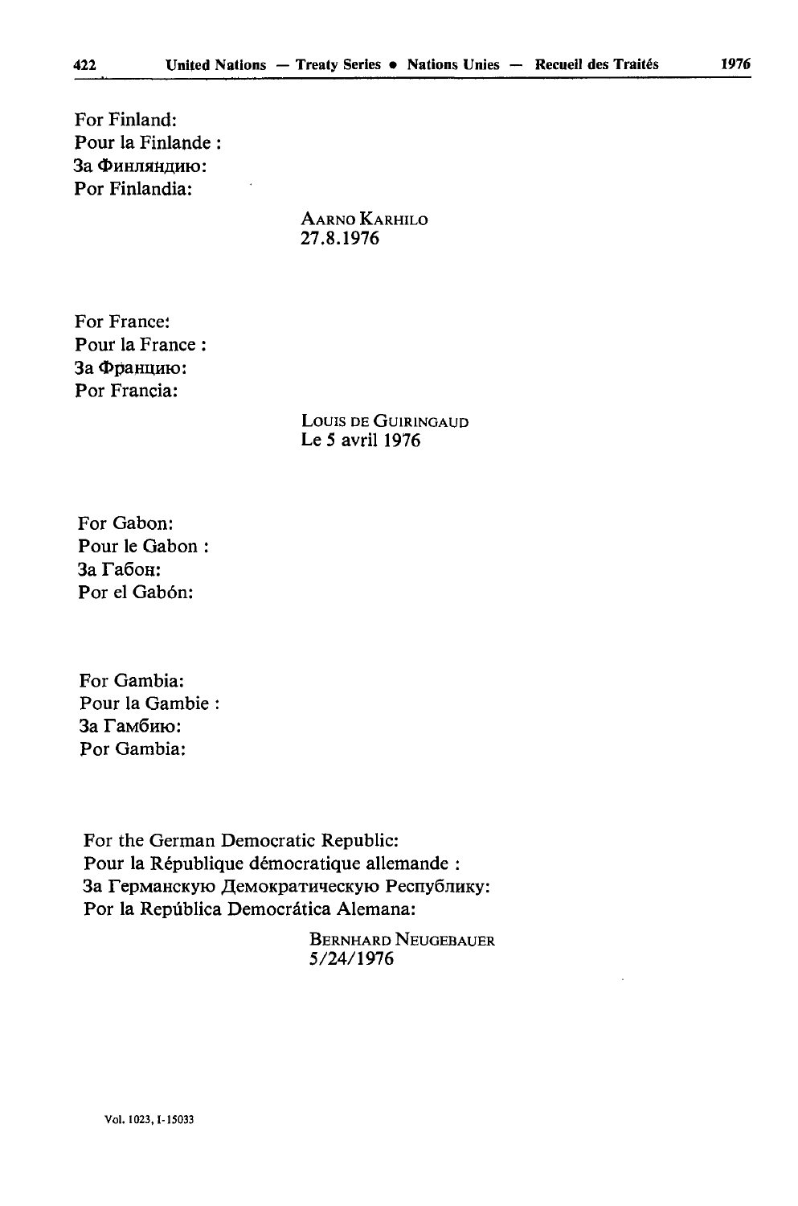For Finland:
Pour la Finlande :
За Финляндию:
Por Finlandia:

AARNO KARHILO
27.8.1976

For France:
Pour la France :
За Францию:
Por Francia:

LOUIS DE GUIRINGAUD
Le 5 avril 1976

For Gabon:
Pour le Gabon :
За Габон:
Por el Gabón:

For Gambia:
Pour la Gambie :
За Гамбию:
Por Gambia:

For the German Democratic Republic:
Pour la République démocratique allemande :
За Германскую Демократическую Республику:
Por la República Democrática Alemana:

BERNHARD NEUGEBAUER
5/24/1976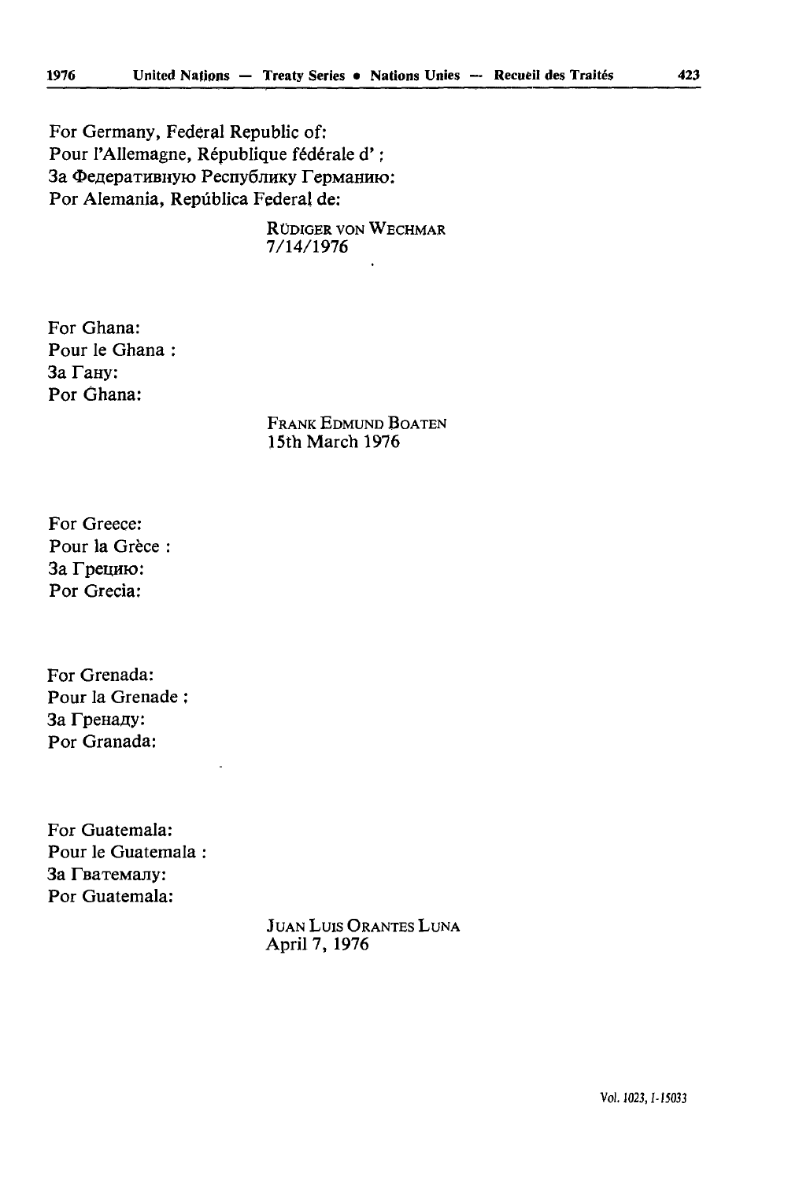For Germany, Federal Republic of:
Pour l'Allemagne, République fédérale d' :
За Федеративную Республику Германию:
Por Alemania, República Federal de:

RÜDIGER VON WECHMAR
7/14/1976

For Ghana:
Pour le Ghana :
За Гану:
Por Ghana:

FRANK EDMUND BOATEN
15th March 1976

For Greece:
Pour la Grèce :
За Грецию:
Por Grecia:

For Grenada:
Pour la Grenade :
За Гренаду:
Por Granada:

For Guatemala:
Pour le Guatemala :
За Гватемалу:
Por Guatemala:

JUAN LUIS ORANTES LUNA
April 7, 1976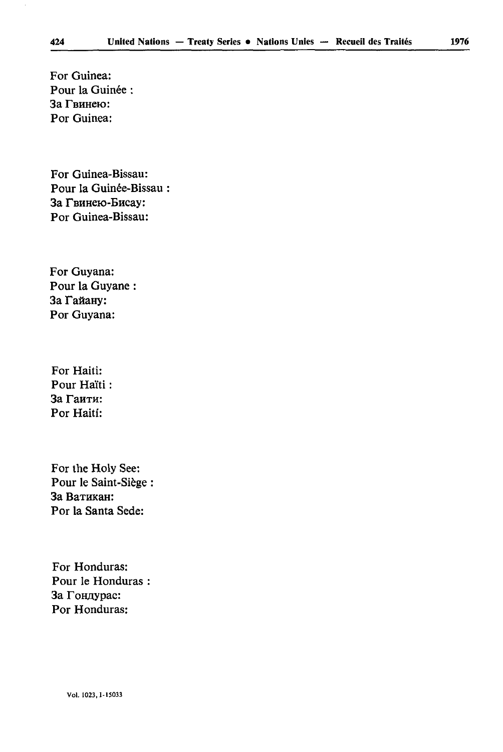For Guinea:
Pour la Guinée :
За Гвинею:
Por Guinea:

For Guinea-Bissau:
Pour la Guinée-Bissau :
За Гвинею-Бисау:
Por Guinea-Bissau:

For Guyana:
Pour la Guyane :
За Гайану:
Por Guyana:

For Haiti:
Pour Haïti :
За Гаити:
Por Haití:

For the Holy See:
Pour le Saint-Siège :
За Ватикан:
Por la Santa Sede:

For Honduras:
Pour le Honduras :
За Гондурас:
Por Honduras: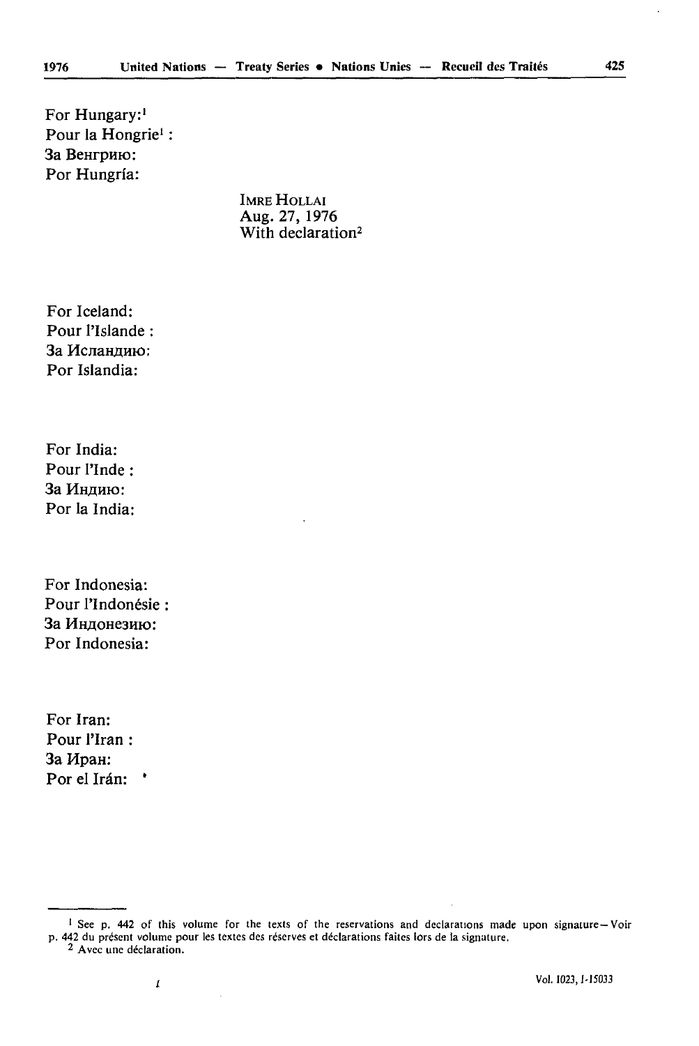For Hungary:[1]
Pour la Hongrie[1] :
За Венгрию:
Por Hungría:

IMRE HOLLAI
Aug. 27, 1976
With declaration[2]

For Iceland:
Pour l'Islande :
За Исландию:
Por Islandia:

For India:
Pour l'Inde :
За Индию:
Por la India:

For Indonesia:
Pour l'Indonésie :
За Индонезию:
Por Indonesia:

For Iran:
Pour l'Iran :
За Иран:
Por el Irán:

---

[1] See p. 442 of this volume for the texts of the reservations and declarations made upon signature – Voir p. 442 du présent volume pour les textes des réserves et déclarations faites lors de la signature.

[2] Avec une déclaration.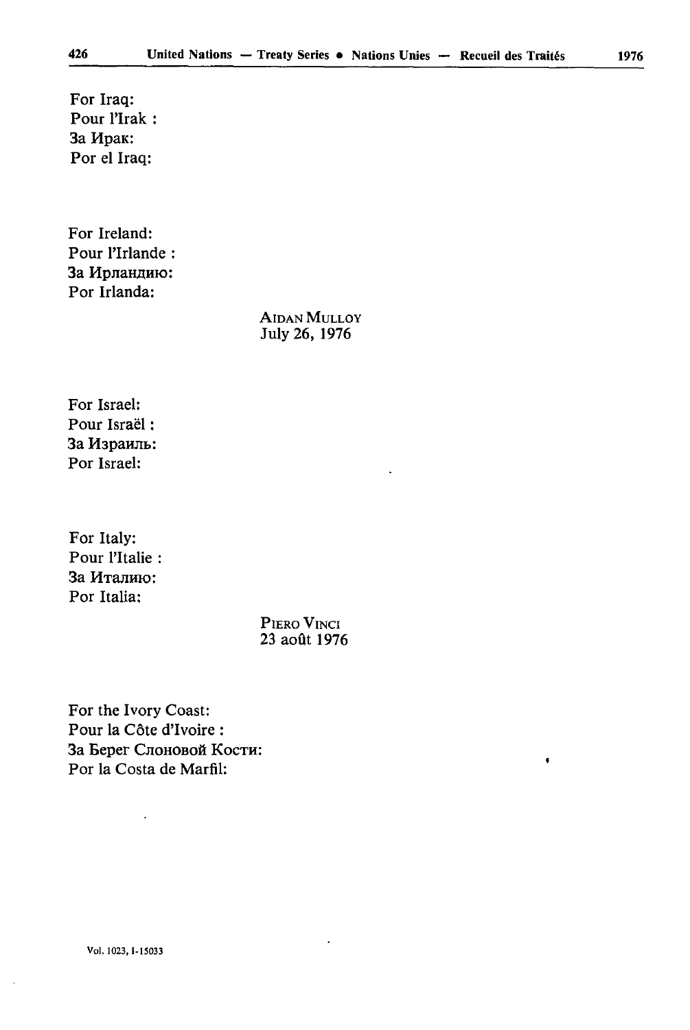For Iraq:
Pour l'Irak :
За Ирак:
Por el Iraq:

For Ireland:
Pour l'Irlande :
За Ирландию:
Por Irlanda:

AIDAN MULLOY
July 26, 1976

For Israel:
Pour Israël :
За Израиль:
Por Israel:

For Italy:
Pour l'Italie :
За Италию:
Por Italia:

PIERO VINCI
23 août 1976

For the Ivory Coast:
Pour la Côte d'Ivoire :
За Берег Слоновой Кости:
Por la Costa de Marfil: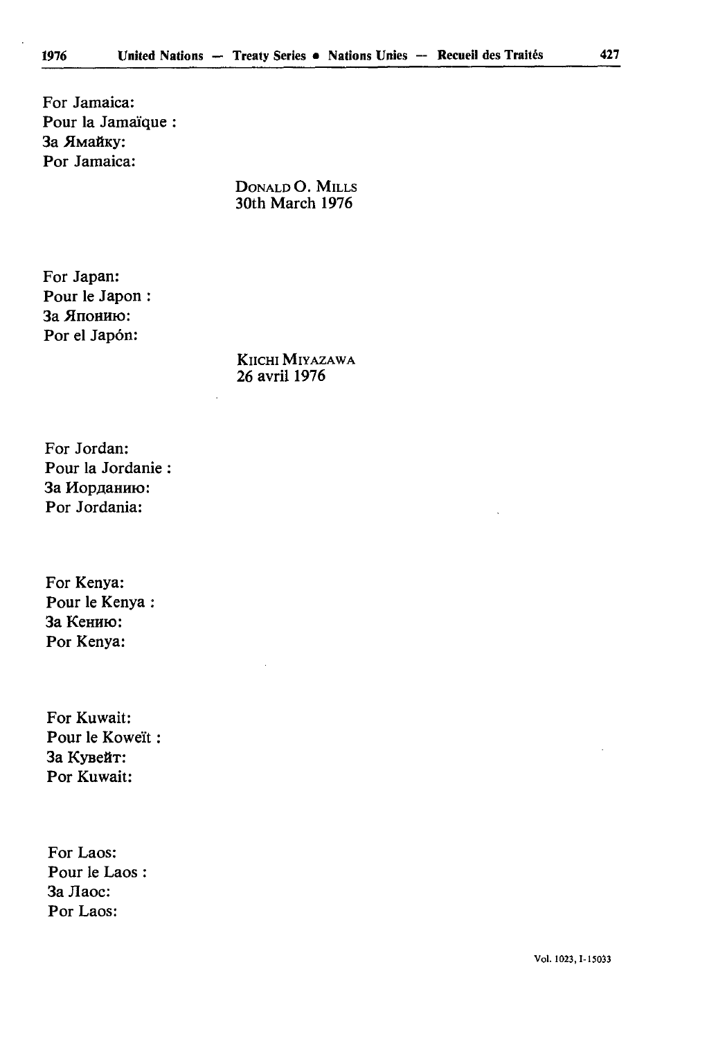For Jamaica:
Pour la Jamaïque :
За Ямайку:
Por Jamaica:

DONALD O. MILLS
30th March 1976

For Japan:
Pour le Japon :
За Японию:
Por el Japón:

KIICHI MIYAZAWA
26 avril 1976

For Jordan:
Pour la Jordanie :
За Иорданию:
Por Jordania:

For Kenya:
Pour le Kenya :
За Кению:
Por Kenya:

For Kuwait:
Pour le Koweït :
За Кувейт:
Por Kuwait:

For Laos:
Pour le Laos :
За Лаос:
Por Laos: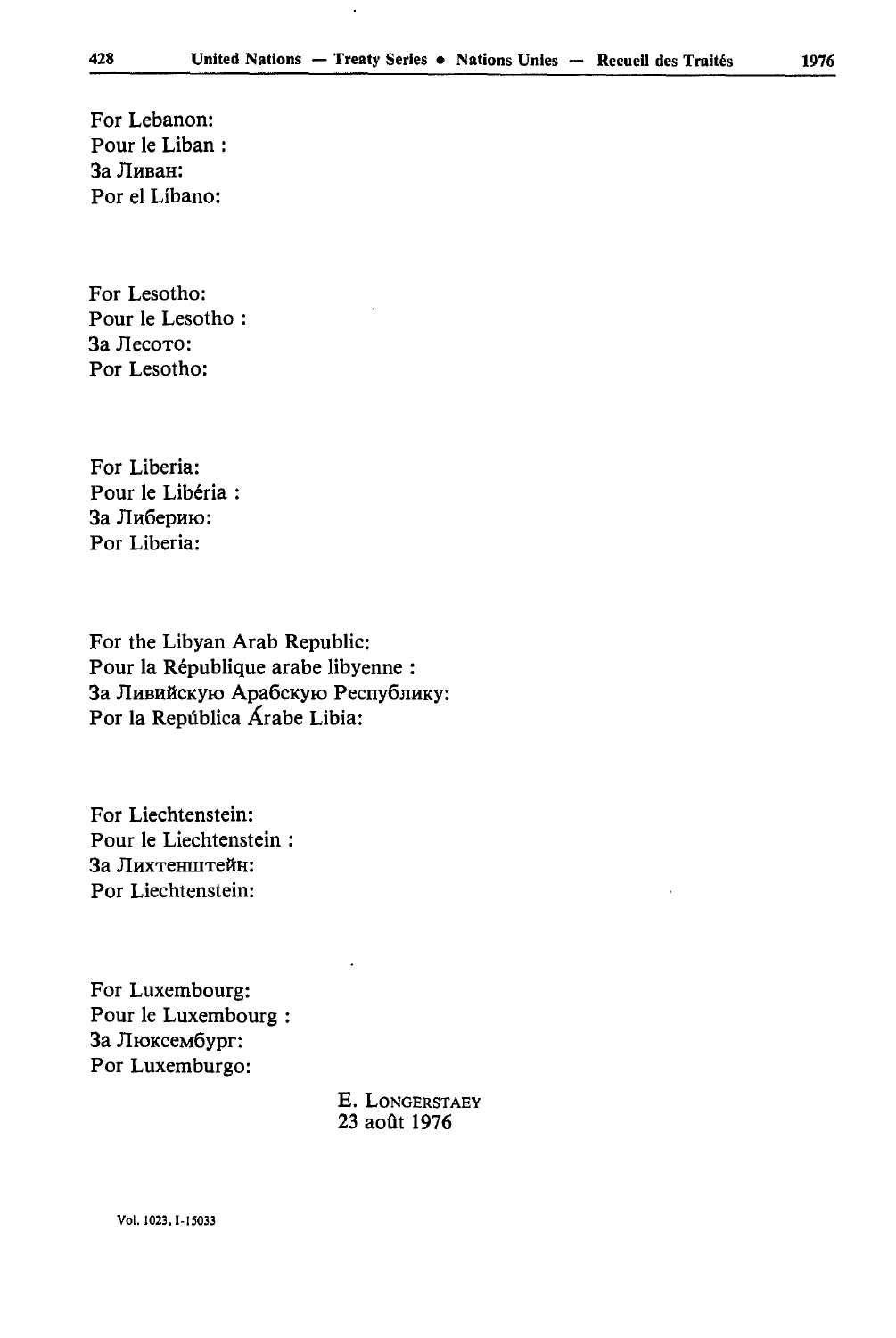For Lebanon:
Pour le Liban :
За Ливан:
Por el Líbano:

For Lesotho:
Pour le Lesotho :
За Лесото:
Por Lesotho:

For Liberia:
Pour le Libéria :
За Либерию:
Por Liberia:

For the Libyan Arab Republic:
Pour la République arabe libyenne :
За Ливийскую Арабскую Республику:
Por la República Árabe Libia:

For Liechtenstein:
Pour le Liechtenstein :
За Лихтенштейн:
Por Liechtenstein:

For Luxembourg:
Pour le Luxembourg :
За Люксембург:
Por Luxemburgo:

E. LONGERSTAEY
23 août 1976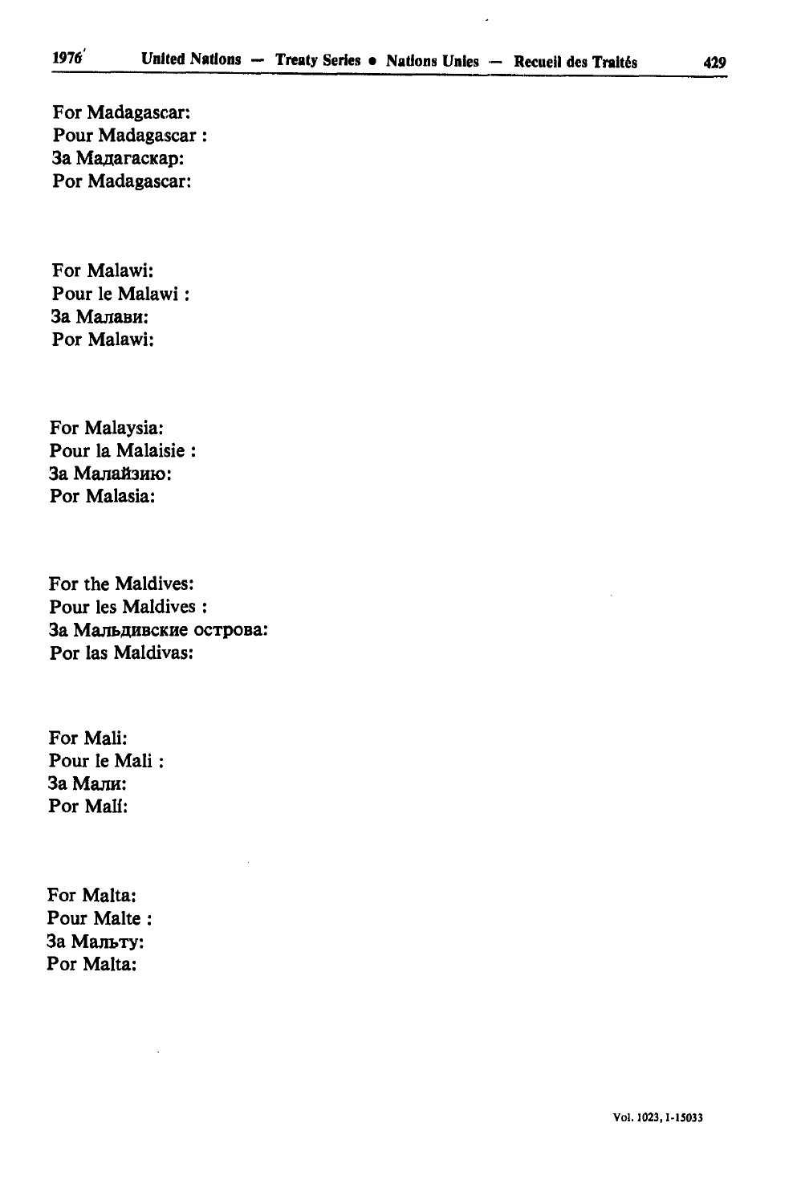For Madagascar:
Pour Madagascar :
За Мадагаскар:
Por Madagascar:

For Malawi:
Pour le Malawi :
За Малави:
Por Malawi:

For Malaysia:
Pour la Malaisie :
За Малайзию:
Por Malasia:

For the Maldives:
Pour les Maldives :
За Мальдивские острова:
Por las Maldivas:

For Mali:
Pour le Mali :
За Мали:
Por Malí:

For Malta:
Pour Malte :
За Мальту:
Por Malta: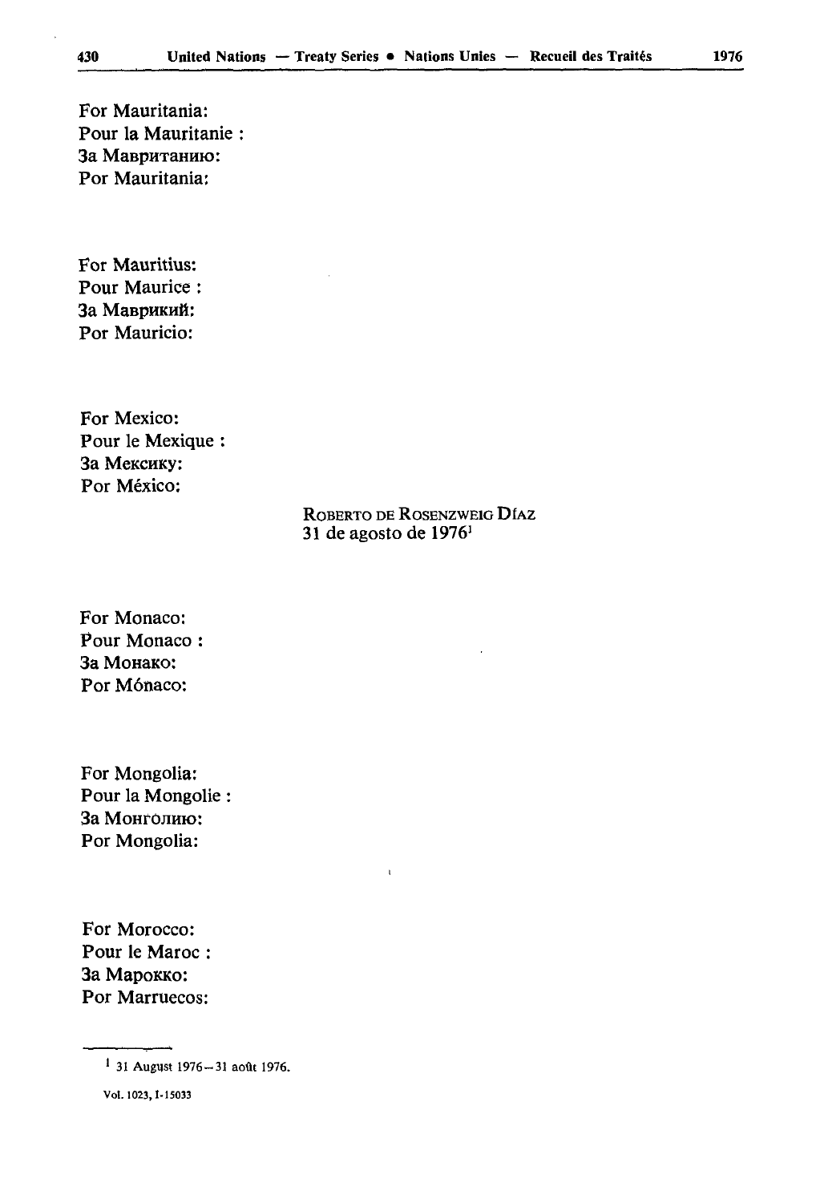For Mauritania:
Pour la Mauritanie :
За Мавританию:
Por Mauritania:

For Mauritius:
Pour Maurice :
За Маврикий:
Por Mauricio:

For Mexico:
Pour le Mexique :
За Мексику:
Por México:

ROBERTO DE ROSENZWEIG DÍAZ
31 de agosto de 1976[1]

For Monaco:
Pour Monaco :
За Монако:
Por Mónaco:

For Mongolia:
Pour la Mongolie :
За Монголию:
Por Mongolia:

For Morocco:
Pour le Maroc :
За Марокко:
Por Marruecos:

---

[1] 31 August 1976 — 31 août 1976.

Vol. 1023, I-15033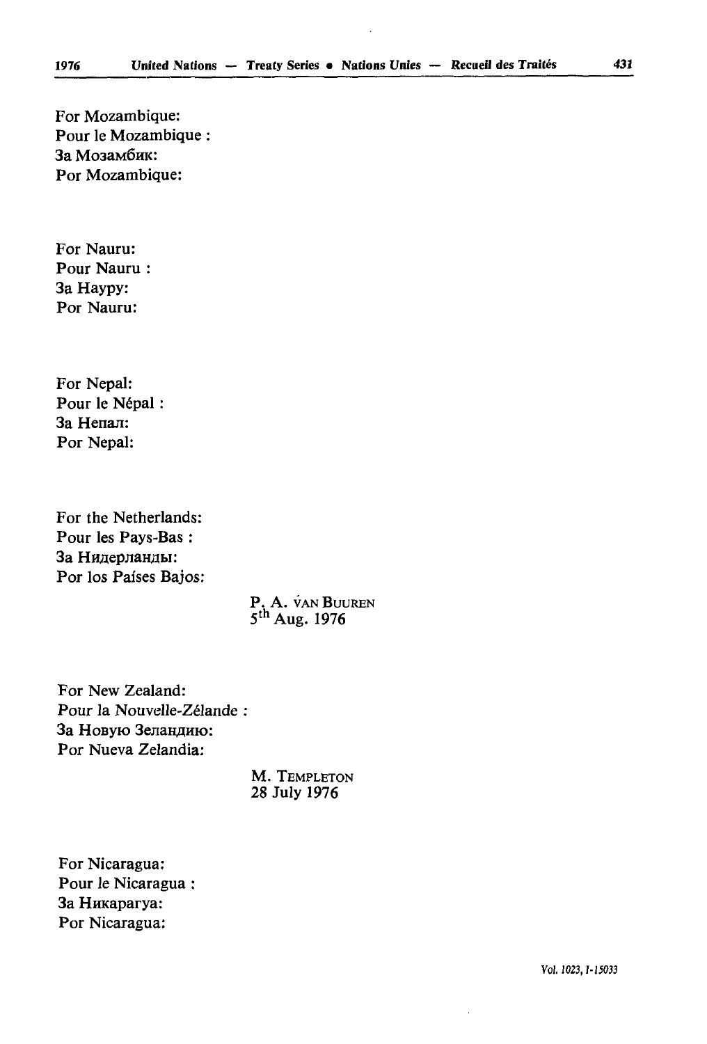For Mozambique:
Pour le Mozambique :
За Мозамбик:
Por Mozambique:

For Nauru:
Pour Nauru :
За Науру:
Por Nauru:

For Nepal:
Pour le Népal :
За Непал:
Por Nepal:

For the Netherlands:
Pour les Pays-Bas :
За Нидерланды:
Por los Países Bajos:

P. A. VAN BUUREN
5th Aug. 1976

For New Zealand:
Pour la Nouvelle-Zélande :
За Новую Зеландию:
Por Nueva Zelandia:

M. TEMPLETON
28 July 1976

For Nicaragua:
Pour le Nicaragua :
За Никарагуа:
Por Nicaragua: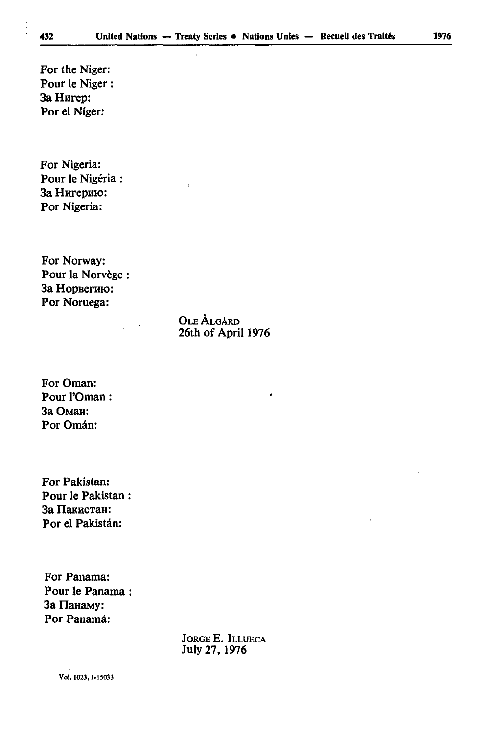For the Niger:
Pour le Niger :
За Нигер:
Por el Níger:

For Nigeria:
Pour le Nigéria :
За Нигерию:
Por Nigeria:

For Norway:
Pour la Norvège :
За Норвегию:
Por Noruega:

OLE ÅLGÅRD
26th of April 1976

For Oman:
Pour l'Oman :
За Оман:
Por Omán:

For Pakistan:
Pour le Pakistan :
За Пакистан:
Por el Pakistán:

For Panama:
Pour le Panama :
За Панаму:
Por Panamá:

JORGE E. ILLUECA
July 27, 1976

Vol. 1023, I-15033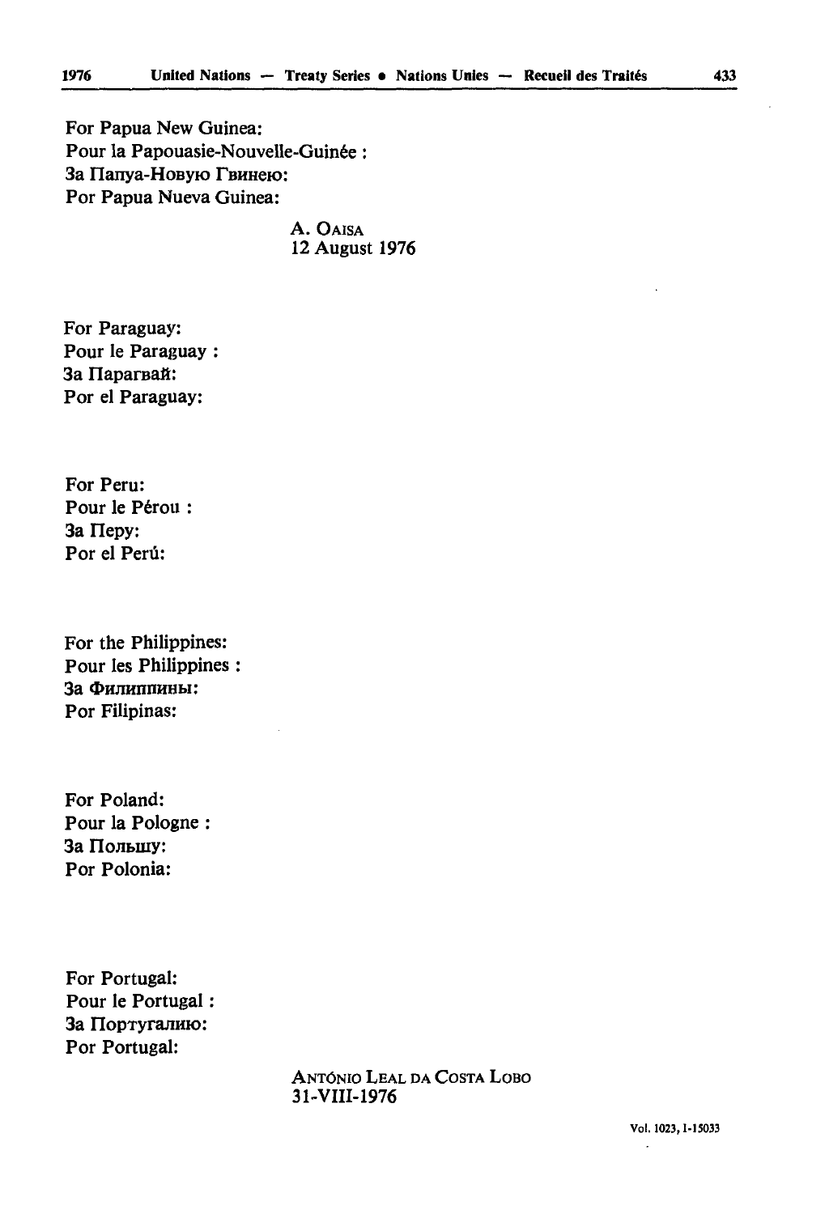For Papua New Guinea:
Pour la Papouasie-Nouvelle-Guinée :
За Папуа-Новую Гвинею:
Por Papua Nueva Guinea:

A. OAISA
12 August 1976

For Paraguay:
Pour le Paraguay :
За Парагвай:
Por el Paraguay:

For Peru:
Pour le Pérou :
За Перу:
Por el Perú:

For the Philippines:
Pour les Philippines :
За Филиппины:
Por Filipinas:

For Poland:
Pour la Pologne :
За Польшу:
Por Polonia:

For Portugal:
Pour le Portugal :
За Португалию:
Por Portugal:

ANTÓNIO LEAL DA COSTA LOBO
31-VIII-1976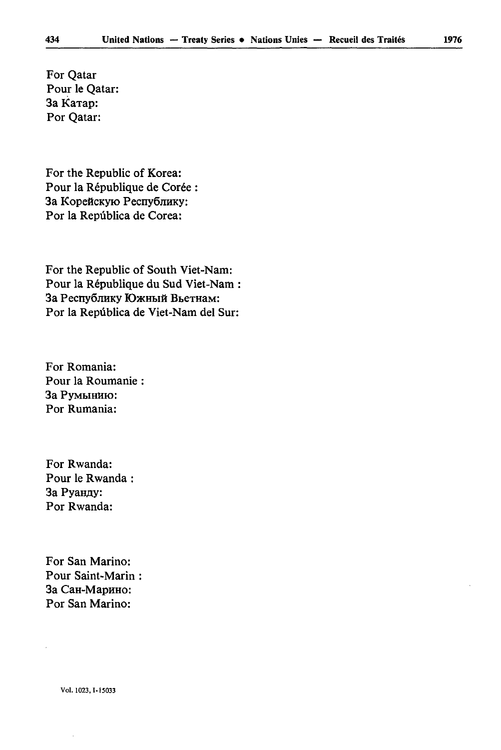For Qatar
Pour le Qatar:
За Катар:
Por Qatar:

For the Republic of Korea:
Pour la République de Corée :
За Корейскую Республику:
Por la República de Corea:

For the Republic of South Viet-Nam:
Pour la République du Sud Viet-Nam :
За Республику Южный Вьетнам:
Por la República de Viet-Nam del Sur:

For Romania:
Pour la Roumanie :
За Румынию:
Por Rumania:

For Rwanda:
Pour le Rwanda :
За Руанду:
Por Rwanda:

For San Marino:
Pour Saint-Marin :
За Сан-Марино:
Por San Marino: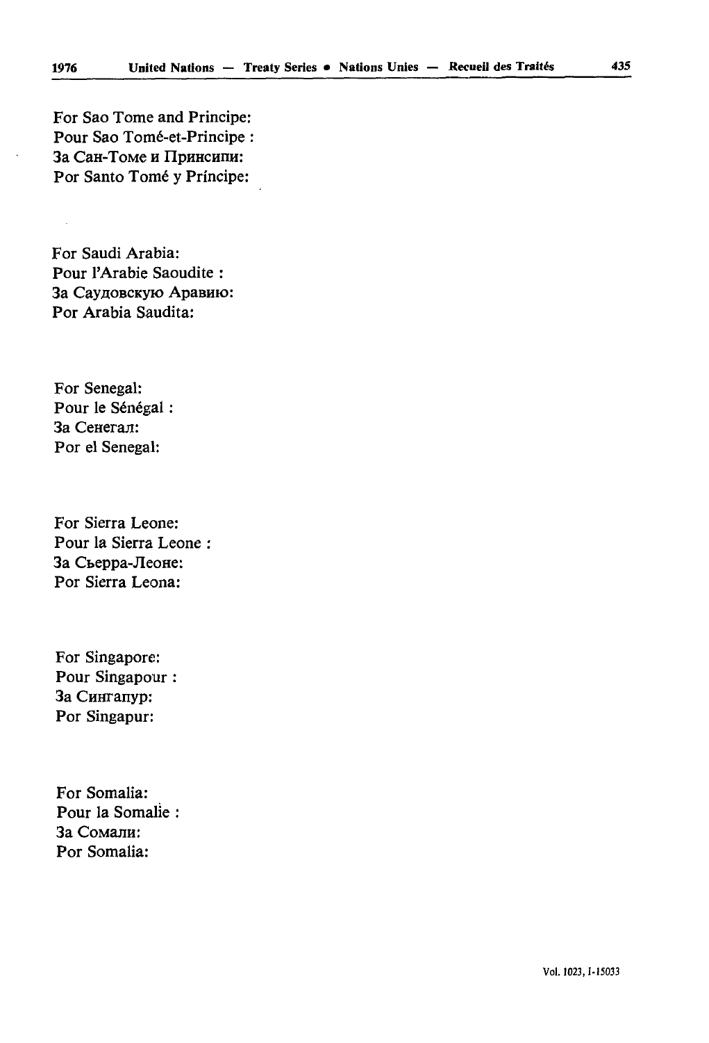For Sao Tome and Principe:
Pour Sao Tomé-et-Principe :
За Сан-Томе и Принсипи:
Por Santo Tomé y Príncipe:

For Saudi Arabia:
Pour l'Arabie Saoudite :
За Саудовскую Аравию:
Por Arabia Saudita:

For Senegal:
Pour le Sénégal :
За Сенегал:
Por el Senegal:

For Sierra Leone:
Pour la Sierra Leone :
За Сьерра-Леоне:
Por Sierra Leona:

For Singapore:
Pour Singapour :
За Сингапур:
Por Singapur:

For Somalia:
Pour la Somalie :
За Сомали:
Por Somalia: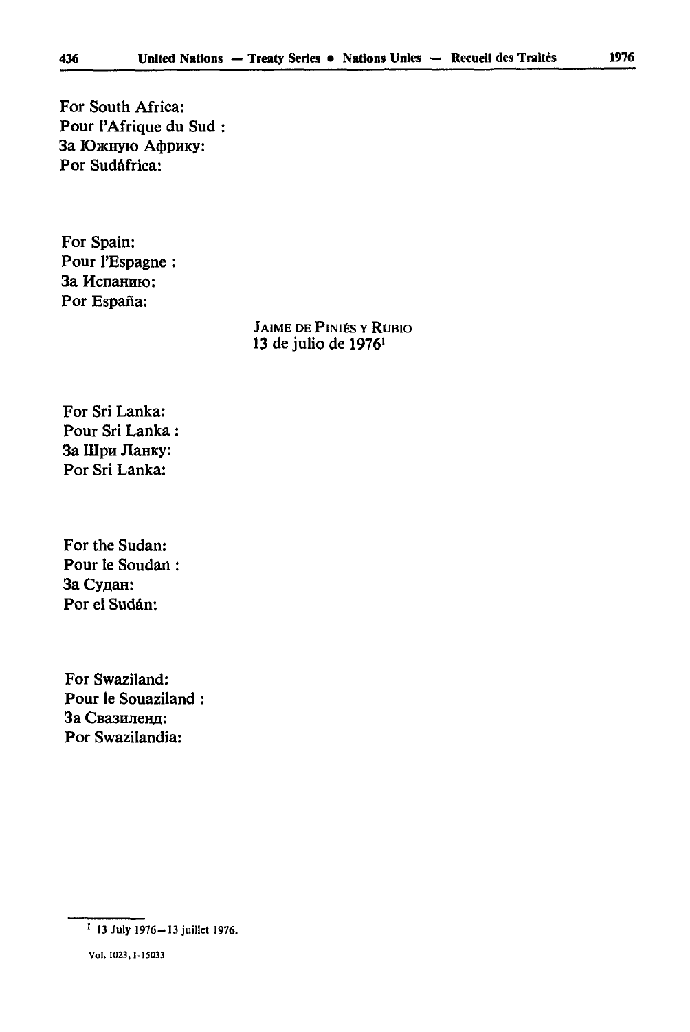For South Africa:
Pour l'Afrique du Sud :
За Южную Африку:
Por Sudáfrica:

For Spain:
Pour l'Espagne :
За Испанию:
Por España:

JAIME DE PINIÉS Y RUBIO
13 de julio de 1976[1]

For Sri Lanka:
Pour Sri Lanka :
За Шри Ланку:
Por Sri Lanka:

For the Sudan:
Pour le Soudan :
За Судан:
Por el Sudán:

For Swaziland:
Pour le Souaziland :
За Свазиленд:
Por Swazilandia:

[1] 13 July 1976—13 juillet 1976.

Vol. 1023, I-15033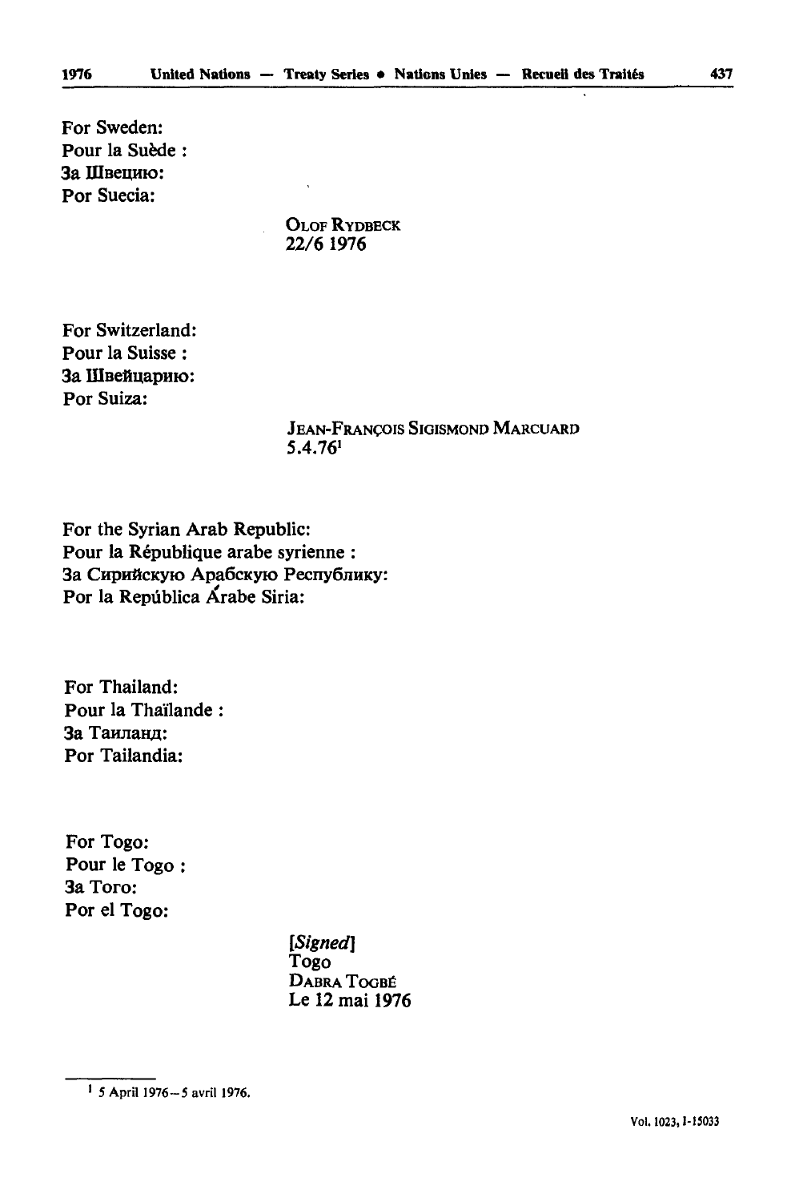For Sweden:
Pour la Suède :
За Швецию:
Por Suecia:

OLOF RYDBECK
22/6 1976

For Switzerland:
Pour la Suisse :
За Швейцарию:
Por Suiza:

JEAN-FRANÇOIS SIGISMOND MARCUARD
5.4.76[1]

For the Syrian Arab Republic:
Pour la République arabe syrienne :
За Сирийскую Арабскую Республику:
Por la República Árabe Siria:

For Thailand:
Pour la Thaïlande :
За Таиланд:
Por Tailandia:

For Togo:
Pour le Togo :
За Того:
Por el Togo:

*[Signed]*
Togo
DABRA TOGBÉ
Le 12 mai 1976

---

[1] 5 April 1976—5 avril 1976.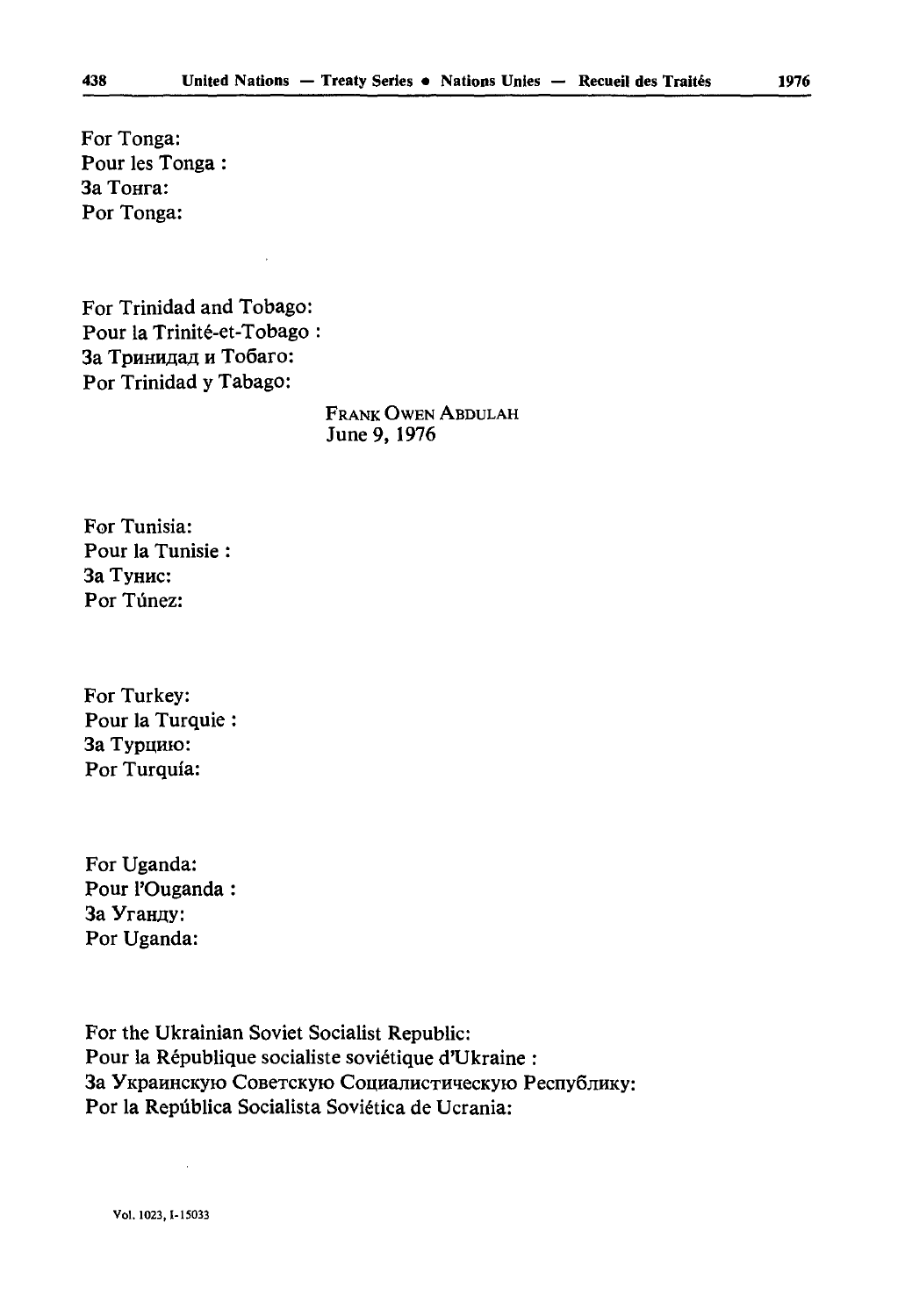For Tonga:
Pour les Tonga :
За Тонга:
Por Tonga:

For Trinidad and Tobago:
Pour la Trinité-et-Tobago :
За Тринидад и Тобаго:
Por Trinidad y Tabago:

FRANK OWEN ABDULAH
June 9, 1976

For Tunisia:
Pour la Tunisie :
За Тунис:
Por Túnez:

For Turkey:
Pour la Turquie :
За Турцию:
Por Turquía:

For Uganda:
Pour l'Ouganda :
За Уганду:
Por Uganda:

For the Ukrainian Soviet Socialist Republic:
Pour la République socialiste soviétique d'Ukraine :
За Украинскую Советскую Социалистическую Республику:
Por la República Socialista Soviética de Ucrania: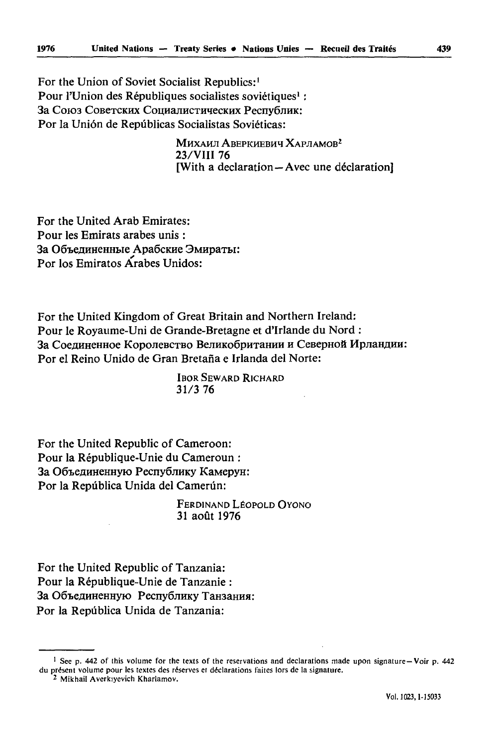For the Union of Soviet Socialist Republics:[1]
Pour l'Union des Républiques socialistes soviétiques[1] :
За Союз Советских Социалистических Республик:
Por la Unión de Repúblicas Socialistas Soviéticas:

> МИХАИЛ АВЕРКИЕВИЧ ХАРЛАМОВ[2]
> 23/VIII 76
> [With a declaration—Avec une déclaration]

For the United Arab Emirates:
Pour les Emirats arabes unis :
За Объединенные Арабские Эмираты:
Por los Emiratos Árabes Unidos:

For the United Kingdom of Great Britain and Northern Ireland:
Pour le Royaume-Uni de Grande-Bretagne et d'Irlande du Nord :
За Соединенное Королевство Великобритании и Северной Ирландии:
Por el Reino Unido de Gran Bretaña e Irlanda del Norte:

> IBOR SEWARD RICHARD
> 31/3 76

For the United Republic of Cameroon:
Pour la République-Unie du Cameroun :
За Объединенную Республику Камерун:
Por la República Unida del Camerún:

> FERDINAND LÉOPOLD OYONO
> 31 août 1976

For the United Republic of Tanzania:
Pour la République-Unie de Tanzanie :
За Объединенную Республику Танзания:
Por la República Unida de Tanzania:

---

[1] See p. 442 of this volume for the texts of the reservations and declarations made upon signature—Voir p. 442 du présent volume pour les textes des réserves et déclarations faites lors de la signature.

[2] Mikhail Averkiyevich Kharlamov.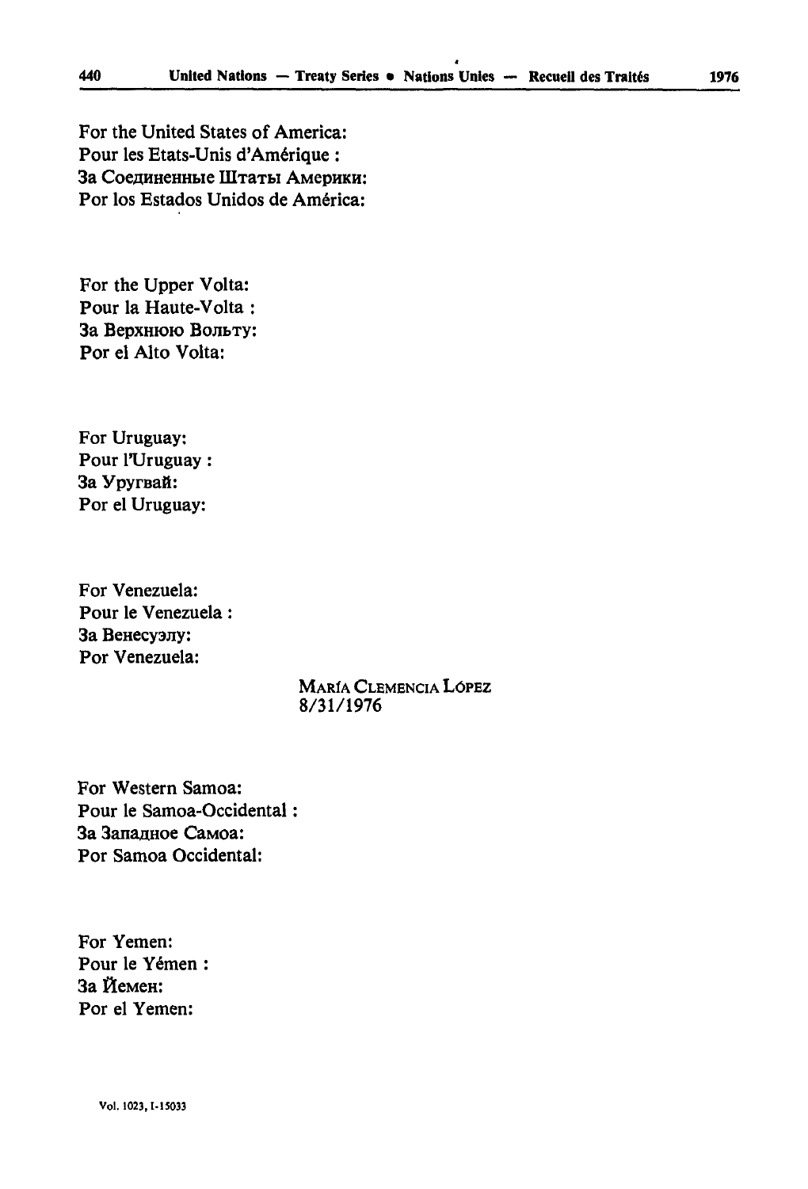For the United States of America:
Pour les Etats-Unis d'Amérique :
За Соединенные Штаты Америки:
Por los Estados Unidos de América:

For the Upper Volta:
Pour la Haute-Volta :
За Верхнюю Вольту:
Por el Alto Volta:

For Uruguay:
Pour l'Uruguay :
За Уругвай:
Por el Uruguay:

For Venezuela:
Pour le Venezuela :
За Венесуэлу:
Por Venezuela:

MARÍA CLEMENCIA LÓPEZ
8/31/1976

For Western Samoa:
Pour le Samoa-Occidental :
За Западное Самоа:
Por Samoa Occidental:

For Yemen:
Pour le Yémen :
За Йемен:
Por el Yemen:

Vol. 1023, I-15033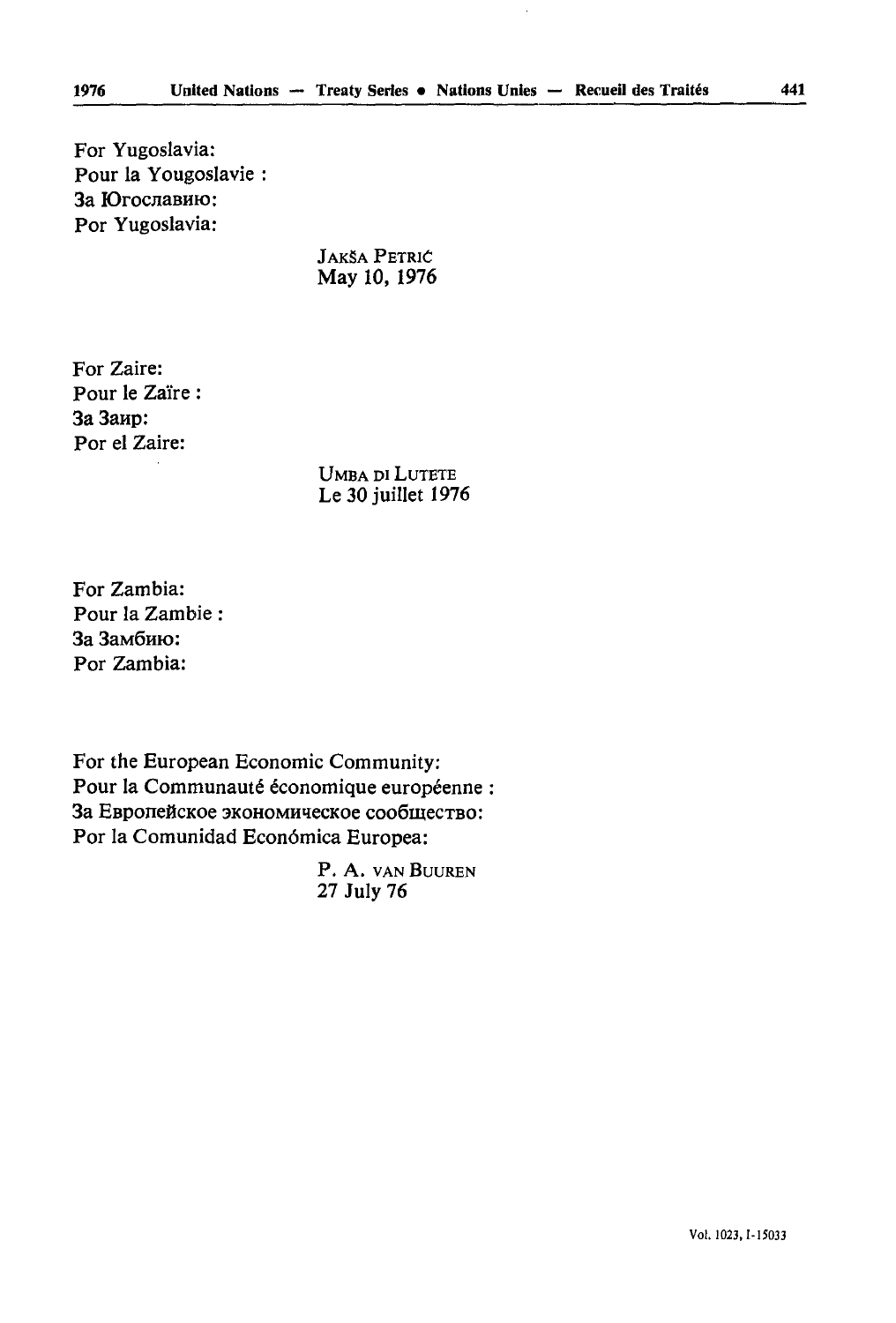For Yugoslavia:
Pour la Yougoslavie :
За Югославию:
Por Yugoslavia:

JAKŠA PETRIĆ
May 10, 1976

For Zaire:
Pour le Zaïre :
За Заир:
Por el Zaire:

UMBA DI LUTETE
Le 30 juillet 1976

For Zambia:
Pour la Zambie :
За Замбию:
Por Zambia:

For the European Economic Community:
Pour la Communauté économique européenne :
За Европейское экономическое сообщество:
Por la Comunidad Económica Europea:

P. A. VAN BUUREN
27 July 76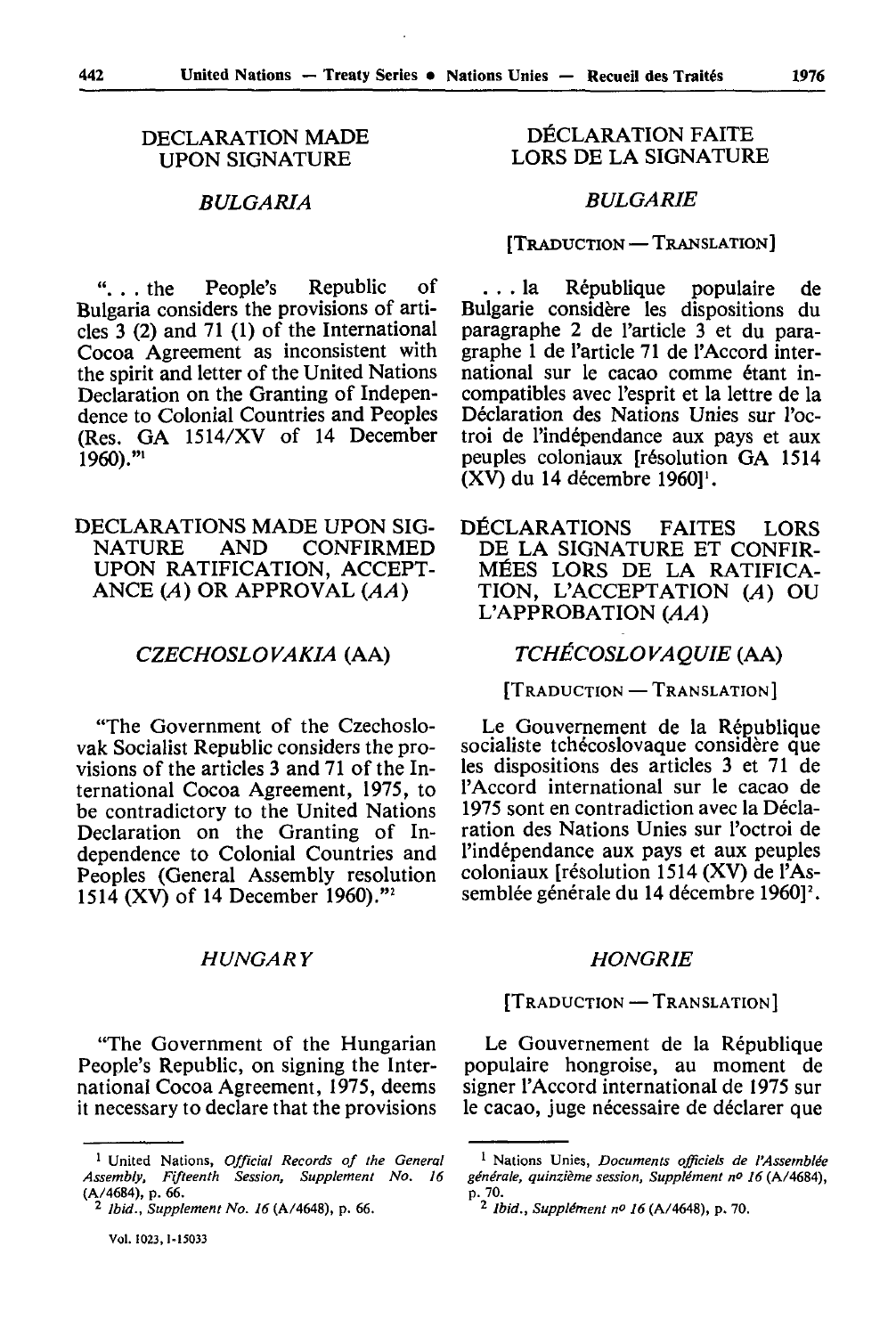## DECLARATION MADE UPON SIGNATURE

### *BULGARIA*

"... the People's Republic of Bulgaria considers the provisions of articles 3 (2) and 71 (1) of the International Cocoa Agreement as inconsistent with the spirit and letter of the United Nations Declaration on the Granting of Independence to Colonial Countries and Peoples (Res. GA 1514/XV of 14 December 1960)."[1]

## DECLARATIONS MADE UPON SIGNATURE AND CONFIRMED UPON RATIFICATION, ACCEPTANCE (*A*) OR APPROVAL (*AA*)

### *CZECHOSLOVAKIA* (AA)

"The Government of the Czechoslovak Socialist Republic considers the provisions of the articles 3 and 71 of the International Cocoa Agreement, 1975, to be contradictory to the United Nations Declaration on the Granting of Independence to Colonial Countries and Peoples (General Assembly resolution 1514 (XV) of 14 December 1960)."[2]

### *HUNGARY*

"The Government of the Hungarian People's Republic, on signing the International Cocoa Agreement, 1975, deems it necessary to declare that the provisions

[1] United Nations, *Official Records of the General Assembly, Fifteenth Session, Supplement No. 16* (A/4684), p. 66.

[2] *Ibid., Supplement No. 16* (A/4648), p. 66.

## DÉCLARATION FAITE LORS DE LA SIGNATURE

### *BULGARIE*

[TRADUCTION — TRANSLATION]

... la République populaire de Bulgarie considère les dispositions du paragraphe 2 de l'article 3 et du paragraphe 1 de l'article 71 de l'Accord international sur le cacao comme étant incompatibles avec l'esprit et la lettre de la Déclaration des Nations Unies sur l'octroi de l'indépendance aux pays et aux peuples coloniaux [résolution GA 1514 (XV) du 14 décembre 1960][1].

## DÉCLARATIONS FAITES LORS DE LA SIGNATURE ET CONFIRMÉES LORS DE LA RATIFICATION, L'ACCEPTATION (*A*) OU L'APPROBATION (*AA*)

### *TCHÉCOSLOVAQUIE* (AA)

[TRADUCTION — TRANSLATION]

Le Gouvernement de la République socialiste tchécoslovaque considère que les dispositions des articles 3 et 71 de l'Accord international sur le cacao de 1975 sont en contradiction avec la Déclaration des Nations Unies sur l'octroi de l'indépendance aux pays et aux peuples coloniaux [résolution 1514 (XV) de l'Assemblée générale du 14 décembre 1960][2].

### *HONGRIE*

[TRADUCTION — TRANSLATION]

Le Gouvernement de la République populaire hongroise, au moment de signer l'Accord international de 1975 sur le cacao, juge nécessaire de déclarer que

[1] Nations Unies, *Documents officiels de l'Assemblée générale, quinzième session, Supplément nº 16* (A/4684), p. 70.

[2] *Ibid., Supplément nº 16* (A/4648), p. 70.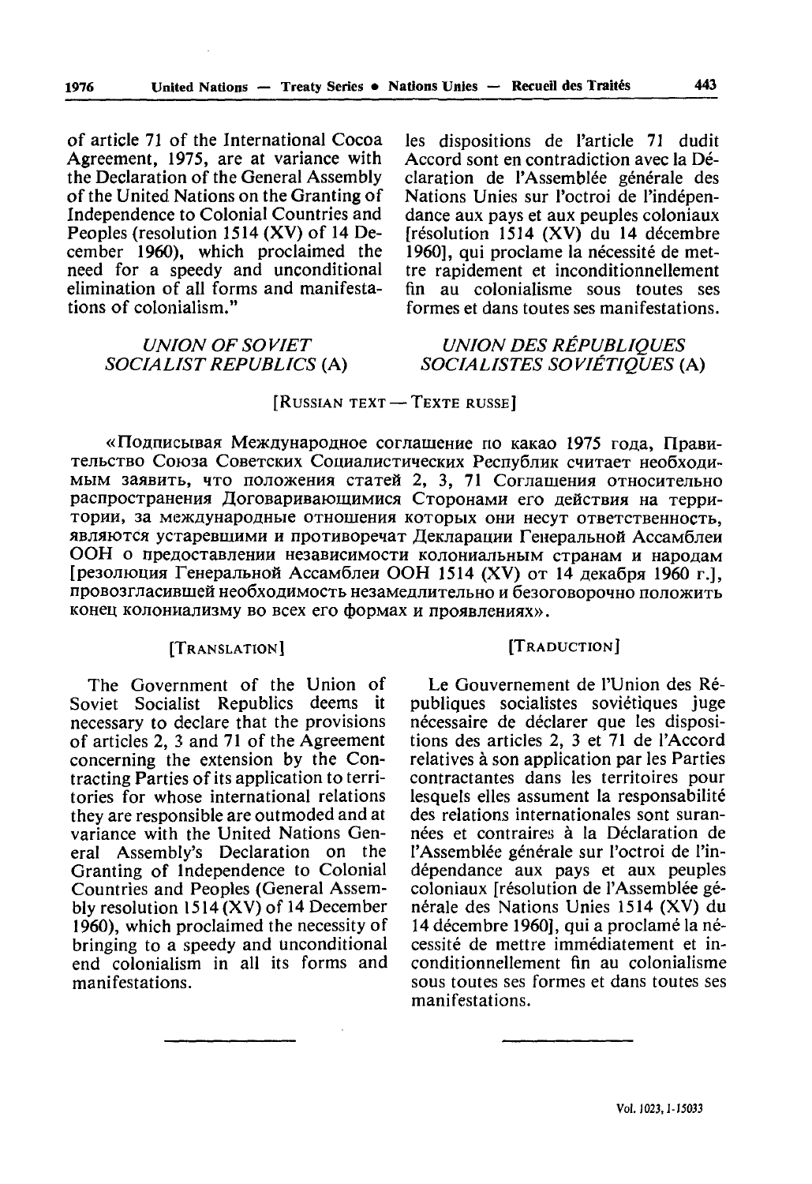of article 71 of the International Cocoa Agreement, 1975, are at variance with the Declaration of the General Assembly of the United Nations on the Granting of Independence to Colonial Countries and Peoples (resolution 1514 (XV) of 14 December 1960), which proclaimed the need for a speedy and unconditional elimination of all forms and manifestations of colonialism."

les dispositions de l'article 71 dudit Accord sont en contradiction avec la Déclaration de l'Assemblée générale des Nations Unies sur l'octroi de l'indépendance aux pays et aux peuples coloniaux [résolution 1514 (XV) du 14 décembre 1960], qui proclame la nécessité de mettre rapidement et inconditionnellement fin au colonialisme sous toutes ses formes et dans toutes ses manifestations.

*UNION OF SOVIET SOCIALIST REPUBLICS* (A)

*UNION DES RÉPUBLIQUES SOCIALISTES SOVIÉTIQUES* (A)

[RUSSIAN TEXT — TEXTE RUSSE]

«Подписывая Международное соглашение по какао 1975 года, Правительство Союза Советских Социалистических Республик считает необходимым заявить, что положения статей 2, 3, 71 Соглашения относительно распространения Договаривающимися Сторонами его действия на территории, за международные отношения которых они несут ответственность, являются устаревшими и противоречат Декларации Генеральной Ассамблеи ООН о предоставлении независимости колониальным странам и народам [резолюция Генеральной Ассамблеи ООН 1514 (XV) от 14 декабря 1960 г.], провозгласившей необходимость незамедлительно и безоговорочно положить конец колониализму во всех его формах и проявлениях».

[TRANSLATION]

The Government of the Union of Soviet Socialist Republics deems it necessary to declare that the provisions of articles 2, 3 and 71 of the Agreement concerning the extension by the Contracting Parties of its application to territories for whose international relations they are responsible are outmoded and at variance with the United Nations General Assembly's Declaration on the Granting of Independence to Colonial Countries and Peoples (General Assembly resolution 1514 (XV) of 14 December 1960), which proclaimed the necessity of bringing to a speedy and unconditional end colonialism in all its forms and manifestations.

[TRADUCTION]

Le Gouvernement de l'Union des Républiques socialistes soviétiques juge nécessaire de déclarer que les dispositions des articles 2, 3 et 71 de l'Accord relatives à son application par les Parties contractantes dans les territoires pour lesquels elles assument la responsabilité des relations internationales sont surannées et contraires à la Déclaration de l'Assemblée générale sur l'octroi de l'indépendance aux pays et aux peuples coloniaux [résolution de l'Assemblée générale des Nations Unies 1514 (XV) du 14 décembre 1960], qui a proclamé la nécessité de mettre immédiatement et inconditionnellement fin au colonialisme sous toutes ses formes et dans toutes ses manifestations.